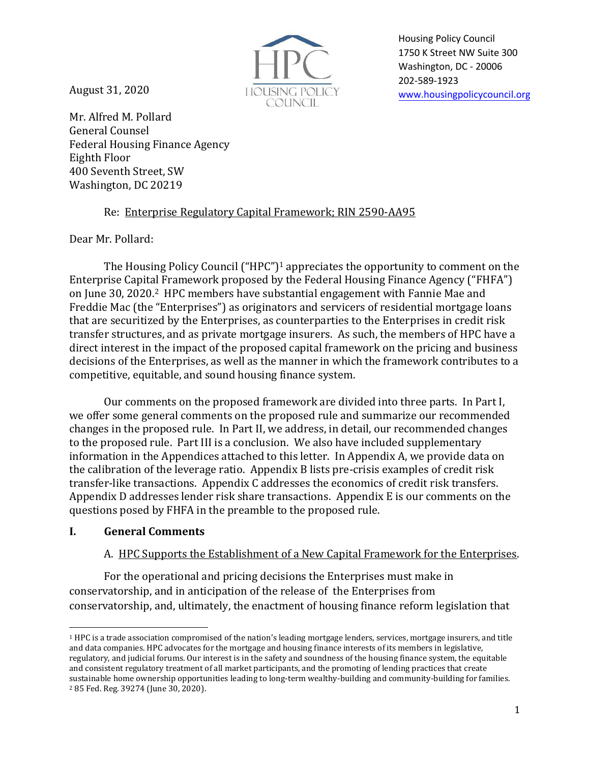August 31, 2020

Housing Policy Council
1750 K Street NW Suite 300
Washington, DC - 20006
202-589-1923
www.housingpolicycouncil.org

Mr. Alfred M. Pollard
General Counsel
Federal Housing Finance Agency
Eighth Floor
400 Seventh Street, SW
Washington, DC 20219

Re: Enterprise Regulatory Capital Framework; RIN 2590-AA95

Dear Mr. Pollard:

The Housing Policy Council ("HPC")[1] appreciates the opportunity to comment on the Enterprise Capital Framework proposed by the Federal Housing Finance Agency ("FHFA") on June 30, 2020.[2] HPC members have substantial engagement with Fannie Mae and Freddie Mac (the "Enterprises") as originators and servicers of residential mortgage loans that are securitized by the Enterprises, as counterparties to the Enterprises in credit risk transfer structures, and as private mortgage insurers. As such, the members of HPC have a direct interest in the impact of the proposed capital framework on the pricing and business decisions of the Enterprises, as well as the manner in which the framework contributes to a competitive, equitable, and sound housing finance system.

Our comments on the proposed framework are divided into three parts. In Part I, we offer some general comments on the proposed rule and summarize our recommended changes in the proposed rule. In Part II, we address, in detail, our recommended changes to the proposed rule. Part III is a conclusion. We also have included supplementary information in the Appendices attached to this letter. In Appendix A, we provide data on the calibration of the leverage ratio. Appendix B lists pre-crisis examples of credit risk transfer-like transactions. Appendix C addresses the economics of credit risk transfers. Appendix D addresses lender risk share transactions. Appendix E is our comments on the questions posed by FHFA in the preamble to the proposed rule.

## I. General Comments

### A. HPC Supports the Establishment of a New Capital Framework for the Enterprises.

For the operational and pricing decisions the Enterprises must make in conservatorship, and in anticipation of the release of the Enterprises from conservatorship, and, ultimately, the enactment of housing finance reform legislation that

---

[1] HPC is a trade association compromised of the nation's leading mortgage lenders, services, mortgage insurers, and title and data companies. HPC advocates for the mortgage and housing finance interests of its members in legislative, regulatory, and judicial forums. Our interest is in the safety and soundness of the housing finance system, the equitable and consistent regulatory treatment of all market participants, and the promoting of lending practices that create sustainable home ownership opportunities leading to long-term wealthy-building and community-building for families.

[2] 85 Fed. Reg. 39274 (June 30, 2020).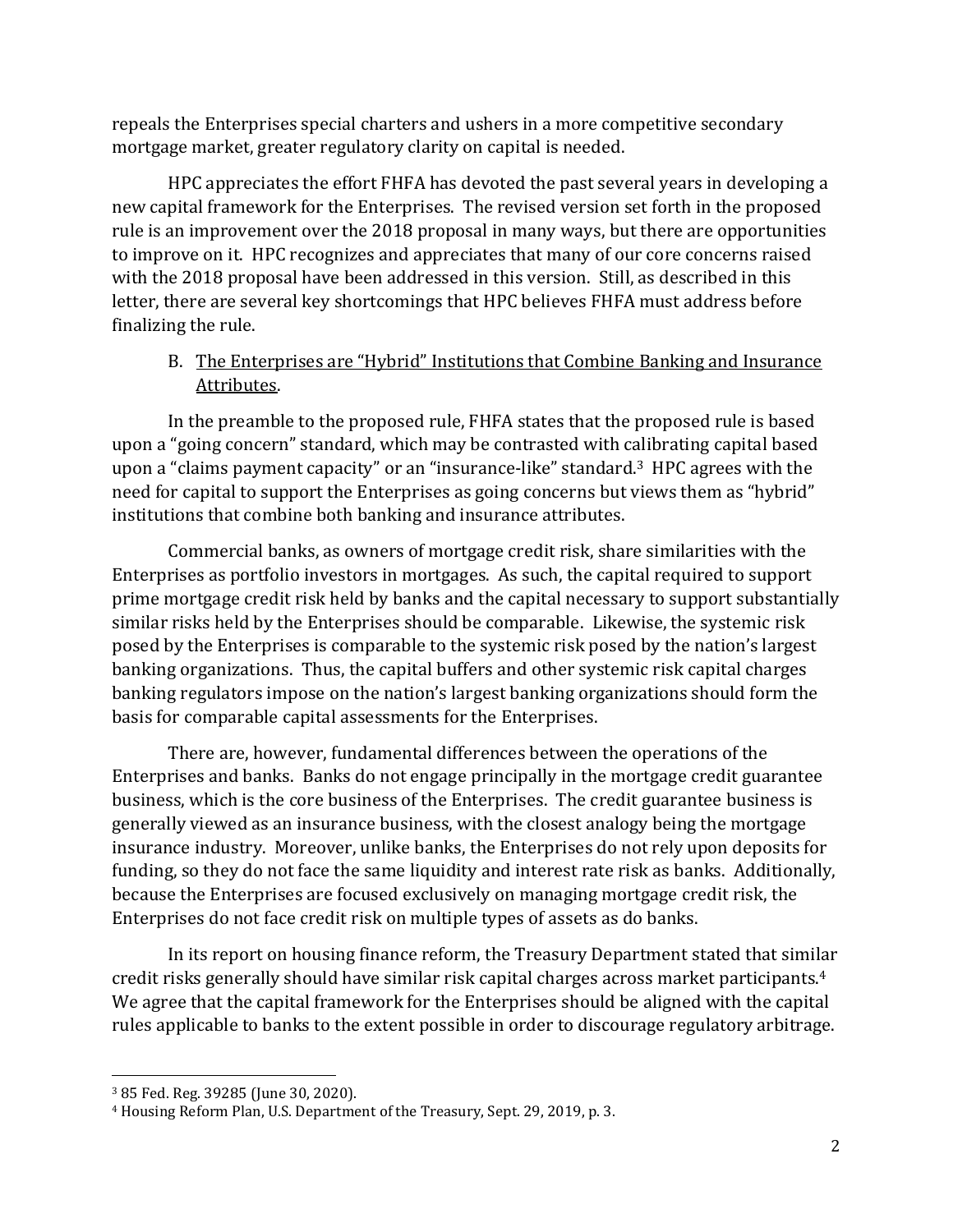repeals the Enterprises special charters and ushers in a more competitive secondary mortgage market, greater regulatory clarity on capital is needed.

HPC appreciates the effort FHFA has devoted the past several years in developing a new capital framework for the Enterprises. The revised version set forth in the proposed rule is an improvement over the 2018 proposal in many ways, but there are opportunities to improve on it. HPC recognizes and appreciates that many of our core concerns raised with the 2018 proposal have been addressed in this version. Still, as described in this letter, there are several key shortcomings that HPC believes FHFA must address before finalizing the rule.

### B. The Enterprises are "Hybrid" Institutions that Combine Banking and Insurance Attributes.

In the preamble to the proposed rule, FHFA states that the proposed rule is based upon a "going concern" standard, which may be contrasted with calibrating capital based upon a "claims payment capacity" or an "insurance-like" standard.[3] HPC agrees with the need for capital to support the Enterprises as going concerns but views them as "hybrid" institutions that combine both banking and insurance attributes.

Commercial banks, as owners of mortgage credit risk, share similarities with the Enterprises as portfolio investors in mortgages. As such, the capital required to support prime mortgage credit risk held by banks and the capital necessary to support substantially similar risks held by the Enterprises should be comparable. Likewise, the systemic risk posed by the Enterprises is comparable to the systemic risk posed by the nation's largest banking organizations. Thus, the capital buffers and other systemic risk capital charges banking regulators impose on the nation's largest banking organizations should form the basis for comparable capital assessments for the Enterprises.

There are, however, fundamental differences between the operations of the Enterprises and banks. Banks do not engage principally in the mortgage credit guarantee business, which is the core business of the Enterprises. The credit guarantee business is generally viewed as an insurance business, with the closest analogy being the mortgage insurance industry. Moreover, unlike banks, the Enterprises do not rely upon deposits for funding, so they do not face the same liquidity and interest rate risk as banks. Additionally, because the Enterprises are focused exclusively on managing mortgage credit risk, the Enterprises do not face credit risk on multiple types of assets as do banks.

In its report on housing finance reform, the Treasury Department stated that similar credit risks generally should have similar risk capital charges across market participants.[4] We agree that the capital framework for the Enterprises should be aligned with the capital rules applicable to banks to the extent possible in order to discourage regulatory arbitrage.

[3] 85 Fed. Reg. 39285 (June 30, 2020).

[4] Housing Reform Plan, U.S. Department of the Treasury, Sept. 29, 2019, p. 3.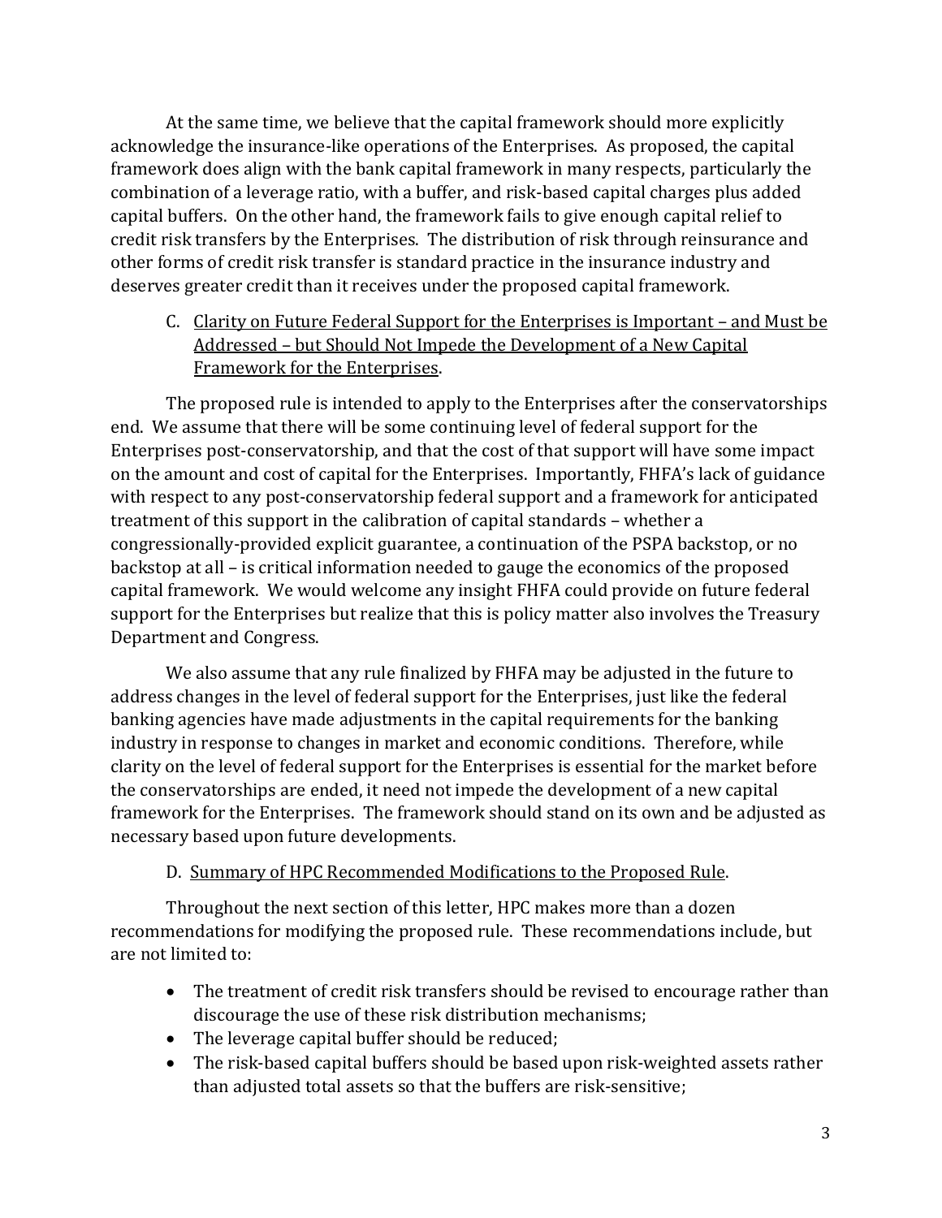At the same time, we believe that the capital framework should more explicitly acknowledge the insurance-like operations of the Enterprises. As proposed, the capital framework does align with the bank capital framework in many respects, particularly the combination of a leverage ratio, with a buffer, and risk-based capital charges plus added capital buffers. On the other hand, the framework fails to give enough capital relief to credit risk transfers by the Enterprises. The distribution of risk through reinsurance and other forms of credit risk transfer is standard practice in the insurance industry and deserves greater credit than it receives under the proposed capital framework.

C. Clarity on Future Federal Support for the Enterprises is Important – and Must be Addressed – but Should Not Impede the Development of a New Capital Framework for the Enterprises.

The proposed rule is intended to apply to the Enterprises after the conservatorships end. We assume that there will be some continuing level of federal support for the Enterprises post-conservatorship, and that the cost of that support will have some impact on the amount and cost of capital for the Enterprises. Importantly, FHFA's lack of guidance with respect to any post-conservatorship federal support and a framework for anticipated treatment of this support in the calibration of capital standards – whether a congressionally-provided explicit guarantee, a continuation of the PSPA backstop, or no backstop at all – is critical information needed to gauge the economics of the proposed capital framework. We would welcome any insight FHFA could provide on future federal support for the Enterprises but realize that this is policy matter also involves the Treasury Department and Congress.

We also assume that any rule finalized by FHFA may be adjusted in the future to address changes in the level of federal support for the Enterprises, just like the federal banking agencies have made adjustments in the capital requirements for the banking industry in response to changes in market and economic conditions. Therefore, while clarity on the level of federal support for the Enterprises is essential for the market before the conservatorships are ended, it need not impede the development of a new capital framework for the Enterprises. The framework should stand on its own and be adjusted as necessary based upon future developments.

D. Summary of HPC Recommended Modifications to the Proposed Rule.

Throughout the next section of this letter, HPC makes more than a dozen recommendations for modifying the proposed rule. These recommendations include, but are not limited to:

- The treatment of credit risk transfers should be revised to encourage rather than discourage the use of these risk distribution mechanisms;
- The leverage capital buffer should be reduced;
- The risk-based capital buffers should be based upon risk-weighted assets rather than adjusted total assets so that the buffers are risk-sensitive;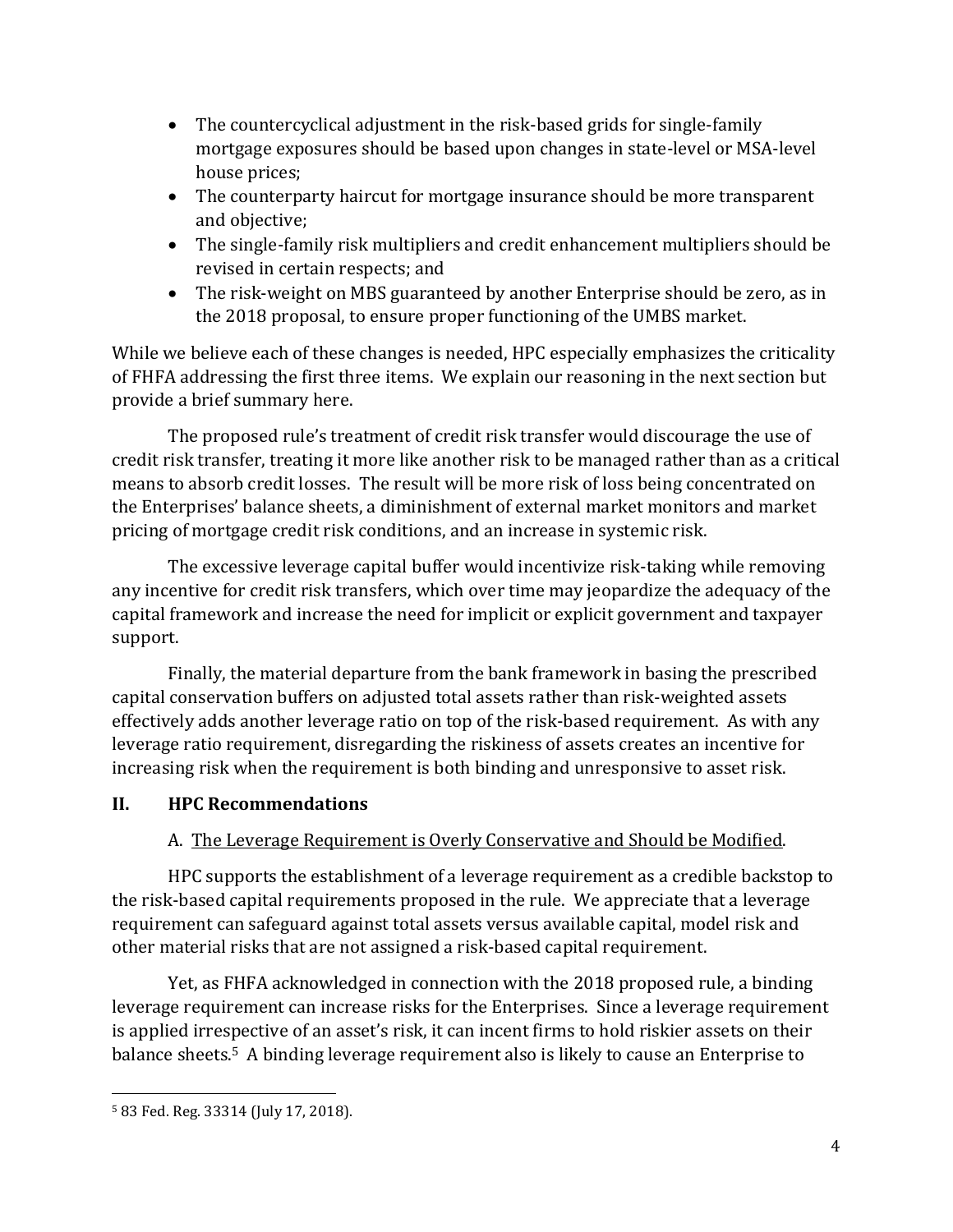- The countercyclical adjustment in the risk-based grids for single-family mortgage exposures should be based upon changes in state-level or MSA-level house prices;
- The counterparty haircut for mortgage insurance should be more transparent and objective;
- The single-family risk multipliers and credit enhancement multipliers should be revised in certain respects; and
- The risk-weight on MBS guaranteed by another Enterprise should be zero, as in the 2018 proposal, to ensure proper functioning of the UMBS market.

While we believe each of these changes is needed, HPC especially emphasizes the criticality of FHFA addressing the first three items. We explain our reasoning in the next section but provide a brief summary here.

The proposed rule's treatment of credit risk transfer would discourage the use of credit risk transfer, treating it more like another risk to be managed rather than as a critical means to absorb credit losses. The result will be more risk of loss being concentrated on the Enterprises' balance sheets, a diminishment of external market monitors and market pricing of mortgage credit risk conditions, and an increase in systemic risk.

The excessive leverage capital buffer would incentivize risk-taking while removing any incentive for credit risk transfers, which over time may jeopardize the adequacy of the capital framework and increase the need for implicit or explicit government and taxpayer support.

Finally, the material departure from the bank framework in basing the prescribed capital conservation buffers on adjusted total assets rather than risk-weighted assets effectively adds another leverage ratio on top of the risk-based requirement. As with any leverage ratio requirement, disregarding the riskiness of assets creates an incentive for increasing risk when the requirement is both binding and unresponsive to asset risk.

## II. HPC Recommendations

### A. The Leverage Requirement is Overly Conservative and Should be Modified.

HPC supports the establishment of a leverage requirement as a credible backstop to the risk-based capital requirements proposed in the rule. We appreciate that a leverage requirement can safeguard against total assets versus available capital, model risk and other material risks that are not assigned a risk-based capital requirement.

Yet, as FHFA acknowledged in connection with the 2018 proposed rule, a binding leverage requirement can increase risks for the Enterprises. Since a leverage requirement is applied irrespective of an asset's risk, it can incent firms to hold riskier assets on their balance sheets.[5] A binding leverage requirement also is likely to cause an Enterprise to

---

[5] 83 Fed. Reg. 33314 (July 17, 2018).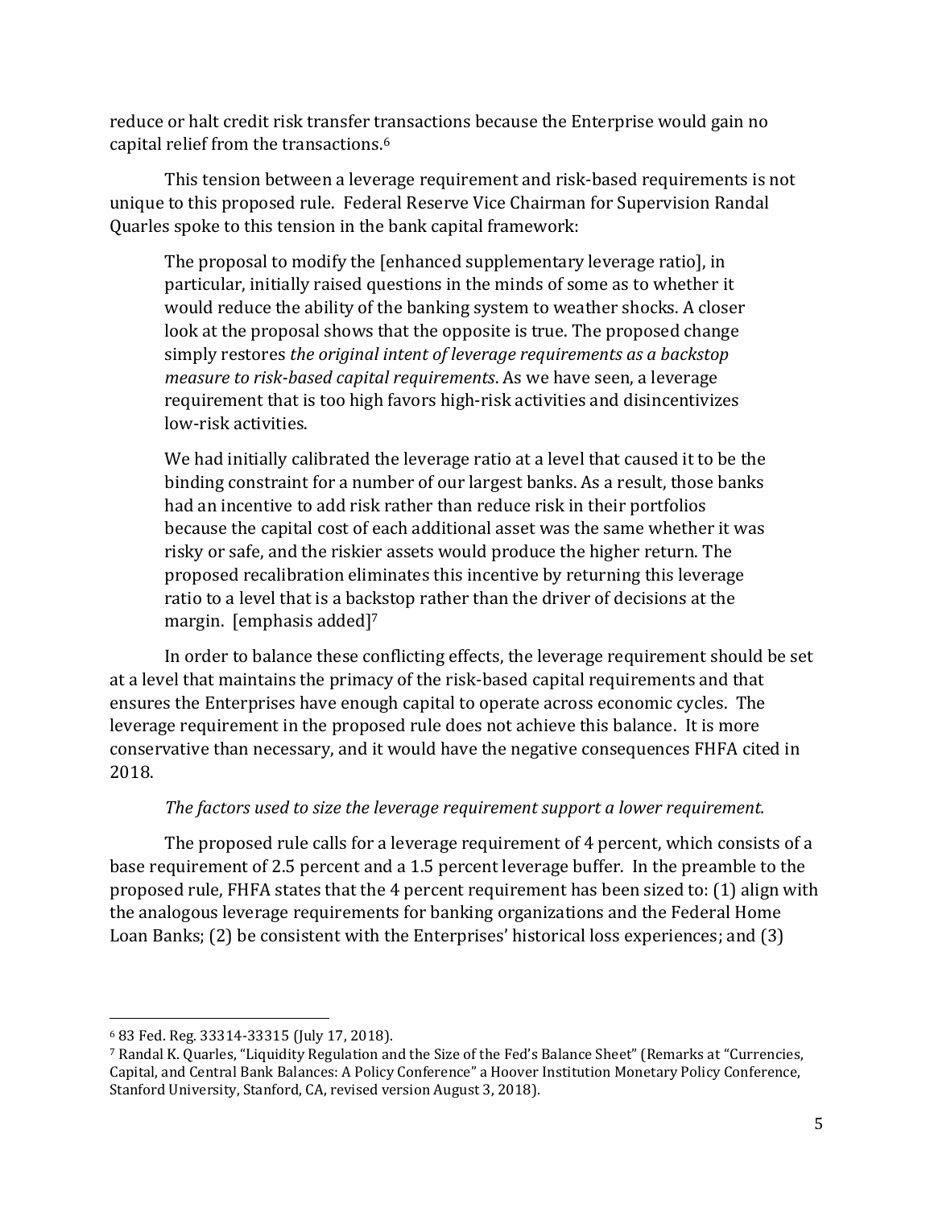reduce or halt credit risk transfer transactions because the Enterprise would gain no capital relief from the transactions.[6]

This tension between a leverage requirement and risk-based requirements is not unique to this proposed rule. Federal Reserve Vice Chairman for Supervision Randal Quarles spoke to this tension in the bank capital framework:

> The proposal to modify the [enhanced supplementary leverage ratio], in particular, initially raised questions in the minds of some as to whether it would reduce the ability of the banking system to weather shocks. A closer look at the proposal shows that the opposite is true. The proposed change simply restores *the original intent of leverage requirements as a backstop measure to risk-based capital requirements*. As we have seen, a leverage requirement that is too high favors high-risk activities and disincentivizes low-risk activities.
>
> We had initially calibrated the leverage ratio at a level that caused it to be the binding constraint for a number of our largest banks. As a result, those banks had an incentive to add risk rather than reduce risk in their portfolios because the capital cost of each additional asset was the same whether it was risky or safe, and the riskier assets would produce the higher return. The proposed recalibration eliminates this incentive by returning this leverage ratio to a level that is a backstop rather than the driver of decisions at the margin. [emphasis added][7]

In order to balance these conflicting effects, the leverage requirement should be set at a level that maintains the primacy of the risk-based capital requirements and that ensures the Enterprises have enough capital to operate across economic cycles. The leverage requirement in the proposed rule does not achieve this balance. It is more conservative than necessary, and it would have the negative consequences FHFA cited in 2018.

*The factors used to size the leverage requirement support a lower requirement.*

The proposed rule calls for a leverage requirement of 4 percent, which consists of a base requirement of 2.5 percent and a 1.5 percent leverage buffer. In the preamble to the proposed rule, FHFA states that the 4 percent requirement has been sized to: (1) align with the analogous leverage requirements for banking organizations and the Federal Home Loan Banks; (2) be consistent with the Enterprises' historical loss experiences; and (3)

---

[6] 83 Fed. Reg. 33314-33315 (July 17, 2018).

[7] Randal K. Quarles, "Liquidity Regulation and the Size of the Fed's Balance Sheet" (Remarks at "Currencies, Capital, and Central Bank Balances: A Policy Conference" a Hoover Institution Monetary Policy Conference, Stanford University, Stanford, CA, revised version August 3, 2018).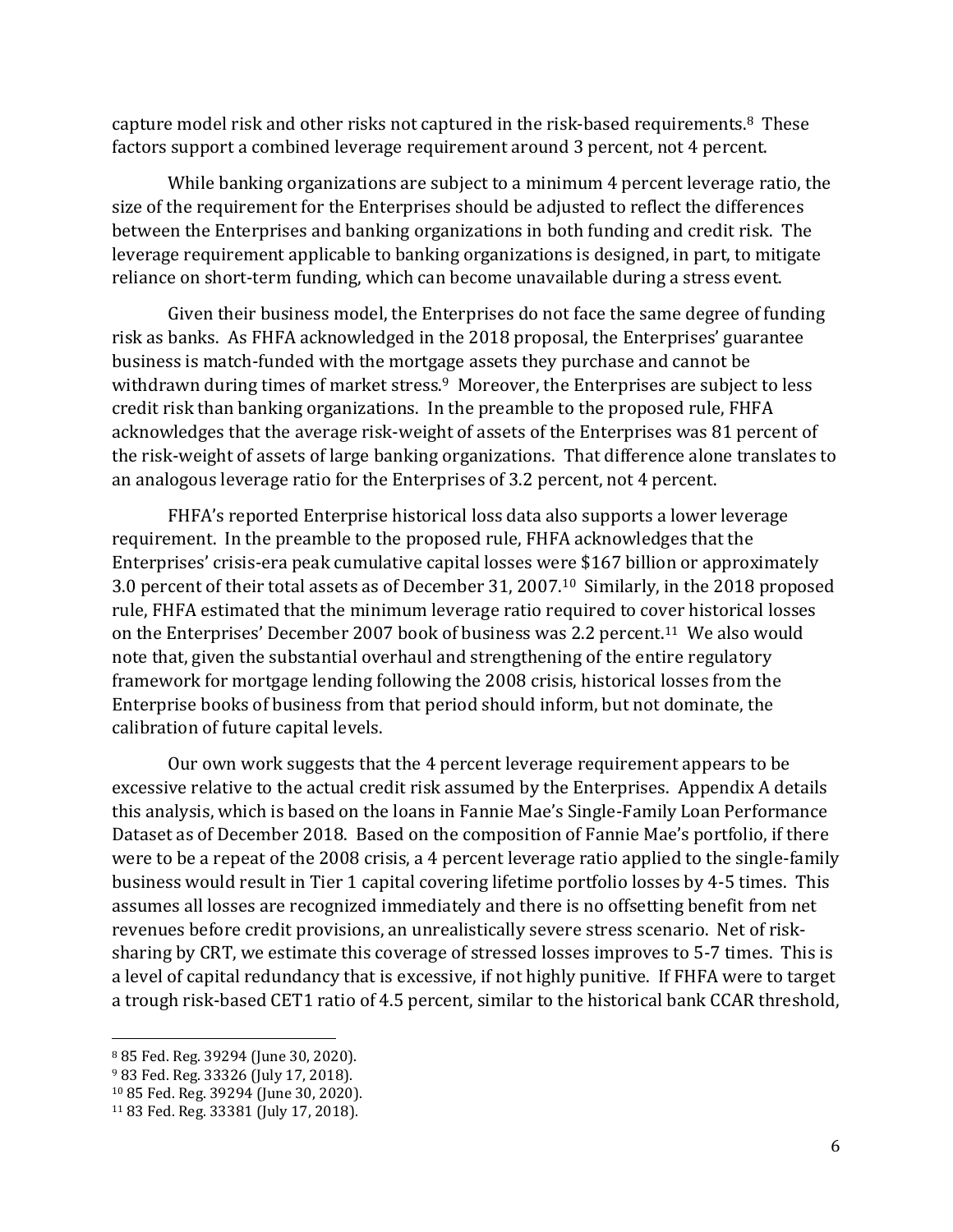capture model risk and other risks not captured in the risk-based requirements.[8] These factors support a combined leverage requirement around 3 percent, not 4 percent.

While banking organizations are subject to a minimum 4 percent leverage ratio, the size of the requirement for the Enterprises should be adjusted to reflect the differences between the Enterprises and banking organizations in both funding and credit risk. The leverage requirement applicable to banking organizations is designed, in part, to mitigate reliance on short-term funding, which can become unavailable during a stress event.

Given their business model, the Enterprises do not face the same degree of funding risk as banks. As FHFA acknowledged in the 2018 proposal, the Enterprises' guarantee business is match-funded with the mortgage assets they purchase and cannot be withdrawn during times of market stress.[9] Moreover, the Enterprises are subject to less credit risk than banking organizations. In the preamble to the proposed rule, FHFA acknowledges that the average risk-weight of assets of the Enterprises was 81 percent of the risk-weight of assets of large banking organizations. That difference alone translates to an analogous leverage ratio for the Enterprises of 3.2 percent, not 4 percent.

FHFA's reported Enterprise historical loss data also supports a lower leverage requirement. In the preamble to the proposed rule, FHFA acknowledges that the Enterprises' crisis-era peak cumulative capital losses were $167 billion or approximately 3.0 percent of their total assets as of December 31, 2007.[10] Similarly, in the 2018 proposed rule, FHFA estimated that the minimum leverage ratio required to cover historical losses on the Enterprises' December 2007 book of business was 2.2 percent.[11] We also would note that, given the substantial overhaul and strengthening of the entire regulatory framework for mortgage lending following the 2008 crisis, historical losses from the Enterprise books of business from that period should inform, but not dominate, the calibration of future capital levels.

Our own work suggests that the 4 percent leverage requirement appears to be excessive relative to the actual credit risk assumed by the Enterprises. Appendix A details this analysis, which is based on the loans in Fannie Mae's Single-Family Loan Performance Dataset as of December 2018. Based on the composition of Fannie Mae's portfolio, if there were to be a repeat of the 2008 crisis, a 4 percent leverage ratio applied to the single-family business would result in Tier 1 capital covering lifetime portfolio losses by 4-5 times. This assumes all losses are recognized immediately and there is no offsetting benefit from net revenues before credit provisions, an unrealistically severe stress scenario. Net of risk-sharing by CRT, we estimate this coverage of stressed losses improves to 5-7 times. This is a level of capital redundancy that is excessive, if not highly punitive. If FHFA were to target a trough risk-based CET1 ratio of 4.5 percent, similar to the historical bank CCAR threshold,

---

[8] 85 Fed. Reg. 39294 (June 30, 2020).

[9] 83 Fed. Reg. 33326 (July 17, 2018).

[10] 85 Fed. Reg. 39294 (June 30, 2020).

[11] 83 Fed. Reg. 33381 (July 17, 2018).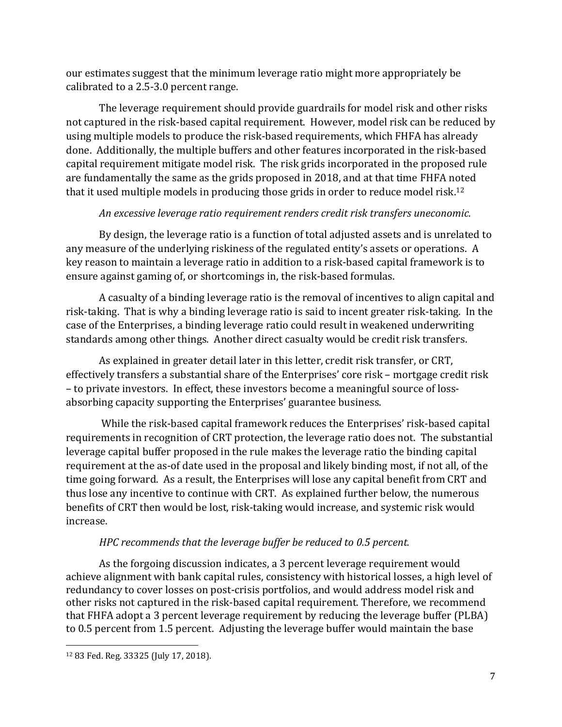our estimates suggest that the minimum leverage ratio might more appropriately be calibrated to a 2.5-3.0 percent range.

The leverage requirement should provide guardrails for model risk and other risks not captured in the risk-based capital requirement. However, model risk can be reduced by using multiple models to produce the risk-based requirements, which FHFA has already done. Additionally, the multiple buffers and other features incorporated in the risk-based capital requirement mitigate model risk. The risk grids incorporated in the proposed rule are fundamentally the same as the grids proposed in 2018, and at that time FHFA noted that it used multiple models in producing those grids in order to reduce model risk.[12]

*An excessive leverage ratio requirement renders credit risk transfers uneconomic.*

By design, the leverage ratio is a function of total adjusted assets and is unrelated to any measure of the underlying riskiness of the regulated entity's assets or operations. A key reason to maintain a leverage ratio in addition to a risk-based capital framework is to ensure against gaming of, or shortcomings in, the risk-based formulas.

A casualty of a binding leverage ratio is the removal of incentives to align capital and risk-taking. That is why a binding leverage ratio is said to incent greater risk-taking. In the case of the Enterprises, a binding leverage ratio could result in weakened underwriting standards among other things. Another direct casualty would be credit risk transfers.

As explained in greater detail later in this letter, credit risk transfer, or CRT, effectively transfers a substantial share of the Enterprises' core risk – mortgage credit risk – to private investors. In effect, these investors become a meaningful source of loss-absorbing capacity supporting the Enterprises' guarantee business.

While the risk-based capital framework reduces the Enterprises' risk-based capital requirements in recognition of CRT protection, the leverage ratio does not. The substantial leverage capital buffer proposed in the rule makes the leverage ratio the binding capital requirement at the as-of date used in the proposal and likely binding most, if not all, of the time going forward. As a result, the Enterprises will lose any capital benefit from CRT and thus lose any incentive to continue with CRT. As explained further below, the numerous benefits of CRT then would be lost, risk-taking would increase, and systemic risk would increase.

*HPC recommends that the leverage buffer be reduced to 0.5 percent.*

As the forgoing discussion indicates, a 3 percent leverage requirement would achieve alignment with bank capital rules, consistency with historical losses, a high level of redundancy to cover losses on post-crisis portfolios, and would address model risk and other risks not captured in the risk-based capital requirement. Therefore, we recommend that FHFA adopt a 3 percent leverage requirement by reducing the leverage buffer (PLBA) to 0.5 percent from 1.5 percent. Adjusting the leverage buffer would maintain the base

[12] 83 Fed. Reg. 33325 (July 17, 2018).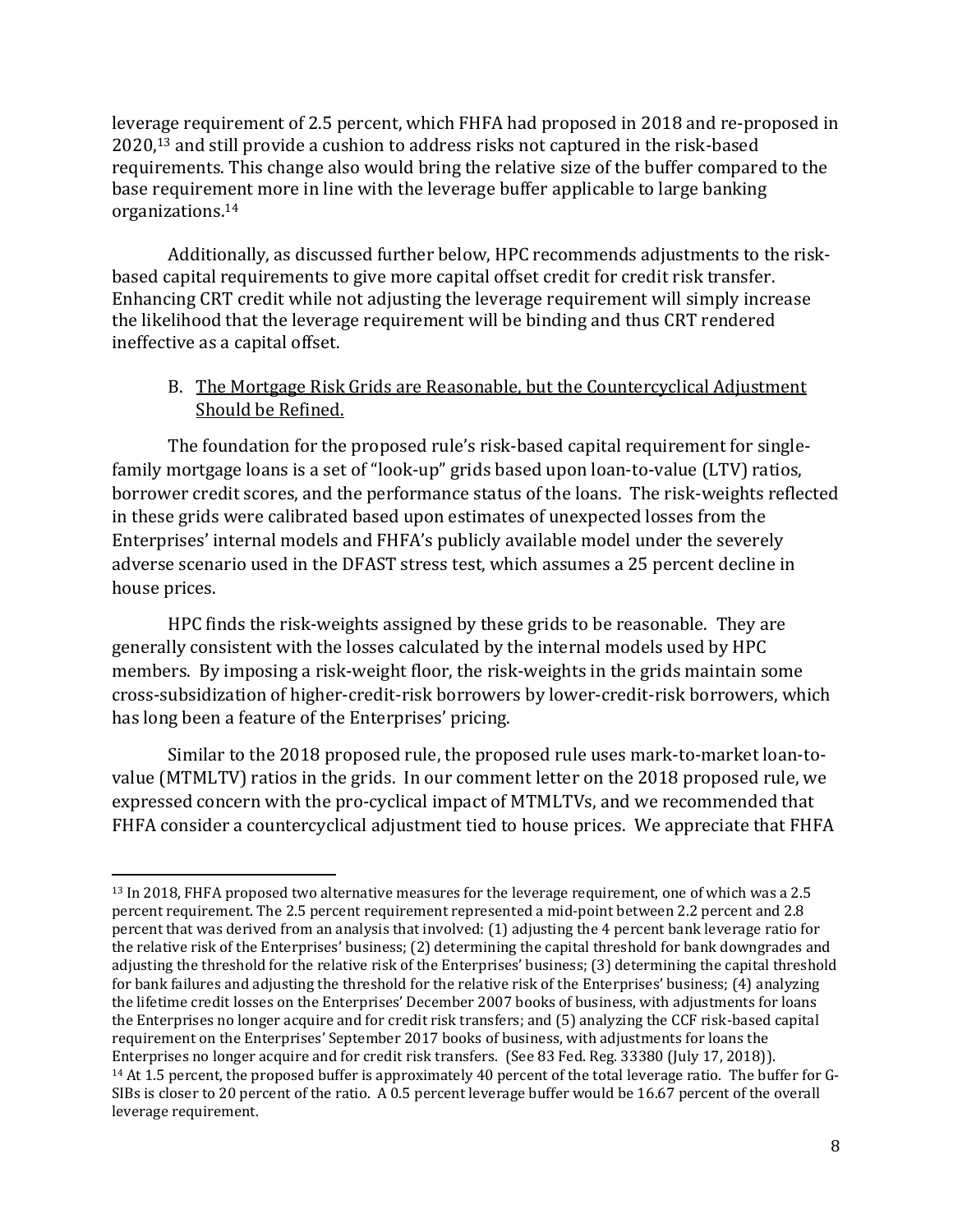leverage requirement of 2.5 percent, which FHFA had proposed in 2018 and re-proposed in 2020,[13] and still provide a cushion to address risks not captured in the risk-based requirements. This change also would bring the relative size of the buffer compared to the base requirement more in line with the leverage buffer applicable to large banking organizations.[14]

Additionally, as discussed further below, HPC recommends adjustments to the risk-based capital requirements to give more capital offset credit for credit risk transfer. Enhancing CRT credit while not adjusting the leverage requirement will simply increase the likelihood that the leverage requirement will be binding and thus CRT rendered ineffective as a capital offset.

### B. The Mortgage Risk Grids are Reasonable, but the Countercyclical Adjustment Should be Refined.

The foundation for the proposed rule's risk-based capital requirement for single-family mortgage loans is a set of "look-up" grids based upon loan-to-value (LTV) ratios, borrower credit scores, and the performance status of the loans. The risk-weights reflected in these grids were calibrated based upon estimates of unexpected losses from the Enterprises' internal models and FHFA's publicly available model under the severely adverse scenario used in the DFAST stress test, which assumes a 25 percent decline in house prices.

HPC finds the risk-weights assigned by these grids to be reasonable. They are generally consistent with the losses calculated by the internal models used by HPC members. By imposing a risk-weight floor, the risk-weights in the grids maintain some cross-subsidization of higher-credit-risk borrowers by lower-credit-risk borrowers, which has long been a feature of the Enterprises' pricing.

Similar to the 2018 proposed rule, the proposed rule uses mark-to-market loan-to-value (MTMLTV) ratios in the grids. In our comment letter on the 2018 proposed rule, we expressed concern with the pro-cyclical impact of MTMLTVs, and we recommended that FHFA consider a countercyclical adjustment tied to house prices. We appreciate that FHFA

---

[13] In 2018, FHFA proposed two alternative measures for the leverage requirement, one of which was a 2.5 percent requirement. The 2.5 percent requirement represented a mid-point between 2.2 percent and 2.8 percent that was derived from an analysis that involved: (1) adjusting the 4 percent bank leverage ratio for the relative risk of the Enterprises' business; (2) determining the capital threshold for bank downgrades and adjusting the threshold for the relative risk of the Enterprises' business; (3) determining the capital threshold for bank failures and adjusting the threshold for the relative risk of the Enterprises' business; (4) analyzing the lifetime credit losses on the Enterprises' December 2007 books of business, with adjustments for loans the Enterprises no longer acquire and for credit risk transfers; and (5) analyzing the CCF risk-based capital requirement on the Enterprises' September 2017 books of business, with adjustments for loans the Enterprises no longer acquire and for credit risk transfers. (See 83 Fed. Reg. 33380 (July 17, 2018)).

[14] At 1.5 percent, the proposed buffer is approximately 40 percent of the total leverage ratio. The buffer for G-SIBs is closer to 20 percent of the ratio. A 0.5 percent leverage buffer would be 16.67 percent of the overall leverage requirement.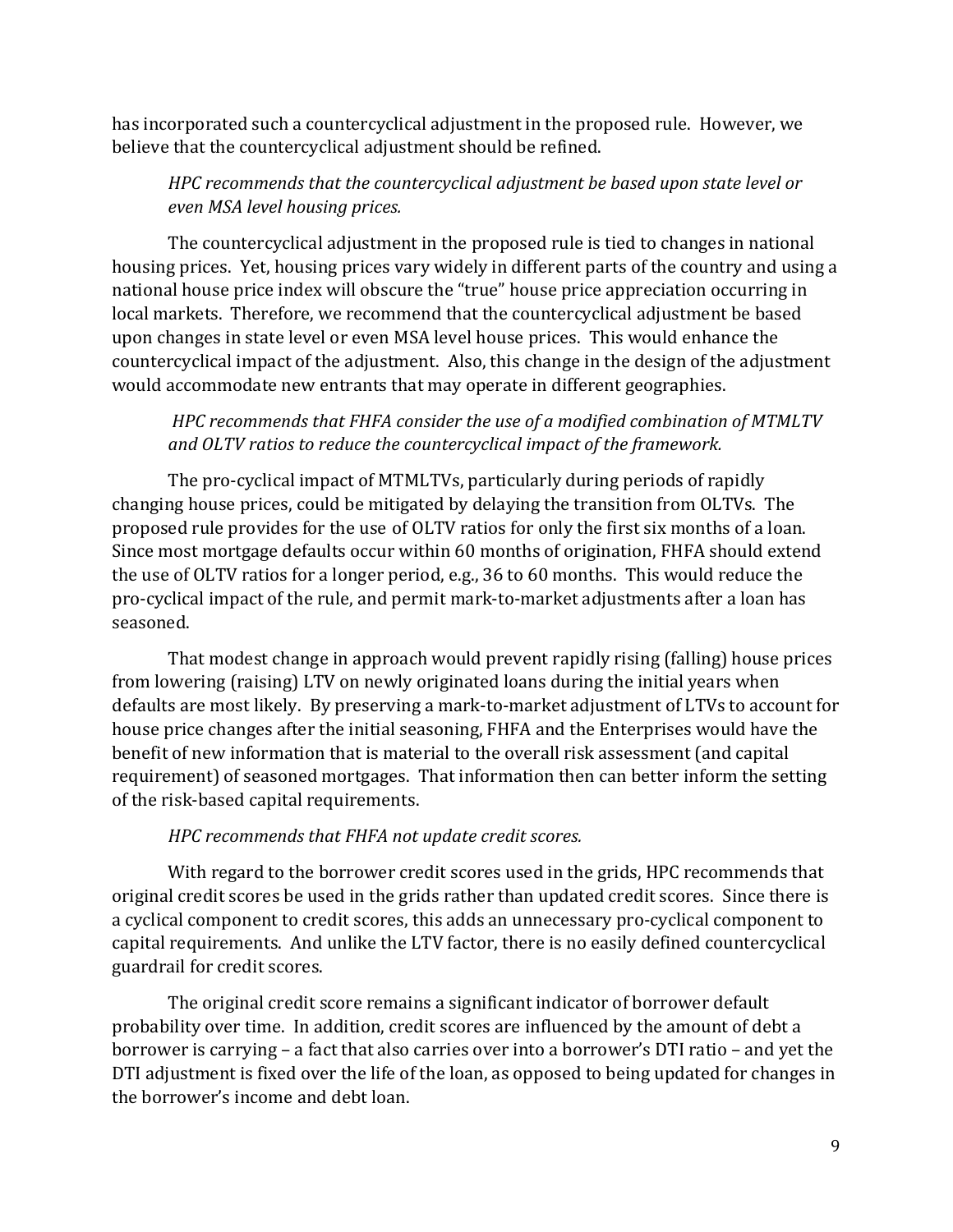has incorporated such a countercyclical adjustment in the proposed rule. However, we believe that the countercyclical adjustment should be refined.

*HPC recommends that the countercyclical adjustment be based upon state level or even MSA level housing prices.*

The countercyclical adjustment in the proposed rule is tied to changes in national housing prices. Yet, housing prices vary widely in different parts of the country and using a national house price index will obscure the "true" house price appreciation occurring in local markets. Therefore, we recommend that the countercyclical adjustment be based upon changes in state level or even MSA level house prices. This would enhance the countercyclical impact of the adjustment. Also, this change in the design of the adjustment would accommodate new entrants that may operate in different geographies.

*HPC recommends that FHFA consider the use of a modified combination of MTMLTV and OLTV ratios to reduce the countercyclical impact of the framework.*

The pro-cyclical impact of MTMLTVs, particularly during periods of rapidly changing house prices, could be mitigated by delaying the transition from OLTVs. The proposed rule provides for the use of OLTV ratios for only the first six months of a loan. Since most mortgage defaults occur within 60 months of origination, FHFA should extend the use of OLTV ratios for a longer period, e.g., 36 to 60 months. This would reduce the pro-cyclical impact of the rule, and permit mark-to-market adjustments after a loan has seasoned.

That modest change in approach would prevent rapidly rising (falling) house prices from lowering (raising) LTV on newly originated loans during the initial years when defaults are most likely. By preserving a mark-to-market adjustment of LTVs to account for house price changes after the initial seasoning, FHFA and the Enterprises would have the benefit of new information that is material to the overall risk assessment (and capital requirement) of seasoned mortgages. That information then can better inform the setting of the risk-based capital requirements.

*HPC recommends that FHFA not update credit scores.*

With regard to the borrower credit scores used in the grids, HPC recommends that original credit scores be used in the grids rather than updated credit scores. Since there is a cyclical component to credit scores, this adds an unnecessary pro-cyclical component to capital requirements. And unlike the LTV factor, there is no easily defined countercyclical guardrail for credit scores.

The original credit score remains a significant indicator of borrower default probability over time. In addition, credit scores are influenced by the amount of debt a borrower is carrying – a fact that also carries over into a borrower's DTI ratio – and yet the DTI adjustment is fixed over the life of the loan, as opposed to being updated for changes in the borrower's income and debt loan.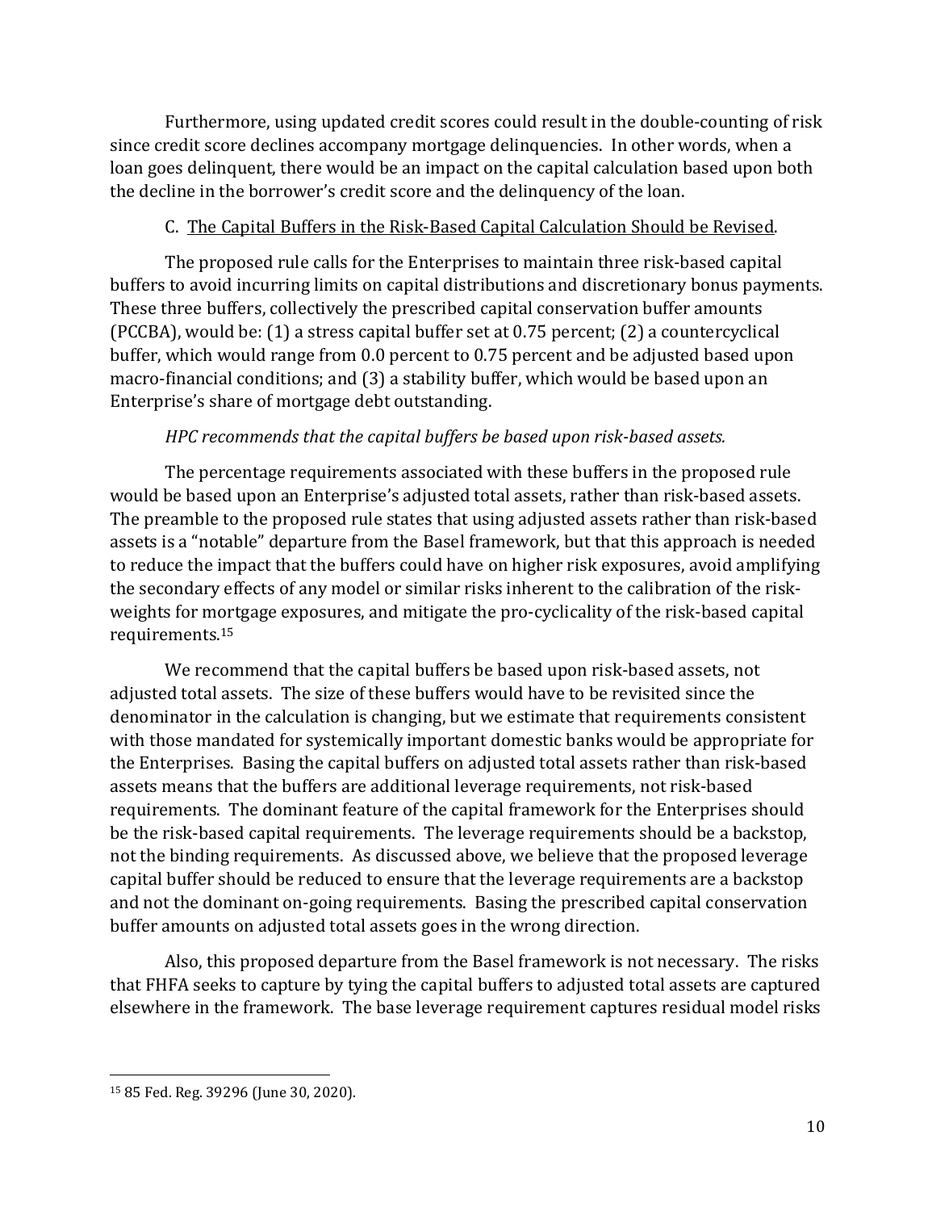Furthermore, using updated credit scores could result in the double-counting of risk since credit score declines accompany mortgage delinquencies. In other words, when a loan goes delinquent, there would be an impact on the capital calculation based upon both the decline in the borrower's credit score and the delinquency of the loan.

C. <u>The Capital Buffers in the Risk-Based Capital Calculation Should be Revised</u>.

The proposed rule calls for the Enterprises to maintain three risk-based capital buffers to avoid incurring limits on capital distributions and discretionary bonus payments. These three buffers, collectively the prescribed capital conservation buffer amounts (PCCBA), would be: (1) a stress capital buffer set at 0.75 percent; (2) a countercyclical buffer, which would range from 0.0 percent to 0.75 percent and be adjusted based upon macro-financial conditions; and (3) a stability buffer, which would be based upon an Enterprise's share of mortgage debt outstanding.

*HPC recommends that the capital buffers be based upon risk-based assets.*

The percentage requirements associated with these buffers in the proposed rule would be based upon an Enterprise's adjusted total assets, rather than risk-based assets. The preamble to the proposed rule states that using adjusted assets rather than risk-based assets is a "notable" departure from the Basel framework, but that this approach is needed to reduce the impact that the buffers could have on higher risk exposures, avoid amplifying the secondary effects of any model or similar risks inherent to the calibration of the risk-weights for mortgage exposures, and mitigate the pro-cyclicality of the risk-based capital requirements.[15]

We recommend that the capital buffers be based upon risk-based assets, not adjusted total assets. The size of these buffers would have to be revisited since the denominator in the calculation is changing, but we estimate that requirements consistent with those mandated for systemically important domestic banks would be appropriate for the Enterprises. Basing the capital buffers on adjusted total assets rather than risk-based assets means that the buffers are additional leverage requirements, not risk-based requirements. The dominant feature of the capital framework for the Enterprises should be the risk-based capital requirements. The leverage requirements should be a backstop, not the binding requirements. As discussed above, we believe that the proposed leverage capital buffer should be reduced to ensure that the leverage requirements are a backstop and not the dominant on-going requirements. Basing the prescribed capital conservation buffer amounts on adjusted total assets goes in the wrong direction.

Also, this proposed departure from the Basel framework is not necessary. The risks that FHFA seeks to capture by tying the capital buffers to adjusted total assets are captured elsewhere in the framework. The base leverage requirement captures residual model risks

---

[15] 85 Fed. Reg. 39296 (June 30, 2020).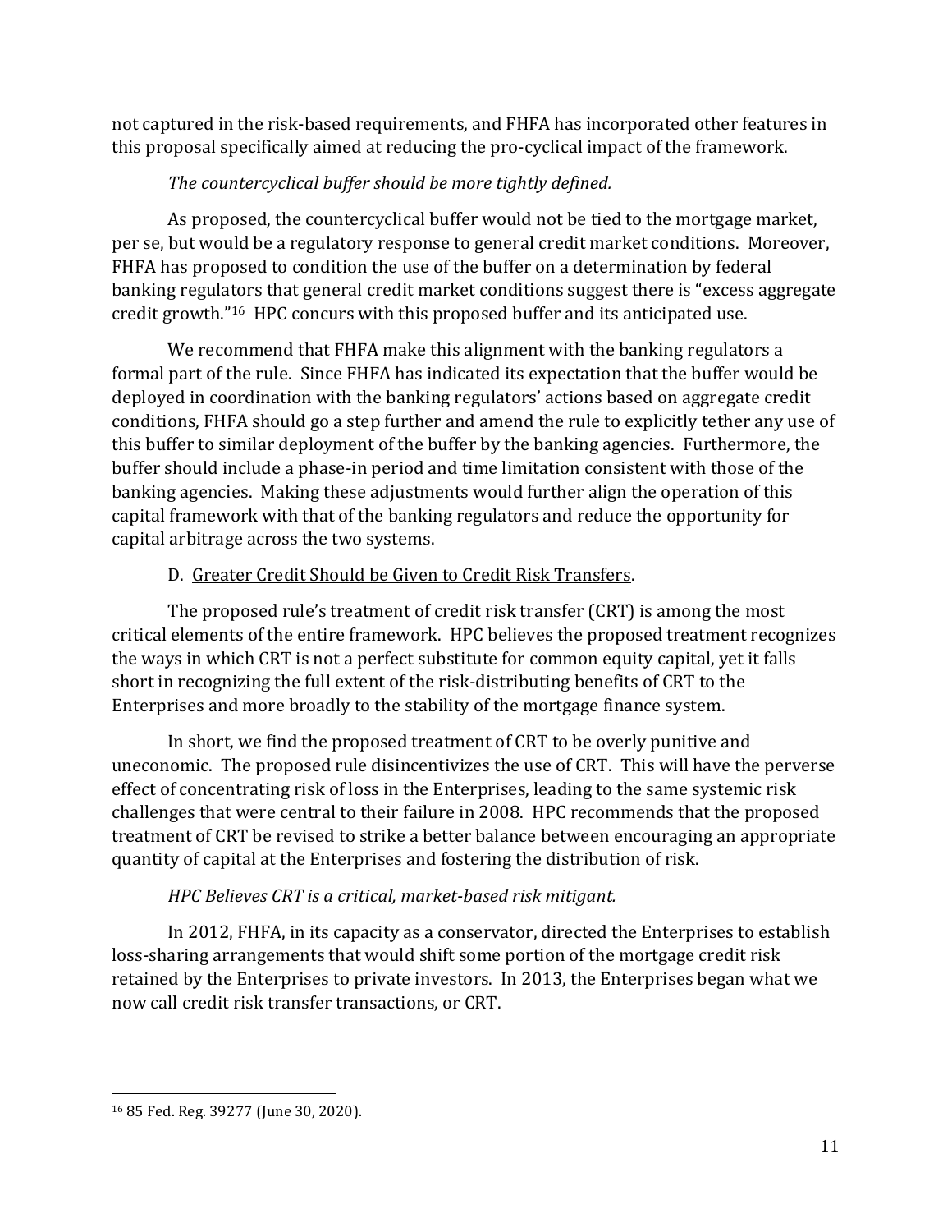not captured in the risk-based requirements, and FHFA has incorporated other features in this proposal specifically aimed at reducing the pro-cyclical impact of the framework.

*The countercyclical buffer should be more tightly defined.*

As proposed, the countercyclical buffer would not be tied to the mortgage market, per se, but would be a regulatory response to general credit market conditions. Moreover, FHFA has proposed to condition the use of the buffer on a determination by federal banking regulators that general credit market conditions suggest there is "excess aggregate credit growth."[16] HPC concurs with this proposed buffer and its anticipated use.

We recommend that FHFA make this alignment with the banking regulators a formal part of the rule. Since FHFA has indicated its expectation that the buffer would be deployed in coordination with the banking regulators' actions based on aggregate credit conditions, FHFA should go a step further and amend the rule to explicitly tether any use of this buffer to similar deployment of the buffer by the banking agencies. Furthermore, the buffer should include a phase-in period and time limitation consistent with those of the banking agencies. Making these adjustments would further align the operation of this capital framework with that of the banking regulators and reduce the opportunity for capital arbitrage across the two systems.

D. <u>Greater Credit Should be Given to Credit Risk Transfers</u>.

The proposed rule's treatment of credit risk transfer (CRT) is among the most critical elements of the entire framework. HPC believes the proposed treatment recognizes the ways in which CRT is not a perfect substitute for common equity capital, yet it falls short in recognizing the full extent of the risk-distributing benefits of CRT to the Enterprises and more broadly to the stability of the mortgage finance system.

In short, we find the proposed treatment of CRT to be overly punitive and uneconomic. The proposed rule disincentivizes the use of CRT. This will have the perverse effect of concentrating risk of loss in the Enterprises, leading to the same systemic risk challenges that were central to their failure in 2008. HPC recommends that the proposed treatment of CRT be revised to strike a better balance between encouraging an appropriate quantity of capital at the Enterprises and fostering the distribution of risk.

*HPC Believes CRT is a critical, market-based risk mitigant.*

In 2012, FHFA, in its capacity as a conservator, directed the Enterprises to establish loss-sharing arrangements that would shift some portion of the mortgage credit risk retained by the Enterprises to private investors. In 2013, the Enterprises began what we now call credit risk transfer transactions, or CRT.

---

[16] 85 Fed. Reg. 39277 (June 30, 2020).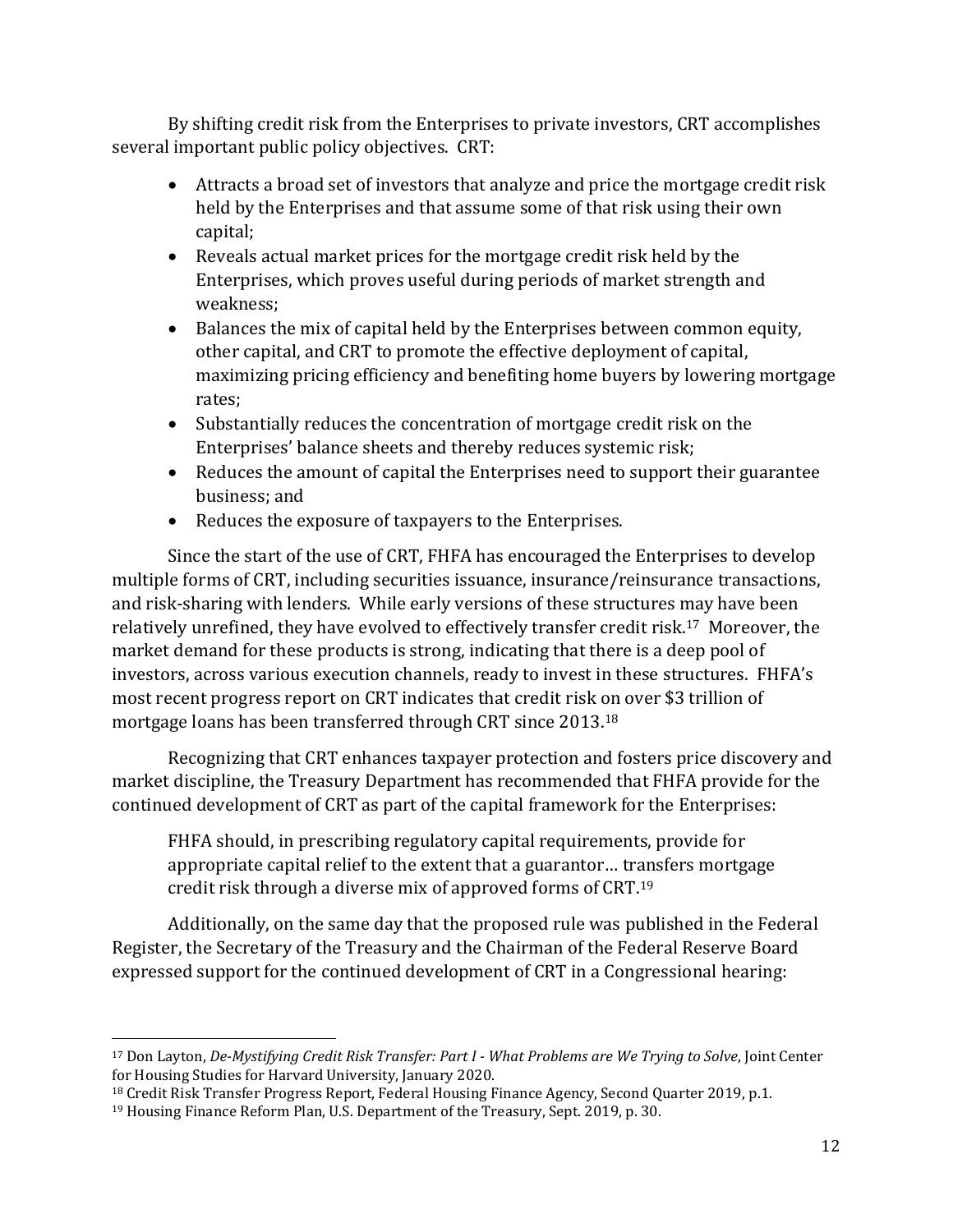By shifting credit risk from the Enterprises to private investors, CRT accomplishes several important public policy objectives. CRT:

- Attracts a broad set of investors that analyze and price the mortgage credit risk held by the Enterprises and that assume some of that risk using their own capital;
- Reveals actual market prices for the mortgage credit risk held by the Enterprises, which proves useful during periods of market strength and weakness;
- Balances the mix of capital held by the Enterprises between common equity, other capital, and CRT to promote the effective deployment of capital, maximizing pricing efficiency and benefiting home buyers by lowering mortgage rates;
- Substantially reduces the concentration of mortgage credit risk on the Enterprises' balance sheets and thereby reduces systemic risk;
- Reduces the amount of capital the Enterprises need to support their guarantee business; and
- Reduces the exposure of taxpayers to the Enterprises.

Since the start of the use of CRT, FHFA has encouraged the Enterprises to develop multiple forms of CRT, including securities issuance, insurance/reinsurance transactions, and risk-sharing with lenders. While early versions of these structures may have been relatively unrefined, they have evolved to effectively transfer credit risk.[17] Moreover, the market demand for these products is strong, indicating that there is a deep pool of investors, across various execution channels, ready to invest in these structures. FHFA's most recent progress report on CRT indicates that credit risk on over $3 trillion of mortgage loans has been transferred through CRT since 2013.[18]

Recognizing that CRT enhances taxpayer protection and fosters price discovery and market discipline, the Treasury Department has recommended that FHFA provide for the continued development of CRT as part of the capital framework for the Enterprises:

> FHFA should, in prescribing regulatory capital requirements, provide for appropriate capital relief to the extent that a guarantor… transfers mortgage credit risk through a diverse mix of approved forms of CRT.[19]

Additionally, on the same day that the proposed rule was published in the Federal Register, the Secretary of the Treasury and the Chairman of the Federal Reserve Board expressed support for the continued development of CRT in a Congressional hearing:

---

[17] Don Layton, *De-Mystifying Credit Risk Transfer: Part I - What Problems are We Trying to Solve*, Joint Center for Housing Studies for Harvard University, January 2020.

[18] Credit Risk Transfer Progress Report, Federal Housing Finance Agency, Second Quarter 2019, p.1.

[19] Housing Finance Reform Plan, U.S. Department of the Treasury, Sept. 2019, p. 30.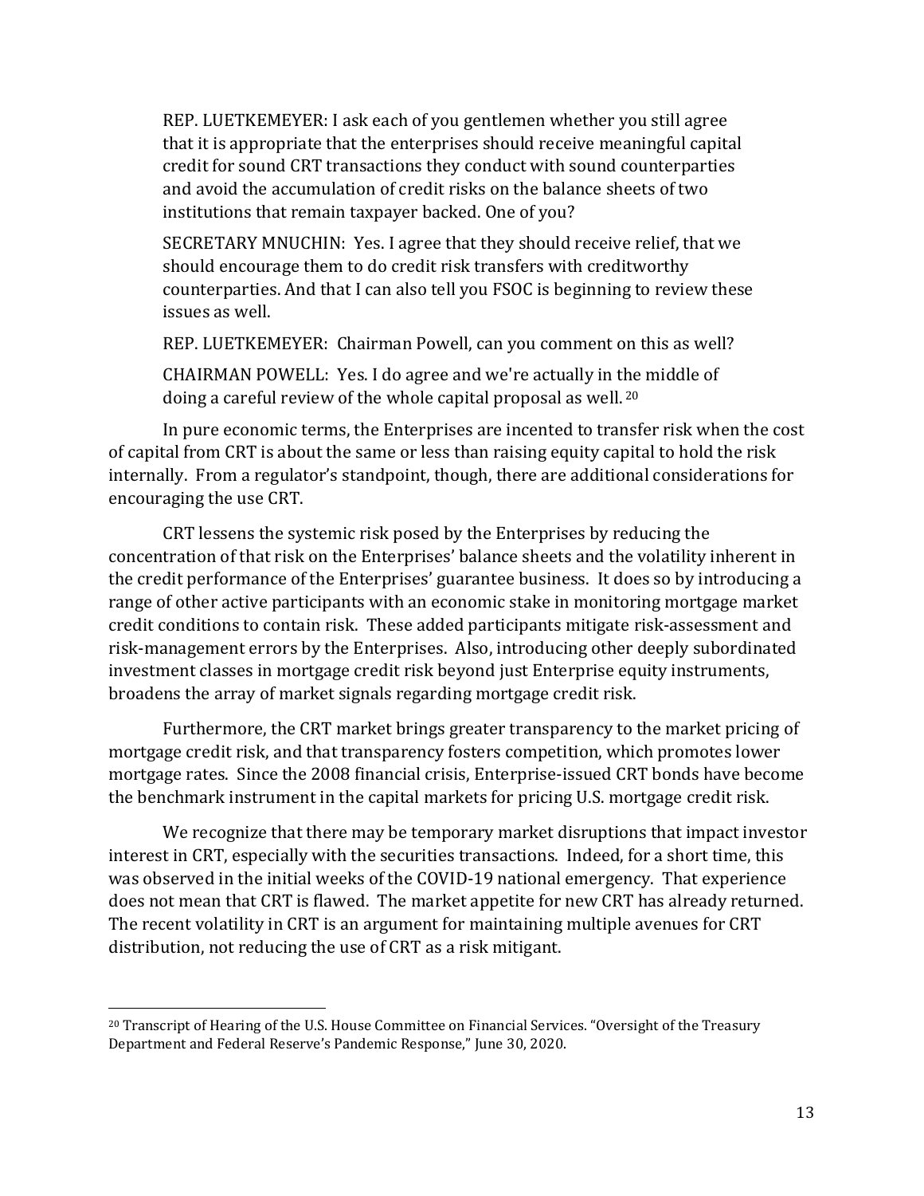> REP. LUETKEMEYER: I ask each of you gentlemen whether you still agree that it is appropriate that the enterprises should receive meaningful capital credit for sound CRT transactions they conduct with sound counterparties and avoid the accumulation of credit risks on the balance sheets of two institutions that remain taxpayer backed. One of you?
>
> SECRETARY MNUCHIN: Yes. I agree that they should receive relief, that we should encourage them to do credit risk transfers with creditworthy counterparties. And that I can also tell you FSOC is beginning to review these issues as well.
>
> REP. LUETKEMEYER: Chairman Powell, can you comment on this as well?
>
> CHAIRMAN POWELL: Yes. I do agree and we're actually in the middle of doing a careful review of the whole capital proposal as well. [20]

In pure economic terms, the Enterprises are incented to transfer risk when the cost of capital from CRT is about the same or less than raising equity capital to hold the risk internally. From a regulator's standpoint, though, there are additional considerations for encouraging the use CRT.

CRT lessens the systemic risk posed by the Enterprises by reducing the concentration of that risk on the Enterprises' balance sheets and the volatility inherent in the credit performance of the Enterprises' guarantee business. It does so by introducing a range of other active participants with an economic stake in monitoring mortgage market credit conditions to contain risk. These added participants mitigate risk-assessment and risk-management errors by the Enterprises. Also, introducing other deeply subordinated investment classes in mortgage credit risk beyond just Enterprise equity instruments, broadens the array of market signals regarding mortgage credit risk.

Furthermore, the CRT market brings greater transparency to the market pricing of mortgage credit risk, and that transparency fosters competition, which promotes lower mortgage rates. Since the 2008 financial crisis, Enterprise-issued CRT bonds have become the benchmark instrument in the capital markets for pricing U.S. mortgage credit risk.

We recognize that there may be temporary market disruptions that impact investor interest in CRT, especially with the securities transactions. Indeed, for a short time, this was observed in the initial weeks of the COVID-19 national emergency. That experience does not mean that CRT is flawed. The market appetite for new CRT has already returned. The recent volatility in CRT is an argument for maintaining multiple avenues for CRT distribution, not reducing the use of CRT as a risk mitigant.

---

[20] Transcript of Hearing of the U.S. House Committee on Financial Services. "Oversight of the Treasury Department and Federal Reserve's Pandemic Response," June 30, 2020.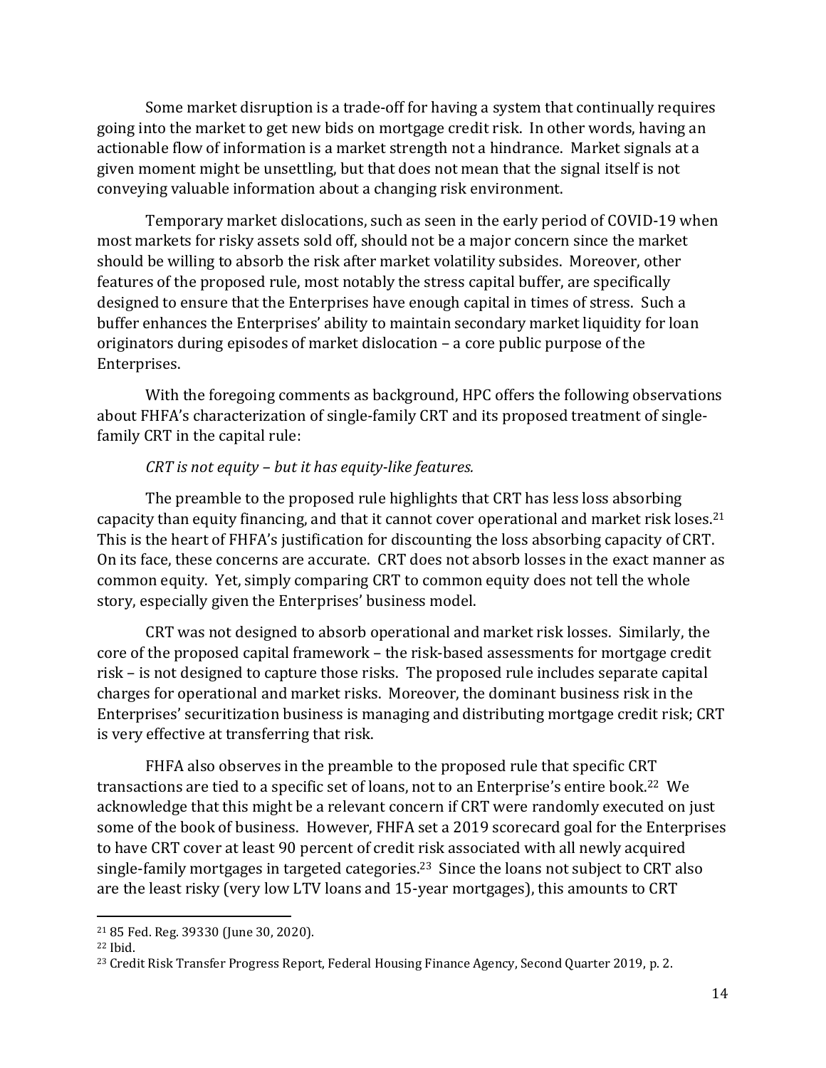Some market disruption is a trade-off for having a system that continually requires going into the market to get new bids on mortgage credit risk. In other words, having an actionable flow of information is a market strength not a hindrance. Market signals at a given moment might be unsettling, but that does not mean that the signal itself is not conveying valuable information about a changing risk environment.

Temporary market dislocations, such as seen in the early period of COVID-19 when most markets for risky assets sold off, should not be a major concern since the market should be willing to absorb the risk after market volatility subsides. Moreover, other features of the proposed rule, most notably the stress capital buffer, are specifically designed to ensure that the Enterprises have enough capital in times of stress. Such a buffer enhances the Enterprises' ability to maintain secondary market liquidity for loan originators during episodes of market dislocation – a core public purpose of the Enterprises.

With the foregoing comments as background, HPC offers the following observations about FHFA's characterization of single-family CRT and its proposed treatment of single-family CRT in the capital rule:

*CRT is not equity – but it has equity-like features.*

The preamble to the proposed rule highlights that CRT has less loss absorbing capacity than equity financing, and that it cannot cover operational and market risk loses.[21] This is the heart of FHFA's justification for discounting the loss absorbing capacity of CRT. On its face, these concerns are accurate. CRT does not absorb losses in the exact manner as common equity. Yet, simply comparing CRT to common equity does not tell the whole story, especially given the Enterprises' business model.

CRT was not designed to absorb operational and market risk losses. Similarly, the core of the proposed capital framework – the risk-based assessments for mortgage credit risk – is not designed to capture those risks. The proposed rule includes separate capital charges for operational and market risks. Moreover, the dominant business risk in the Enterprises' securitization business is managing and distributing mortgage credit risk; CRT is very effective at transferring that risk.

FHFA also observes in the preamble to the proposed rule that specific CRT transactions are tied to a specific set of loans, not to an Enterprise's entire book.[22] We acknowledge that this might be a relevant concern if CRT were randomly executed on just some of the book of business. However, FHFA set a 2019 scorecard goal for the Enterprises to have CRT cover at least 90 percent of credit risk associated with all newly acquired single-family mortgages in targeted categories.[23] Since the loans not subject to CRT also are the least risky (very low LTV loans and 15-year mortgages), this amounts to CRT

---

[21] 85 Fed. Reg. 39330 (June 30, 2020).

[22] Ibid.

[23] Credit Risk Transfer Progress Report, Federal Housing Finance Agency, Second Quarter 2019, p. 2.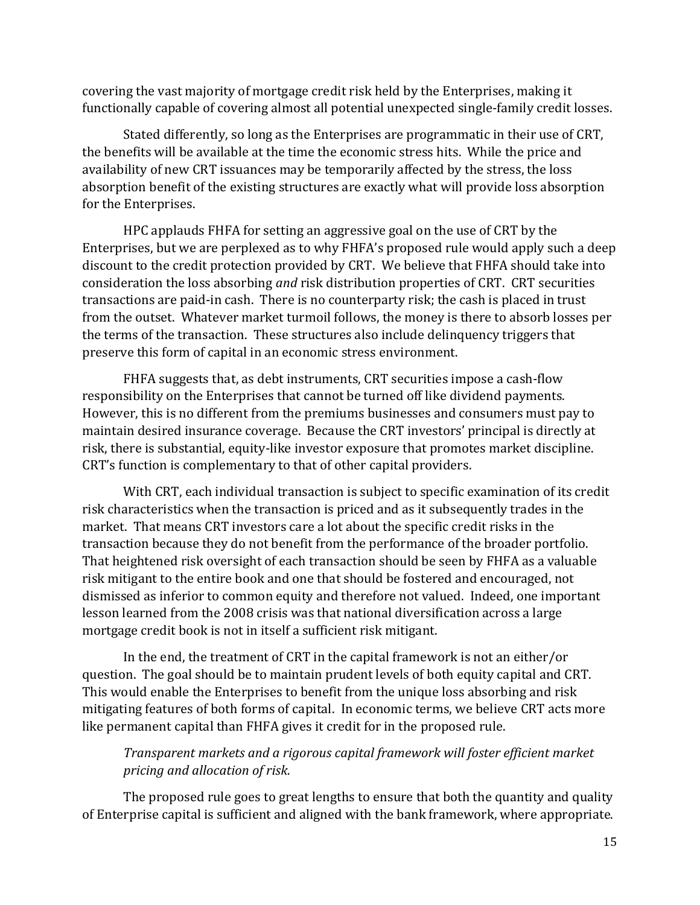covering the vast majority of mortgage credit risk held by the Enterprises, making it functionally capable of covering almost all potential unexpected single-family credit losses.

Stated differently, so long as the Enterprises are programmatic in their use of CRT, the benefits will be available at the time the economic stress hits. While the price and availability of new CRT issuances may be temporarily affected by the stress, the loss absorption benefit of the existing structures are exactly what will provide loss absorption for the Enterprises.

HPC applauds FHFA for setting an aggressive goal on the use of CRT by the Enterprises, but we are perplexed as to why FHFA's proposed rule would apply such a deep discount to the credit protection provided by CRT. We believe that FHFA should take into consideration the loss absorbing *and* risk distribution properties of CRT. CRT securities transactions are paid-in cash. There is no counterparty risk; the cash is placed in trust from the outset. Whatever market turmoil follows, the money is there to absorb losses per the terms of the transaction. These structures also include delinquency triggers that preserve this form of capital in an economic stress environment.

FHFA suggests that, as debt instruments, CRT securities impose a cash-flow responsibility on the Enterprises that cannot be turned off like dividend payments. However, this is no different from the premiums businesses and consumers must pay to maintain desired insurance coverage. Because the CRT investors' principal is directly at risk, there is substantial, equity-like investor exposure that promotes market discipline. CRT's function is complementary to that of other capital providers.

With CRT, each individual transaction is subject to specific examination of its credit risk characteristics when the transaction is priced and as it subsequently trades in the market. That means CRT investors care a lot about the specific credit risks in the transaction because they do not benefit from the performance of the broader portfolio. That heightened risk oversight of each transaction should be seen by FHFA as a valuable risk mitigant to the entire book and one that should be fostered and encouraged, not dismissed as inferior to common equity and therefore not valued. Indeed, one important lesson learned from the 2008 crisis was that national diversification across a large mortgage credit book is not in itself a sufficient risk mitigant.

In the end, the treatment of CRT in the capital framework is not an either/or question. The goal should be to maintain prudent levels of both equity capital and CRT. This would enable the Enterprises to benefit from the unique loss absorbing and risk mitigating features of both forms of capital. In economic terms, we believe CRT acts more like permanent capital than FHFA gives it credit for in the proposed rule.

*Transparent markets and a rigorous capital framework will foster efficient market pricing and allocation of risk.*

The proposed rule goes to great lengths to ensure that both the quantity and quality of Enterprise capital is sufficient and aligned with the bank framework, where appropriate.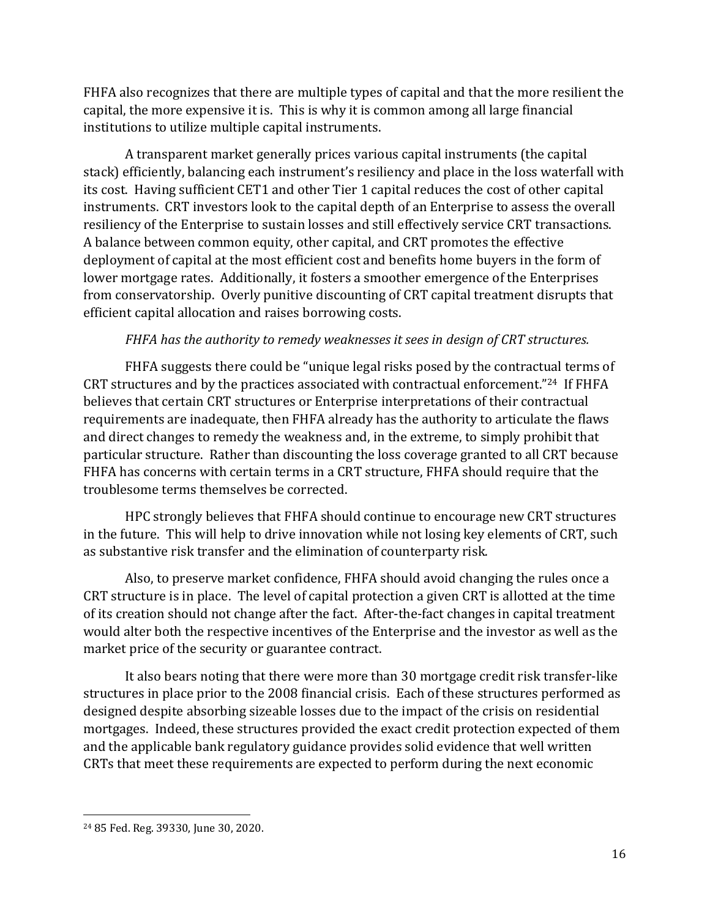FHFA also recognizes that there are multiple types of capital and that the more resilient the capital, the more expensive it is. This is why it is common among all large financial institutions to utilize multiple capital instruments.

A transparent market generally prices various capital instruments (the capital stack) efficiently, balancing each instrument's resiliency and place in the loss waterfall with its cost. Having sufficient CET1 and other Tier 1 capital reduces the cost of other capital instruments. CRT investors look to the capital depth of an Enterprise to assess the overall resiliency of the Enterprise to sustain losses and still effectively service CRT transactions. A balance between common equity, other capital, and CRT promotes the effective deployment of capital at the most efficient cost and benefits home buyers in the form of lower mortgage rates. Additionally, it fosters a smoother emergence of the Enterprises from conservatorship. Overly punitive discounting of CRT capital treatment disrupts that efficient capital allocation and raises borrowing costs.

*FHFA has the authority to remedy weaknesses it sees in design of CRT structures.*

FHFA suggests there could be "unique legal risks posed by the contractual terms of CRT structures and by the practices associated with contractual enforcement."[24] If FHFA believes that certain CRT structures or Enterprise interpretations of their contractual requirements are inadequate, then FHFA already has the authority to articulate the flaws and direct changes to remedy the weakness and, in the extreme, to simply prohibit that particular structure. Rather than discounting the loss coverage granted to all CRT because FHFA has concerns with certain terms in a CRT structure, FHFA should require that the troublesome terms themselves be corrected.

HPC strongly believes that FHFA should continue to encourage new CRT structures in the future. This will help to drive innovation while not losing key elements of CRT, such as substantive risk transfer and the elimination of counterparty risk.

Also, to preserve market confidence, FHFA should avoid changing the rules once a CRT structure is in place. The level of capital protection a given CRT is allotted at the time of its creation should not change after the fact. After-the-fact changes in capital treatment would alter both the respective incentives of the Enterprise and the investor as well as the market price of the security or guarantee contract.

It also bears noting that there were more than 30 mortgage credit risk transfer-like structures in place prior to the 2008 financial crisis. Each of these structures performed as designed despite absorbing sizeable losses due to the impact of the crisis on residential mortgages. Indeed, these structures provided the exact credit protection expected of them and the applicable bank regulatory guidance provides solid evidence that well written CRTs that meet these requirements are expected to perform during the next economic

[24] 85 Fed. Reg. 39330, June 30, 2020.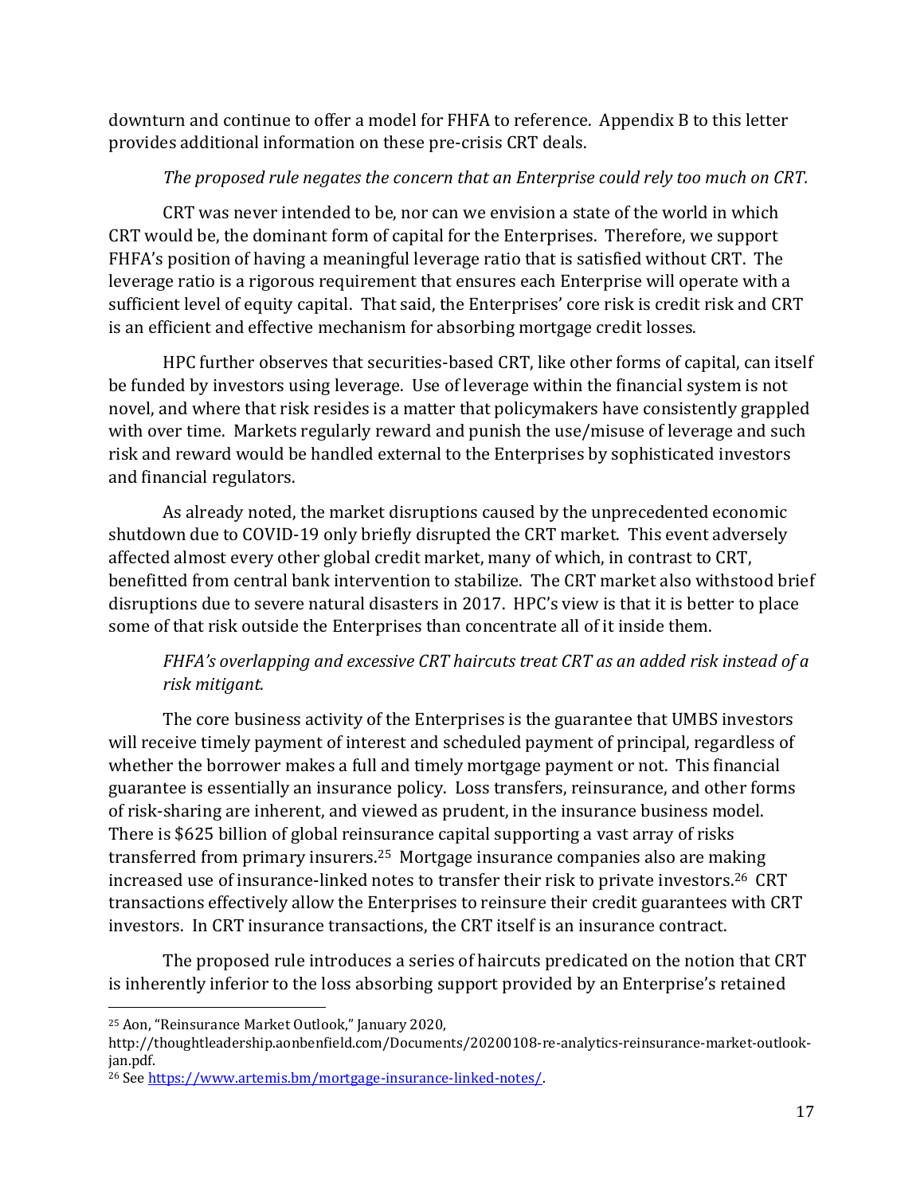downturn and continue to offer a model for FHFA to reference. Appendix B to this letter provides additional information on these pre-crisis CRT deals.

*The proposed rule negates the concern that an Enterprise could rely too much on CRT.*

CRT was never intended to be, nor can we envision a state of the world in which CRT would be, the dominant form of capital for the Enterprises. Therefore, we support FHFA's position of having a meaningful leverage ratio that is satisfied without CRT. The leverage ratio is a rigorous requirement that ensures each Enterprise will operate with a sufficient level of equity capital. That said, the Enterprises' core risk is credit risk and CRT is an efficient and effective mechanism for absorbing mortgage credit losses.

HPC further observes that securities-based CRT, like other forms of capital, can itself be funded by investors using leverage. Use of leverage within the financial system is not novel, and where that risk resides is a matter that policymakers have consistently grappled with over time. Markets regularly reward and punish the use/misuse of leverage and such risk and reward would be handled external to the Enterprises by sophisticated investors and financial regulators.

As already noted, the market disruptions caused by the unprecedented economic shutdown due to COVID-19 only briefly disrupted the CRT market. This event adversely affected almost every other global credit market, many of which, in contrast to CRT, benefitted from central bank intervention to stabilize. The CRT market also withstood brief disruptions due to severe natural disasters in 2017. HPC's view is that it is better to place some of that risk outside the Enterprises than concentrate all of it inside them.

*FHFA's overlapping and excessive CRT haircuts treat CRT as an added risk instead of a risk mitigant.*

The core business activity of the Enterprises is the guarantee that UMBS investors will receive timely payment of interest and scheduled payment of principal, regardless of whether the borrower makes a full and timely mortgage payment or not. This financial guarantee is essentially an insurance policy. Loss transfers, reinsurance, and other forms of risk-sharing are inherent, and viewed as prudent, in the insurance business model. There is $625 billion of global reinsurance capital supporting a vast array of risks transferred from primary insurers.[25] Mortgage insurance companies also are making increased use of insurance-linked notes to transfer their risk to private investors.[26] CRT transactions effectively allow the Enterprises to reinsure their credit guarantees with CRT investors. In CRT insurance transactions, the CRT itself is an insurance contract.

The proposed rule introduces a series of haircuts predicated on the notion that CRT is inherently inferior to the loss absorbing support provided by an Enterprise's retained

---

[25] Aon, "Reinsurance Market Outlook," January 2020, http://thoughtleadership.aonbenfield.com/Documents/20200108-re-analytics-reinsurance-market-outlook-jan.pdf.

[26] See https://www.artemis.bm/mortgage-insurance-linked-notes/.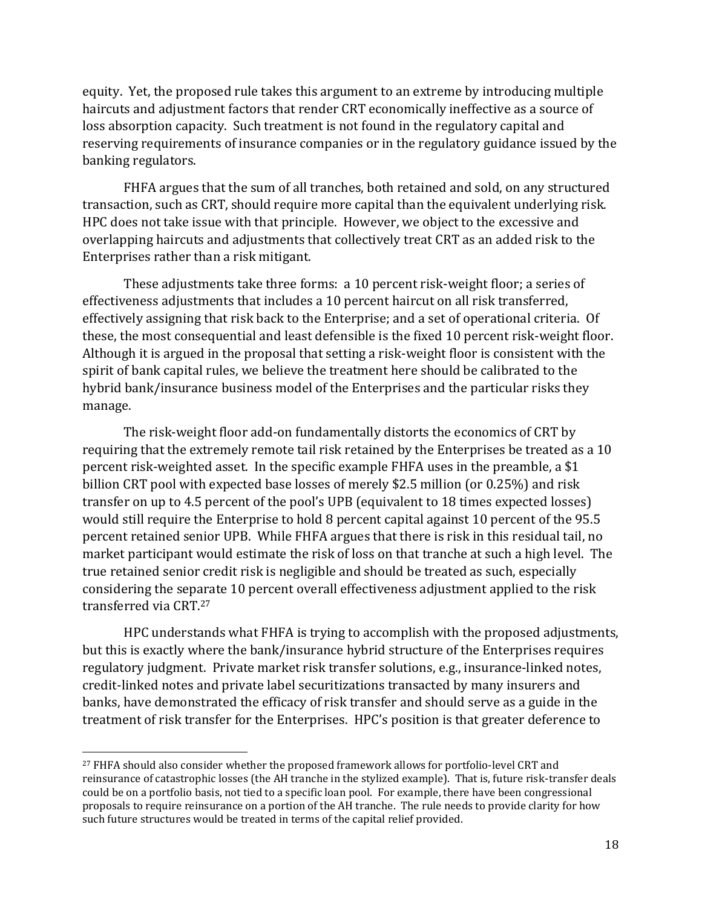equity. Yet, the proposed rule takes this argument to an extreme by introducing multiple haircuts and adjustment factors that render CRT economically ineffective as a source of loss absorption capacity. Such treatment is not found in the regulatory capital and reserving requirements of insurance companies or in the regulatory guidance issued by the banking regulators.

FHFA argues that the sum of all tranches, both retained and sold, on any structured transaction, such as CRT, should require more capital than the equivalent underlying risk. HPC does not take issue with that principle. However, we object to the excessive and overlapping haircuts and adjustments that collectively treat CRT as an added risk to the Enterprises rather than a risk mitigant.

These adjustments take three forms: a 10 percent risk-weight floor; a series of effectiveness adjustments that includes a 10 percent haircut on all risk transferred, effectively assigning that risk back to the Enterprise; and a set of operational criteria. Of these, the most consequential and least defensible is the fixed 10 percent risk-weight floor. Although it is argued in the proposal that setting a risk-weight floor is consistent with the spirit of bank capital rules, we believe the treatment here should be calibrated to the hybrid bank/insurance business model of the Enterprises and the particular risks they manage.

The risk-weight floor add-on fundamentally distorts the economics of CRT by requiring that the extremely remote tail risk retained by the Enterprises be treated as a 10 percent risk-weighted asset. In the specific example FHFA uses in the preamble, a $1 billion CRT pool with expected base losses of merely $2.5 million (or 0.25%) and risk transfer on up to 4.5 percent of the pool's UPB (equivalent to 18 times expected losses) would still require the Enterprise to hold 8 percent capital against 10 percent of the 95.5 percent retained senior UPB. While FHFA argues that there is risk in this residual tail, no market participant would estimate the risk of loss on that tranche at such a high level. The true retained senior credit risk is negligible and should be treated as such, especially considering the separate 10 percent overall effectiveness adjustment applied to the risk transferred via CRT.[27]

HPC understands what FHFA is trying to accomplish with the proposed adjustments, but this is exactly where the bank/insurance hybrid structure of the Enterprises requires regulatory judgment. Private market risk transfer solutions, e.g., insurance-linked notes, credit-linked notes and private label securitizations transacted by many insurers and banks, have demonstrated the efficacy of risk transfer and should serve as a guide in the treatment of risk transfer for the Enterprises. HPC's position is that greater deference to

---

[27] FHFA should also consider whether the proposed framework allows for portfolio-level CRT and reinsurance of catastrophic losses (the AH tranche in the stylized example). That is, future risk-transfer deals could be on a portfolio basis, not tied to a specific loan pool. For example, there have been congressional proposals to require reinsurance on a portion of the AH tranche. The rule needs to provide clarity for how such future structures would be treated in terms of the capital relief provided.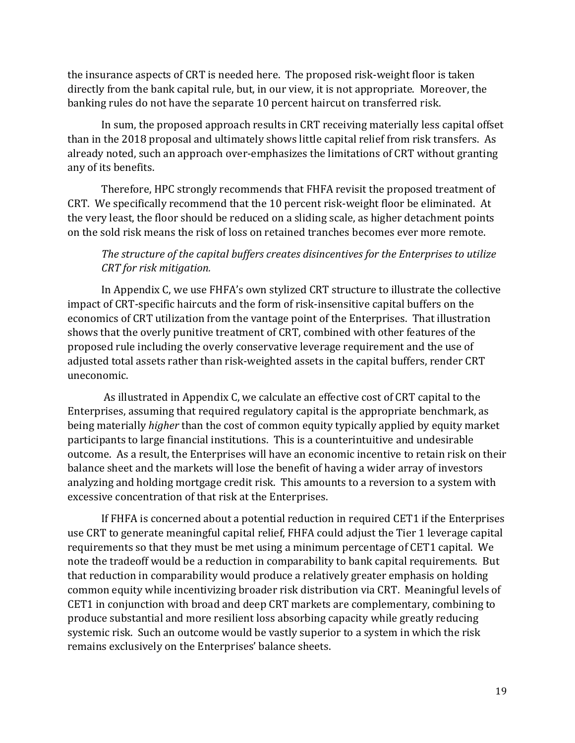the insurance aspects of CRT is needed here. The proposed risk-weight floor is taken directly from the bank capital rule, but, in our view, it is not appropriate. Moreover, the banking rules do not have the separate 10 percent haircut on transferred risk.

In sum, the proposed approach results in CRT receiving materially less capital offset than in the 2018 proposal and ultimately shows little capital relief from risk transfers. As already noted, such an approach over-emphasizes the limitations of CRT without granting any of its benefits.

Therefore, HPC strongly recommends that FHFA revisit the proposed treatment of CRT. We specifically recommend that the 10 percent risk-weight floor be eliminated. At the very least, the floor should be reduced on a sliding scale, as higher detachment points on the sold risk means the risk of loss on retained tranches becomes ever more remote.

*The structure of the capital buffers creates disincentives for the Enterprises to utilize CRT for risk mitigation.*

In Appendix C, we use FHFA's own stylized CRT structure to illustrate the collective impact of CRT-specific haircuts and the form of risk-insensitive capital buffers on the economics of CRT utilization from the vantage point of the Enterprises. That illustration shows that the overly punitive treatment of CRT, combined with other features of the proposed rule including the overly conservative leverage requirement and the use of adjusted total assets rather than risk-weighted assets in the capital buffers, render CRT uneconomic.

As illustrated in Appendix C, we calculate an effective cost of CRT capital to the Enterprises, assuming that required regulatory capital is the appropriate benchmark, as being materially *higher* than the cost of common equity typically applied by equity market participants to large financial institutions. This is a counterintuitive and undesirable outcome. As a result, the Enterprises will have an economic incentive to retain risk on their balance sheet and the markets will lose the benefit of having a wider array of investors analyzing and holding mortgage credit risk. This amounts to a reversion to a system with excessive concentration of that risk at the Enterprises.

If FHFA is concerned about a potential reduction in required CET1 if the Enterprises use CRT to generate meaningful capital relief, FHFA could adjust the Tier 1 leverage capital requirements so that they must be met using a minimum percentage of CET1 capital. We note the tradeoff would be a reduction in comparability to bank capital requirements. But that reduction in comparability would produce a relatively greater emphasis on holding common equity while incentivizing broader risk distribution via CRT. Meaningful levels of CET1 in conjunction with broad and deep CRT markets are complementary, combining to produce substantial and more resilient loss absorbing capacity while greatly reducing systemic risk. Such an outcome would be vastly superior to a system in which the risk remains exclusively on the Enterprises' balance sheets.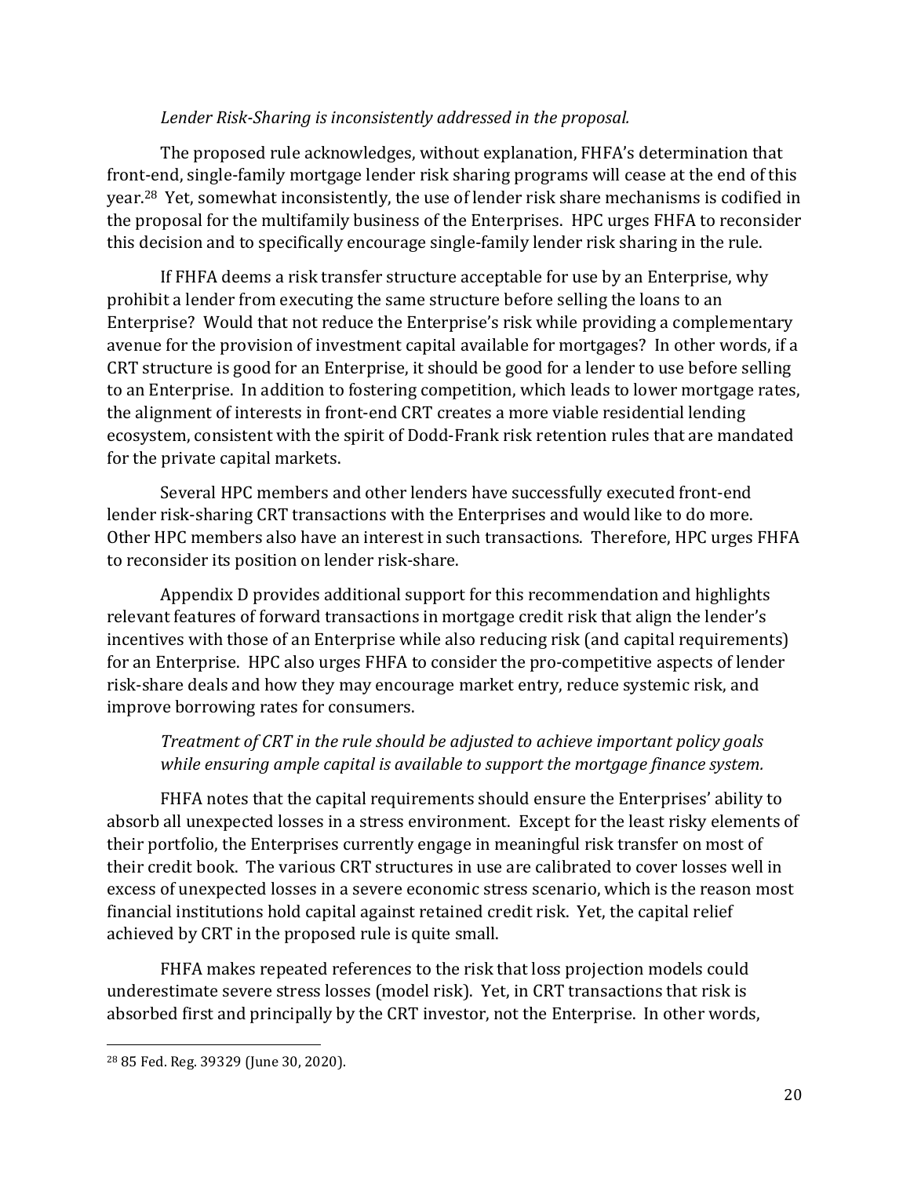*Lender Risk-Sharing is inconsistently addressed in the proposal.*

The proposed rule acknowledges, without explanation, FHFA's determination that front-end, single-family mortgage lender risk sharing programs will cease at the end of this year.[28] Yet, somewhat inconsistently, the use of lender risk share mechanisms is codified in the proposal for the multifamily business of the Enterprises. HPC urges FHFA to reconsider this decision and to specifically encourage single-family lender risk sharing in the rule.

If FHFA deems a risk transfer structure acceptable for use by an Enterprise, why prohibit a lender from executing the same structure before selling the loans to an Enterprise? Would that not reduce the Enterprise's risk while providing a complementary avenue for the provision of investment capital available for mortgages? In other words, if a CRT structure is good for an Enterprise, it should be good for a lender to use before selling to an Enterprise. In addition to fostering competition, which leads to lower mortgage rates, the alignment of interests in front-end CRT creates a more viable residential lending ecosystem, consistent with the spirit of Dodd-Frank risk retention rules that are mandated for the private capital markets.

Several HPC members and other lenders have successfully executed front-end lender risk-sharing CRT transactions with the Enterprises and would like to do more. Other HPC members also have an interest in such transactions. Therefore, HPC urges FHFA to reconsider its position on lender risk-share.

Appendix D provides additional support for this recommendation and highlights relevant features of forward transactions in mortgage credit risk that align the lender's incentives with those of an Enterprise while also reducing risk (and capital requirements) for an Enterprise. HPC also urges FHFA to consider the pro-competitive aspects of lender risk-share deals and how they may encourage market entry, reduce systemic risk, and improve borrowing rates for consumers.

*Treatment of CRT in the rule should be adjusted to achieve important policy goals while ensuring ample capital is available to support the mortgage finance system.*

FHFA notes that the capital requirements should ensure the Enterprises' ability to absorb all unexpected losses in a stress environment. Except for the least risky elements of their portfolio, the Enterprises currently engage in meaningful risk transfer on most of their credit book. The various CRT structures in use are calibrated to cover losses well in excess of unexpected losses in a severe economic stress scenario, which is the reason most financial institutions hold capital against retained credit risk. Yet, the capital relief achieved by CRT in the proposed rule is quite small.

FHFA makes repeated references to the risk that loss projection models could underestimate severe stress losses (model risk). Yet, in CRT transactions that risk is absorbed first and principally by the CRT investor, not the Enterprise. In other words,

---

[28] 85 Fed. Reg. 39329 (June 30, 2020).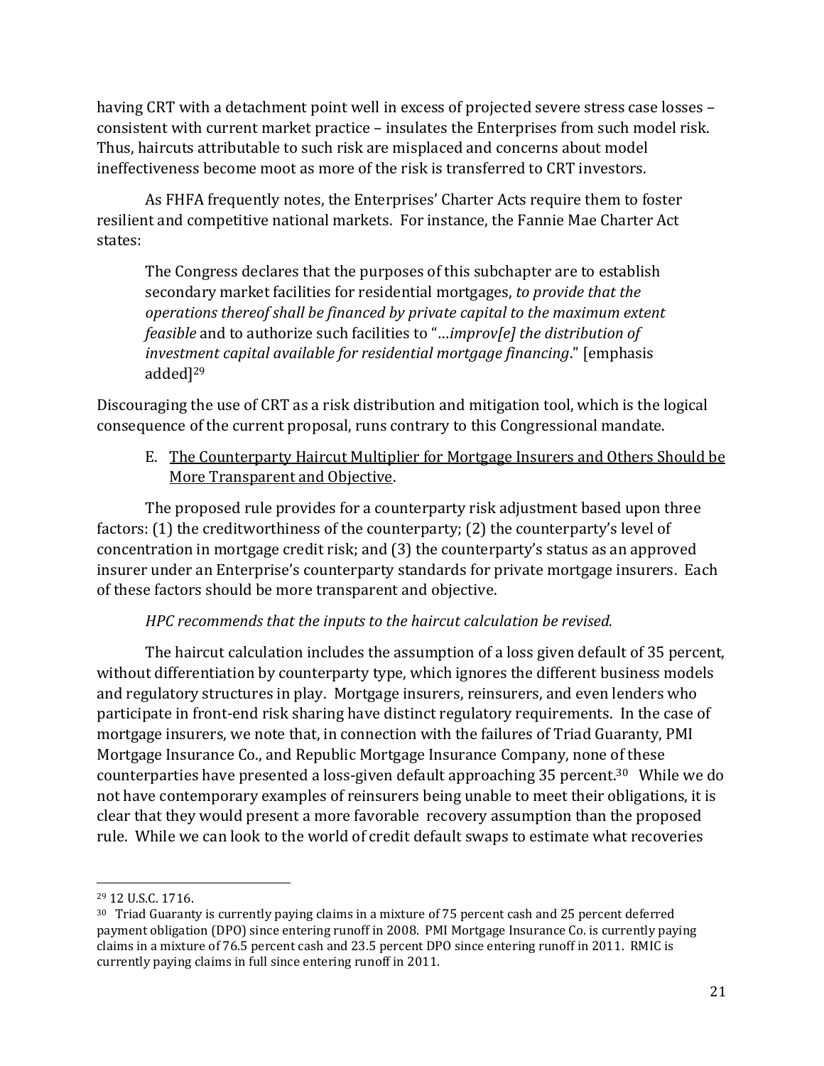having CRT with a detachment point well in excess of projected severe stress case losses – consistent with current market practice – insulates the Enterprises from such model risk. Thus, haircuts attributable to such risk are misplaced and concerns about model ineffectiveness become moot as more of the risk is transferred to CRT investors.

As FHFA frequently notes, the Enterprises' Charter Acts require them to foster resilient and competitive national markets. For instance, the Fannie Mae Charter Act states:

> The Congress declares that the purposes of this subchapter are to establish secondary market facilities for residential mortgages, *to provide that the operations thereof shall be financed by private capital to the maximum extent feasible* and to authorize such facilities to "…*improv[e] the distribution of investment capital available for residential mortgage financing*." [emphasis added][29]

Discouraging the use of CRT as a risk distribution and mitigation tool, which is the logical consequence of the current proposal, runs contrary to this Congressional mandate.

E. <u>The Counterparty Haircut Multiplier for Mortgage Insurers and Others Should be More Transparent and Objective</u>.

The proposed rule provides for a counterparty risk adjustment based upon three factors: (1) the creditworthiness of the counterparty; (2) the counterparty's level of concentration in mortgage credit risk; and (3) the counterparty's status as an approved insurer under an Enterprise's counterparty standards for private mortgage insurers. Each of these factors should be more transparent and objective.

*HPC recommends that the inputs to the haircut calculation be revised.*

The haircut calculation includes the assumption of a loss given default of 35 percent, without differentiation by counterparty type, which ignores the different business models and regulatory structures in play. Mortgage insurers, reinsurers, and even lenders who participate in front-end risk sharing have distinct regulatory requirements. In the case of mortgage insurers, we note that, in connection with the failures of Triad Guaranty, PMI Mortgage Insurance Co., and Republic Mortgage Insurance Company, none of these counterparties have presented a loss-given default approaching 35 percent.[30] While we do not have contemporary examples of reinsurers being unable to meet their obligations, it is clear that they would present a more favorable recovery assumption than the proposed rule. While we can look to the world of credit default swaps to estimate what recoveries

---

[29] 12 U.S.C. 1716.

[30] Triad Guaranty is currently paying claims in a mixture of 75 percent cash and 25 percent deferred payment obligation (DPO) since entering runoff in 2008. PMI Mortgage Insurance Co. is currently paying claims in a mixture of 76.5 percent cash and 23.5 percent DPO since entering runoff in 2011. RMIC is currently paying claims in full since entering runoff in 2011.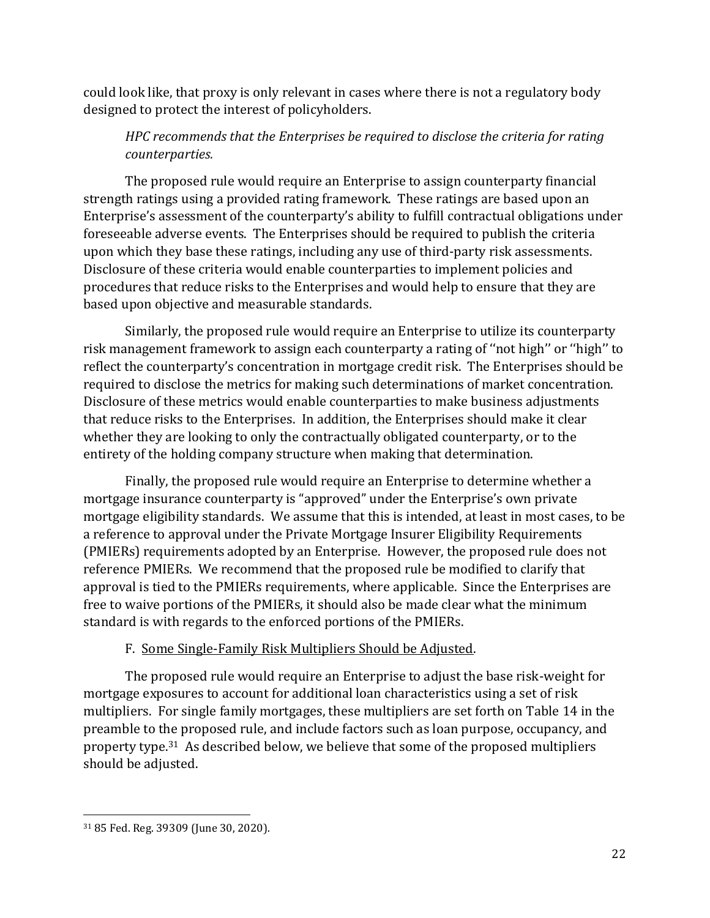could look like, that proxy is only relevant in cases where there is not a regulatory body designed to protect the interest of policyholders.

*HPC recommends that the Enterprises be required to disclose the criteria for rating counterparties.*

The proposed rule would require an Enterprise to assign counterparty financial strength ratings using a provided rating framework. These ratings are based upon an Enterprise's assessment of the counterparty's ability to fulfill contractual obligations under foreseeable adverse events. The Enterprises should be required to publish the criteria upon which they base these ratings, including any use of third-party risk assessments. Disclosure of these criteria would enable counterparties to implement policies and procedures that reduce risks to the Enterprises and would help to ensure that they are based upon objective and measurable standards.

Similarly, the proposed rule would require an Enterprise to utilize its counterparty risk management framework to assign each counterparty a rating of ''not high'' or ''high'' to reflect the counterparty's concentration in mortgage credit risk. The Enterprises should be required to disclose the metrics for making such determinations of market concentration. Disclosure of these metrics would enable counterparties to make business adjustments that reduce risks to the Enterprises. In addition, the Enterprises should make it clear whether they are looking to only the contractually obligated counterparty, or to the entirety of the holding company structure when making that determination.

Finally, the proposed rule would require an Enterprise to determine whether a mortgage insurance counterparty is "approved" under the Enterprise's own private mortgage eligibility standards. We assume that this is intended, at least in most cases, to be a reference to approval under the Private Mortgage Insurer Eligibility Requirements (PMIERs) requirements adopted by an Enterprise. However, the proposed rule does not reference PMIERs. We recommend that the proposed rule be modified to clarify that approval is tied to the PMIERs requirements, where applicable. Since the Enterprises are free to waive portions of the PMIERs, it should also be made clear what the minimum standard is with regards to the enforced portions of the PMIERs.

F. Some Single-Family Risk Multipliers Should be Adjusted.

The proposed rule would require an Enterprise to adjust the base risk-weight for mortgage exposures to account for additional loan characteristics using a set of risk multipliers. For single family mortgages, these multipliers are set forth on Table 14 in the preamble to the proposed rule, and include factors such as loan purpose, occupancy, and property type.[31] As described below, we believe that some of the proposed multipliers should be adjusted.

[31] 85 Fed. Reg. 39309 (June 30, 2020).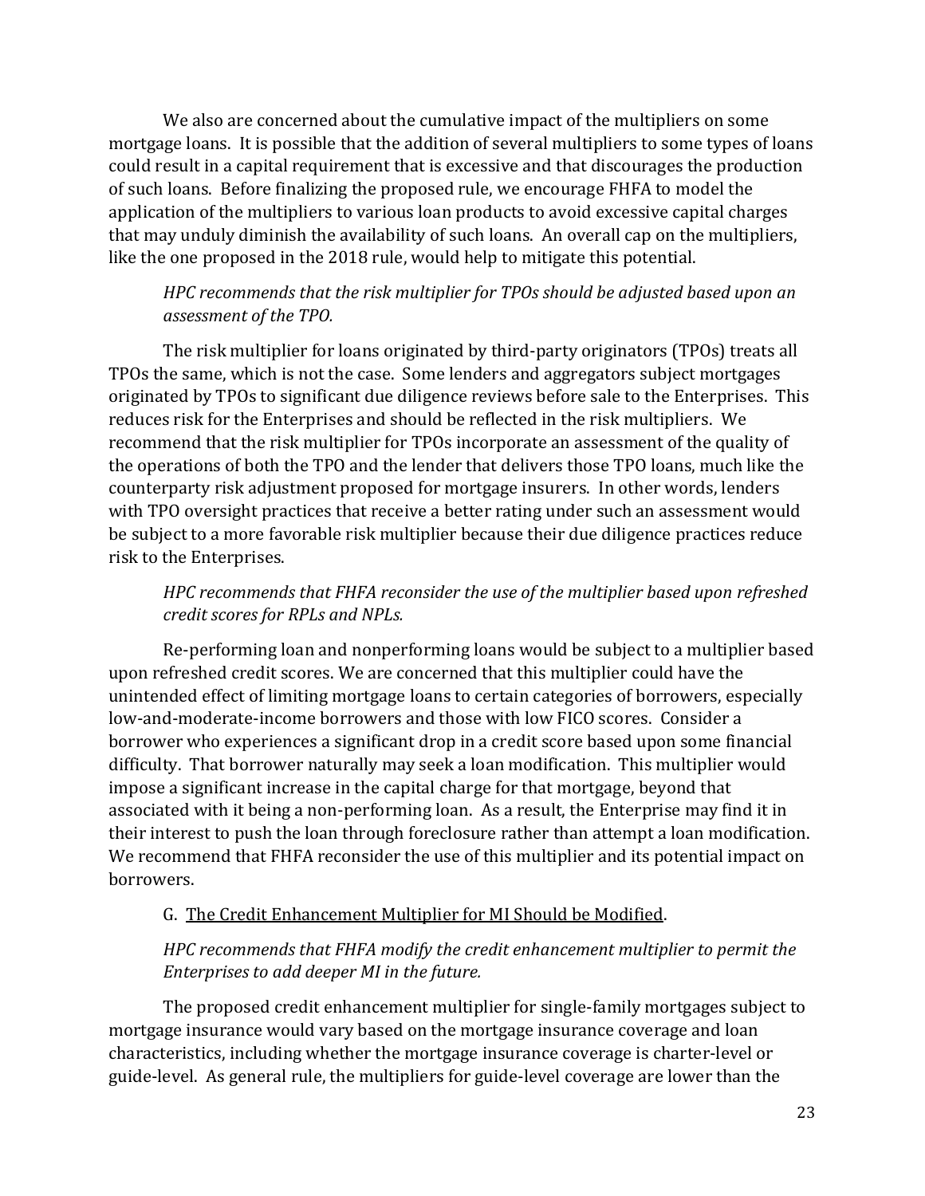We also are concerned about the cumulative impact of the multipliers on some mortgage loans. It is possible that the addition of several multipliers to some types of loans could result in a capital requirement that is excessive and that discourages the production of such loans. Before finalizing the proposed rule, we encourage FHFA to model the application of the multipliers to various loan products to avoid excessive capital charges that may unduly diminish the availability of such loans. An overall cap on the multipliers, like the one proposed in the 2018 rule, would help to mitigate this potential.

*HPC recommends that the risk multiplier for TPOs should be adjusted based upon an assessment of the TPO.*

The risk multiplier for loans originated by third-party originators (TPOs) treats all TPOs the same, which is not the case. Some lenders and aggregators subject mortgages originated by TPOs to significant due diligence reviews before sale to the Enterprises. This reduces risk for the Enterprises and should be reflected in the risk multipliers. We recommend that the risk multiplier for TPOs incorporate an assessment of the quality of the operations of both the TPO and the lender that delivers those TPO loans, much like the counterparty risk adjustment proposed for mortgage insurers. In other words, lenders with TPO oversight practices that receive a better rating under such an assessment would be subject to a more favorable risk multiplier because their due diligence practices reduce risk to the Enterprises.

*HPC recommends that FHFA reconsider the use of the multiplier based upon refreshed credit scores for RPLs and NPLs.*

Re-performing loan and nonperforming loans would be subject to a multiplier based upon refreshed credit scores. We are concerned that this multiplier could have the unintended effect of limiting mortgage loans to certain categories of borrowers, especially low-and-moderate-income borrowers and those with low FICO scores. Consider a borrower who experiences a significant drop in a credit score based upon some financial difficulty. That borrower naturally may seek a loan modification. This multiplier would impose a significant increase in the capital charge for that mortgage, beyond that associated with it being a non-performing loan. As a result, the Enterprise may find it in their interest to push the loan through foreclosure rather than attempt a loan modification. We recommend that FHFA reconsider the use of this multiplier and its potential impact on borrowers.

G. <u>The Credit Enhancement Multiplier for MI Should be Modified</u>.

*HPC recommends that FHFA modify the credit enhancement multiplier to permit the Enterprises to add deeper MI in the future.*

The proposed credit enhancement multiplier for single-family mortgages subject to mortgage insurance would vary based on the mortgage insurance coverage and loan characteristics, including whether the mortgage insurance coverage is charter-level or guide-level. As general rule, the multipliers for guide-level coverage are lower than the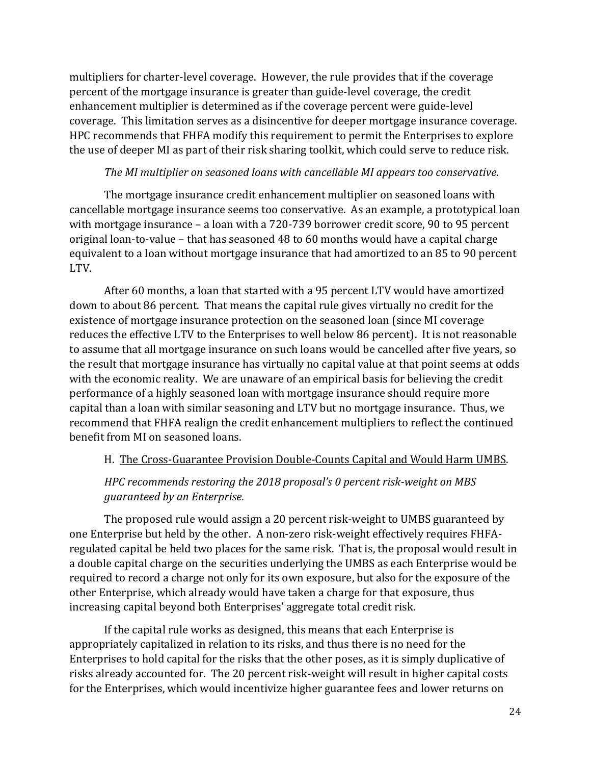multipliers for charter-level coverage. However, the rule provides that if the coverage percent of the mortgage insurance is greater than guide-level coverage, the credit enhancement multiplier is determined as if the coverage percent were guide-level coverage. This limitation serves as a disincentive for deeper mortgage insurance coverage. HPC recommends that FHFA modify this requirement to permit the Enterprises to explore the use of deeper MI as part of their risk sharing toolkit, which could serve to reduce risk.

*The MI multiplier on seasoned loans with cancellable MI appears too conservative.*

The mortgage insurance credit enhancement multiplier on seasoned loans with cancellable mortgage insurance seems too conservative. As an example, a prototypical loan with mortgage insurance – a loan with a 720-739 borrower credit score, 90 to 95 percent original loan-to-value – that has seasoned 48 to 60 months would have a capital charge equivalent to a loan without mortgage insurance that had amortized to an 85 to 90 percent LTV.

After 60 months, a loan that started with a 95 percent LTV would have amortized down to about 86 percent. That means the capital rule gives virtually no credit for the existence of mortgage insurance protection on the seasoned loan (since MI coverage reduces the effective LTV to the Enterprises to well below 86 percent). It is not reasonable to assume that all mortgage insurance on such loans would be cancelled after five years, so the result that mortgage insurance has virtually no capital value at that point seems at odds with the economic reality. We are unaware of an empirical basis for believing the credit performance of a highly seasoned loan with mortgage insurance should require more capital than a loan with similar seasoning and LTV but no mortgage insurance. Thus, we recommend that FHFA realign the credit enhancement multipliers to reflect the continued benefit from MI on seasoned loans.

H. <u>The Cross-Guarantee Provision Double-Counts Capital and Would Harm UMBS</u>.

*HPC recommends restoring the 2018 proposal's 0 percent risk-weight on MBS guaranteed by an Enterprise.*

The proposed rule would assign a 20 percent risk-weight to UMBS guaranteed by one Enterprise but held by the other. A non-zero risk-weight effectively requires FHFA-regulated capital be held two places for the same risk. That is, the proposal would result in a double capital charge on the securities underlying the UMBS as each Enterprise would be required to record a charge not only for its own exposure, but also for the exposure of the other Enterprise, which already would have taken a charge for that exposure, thus increasing capital beyond both Enterprises' aggregate total credit risk.

If the capital rule works as designed, this means that each Enterprise is appropriately capitalized in relation to its risks, and thus there is no need for the Enterprises to hold capital for the risks that the other poses, as it is simply duplicative of risks already accounted for. The 20 percent risk-weight will result in higher capital costs for the Enterprises, which would incentivize higher guarantee fees and lower returns on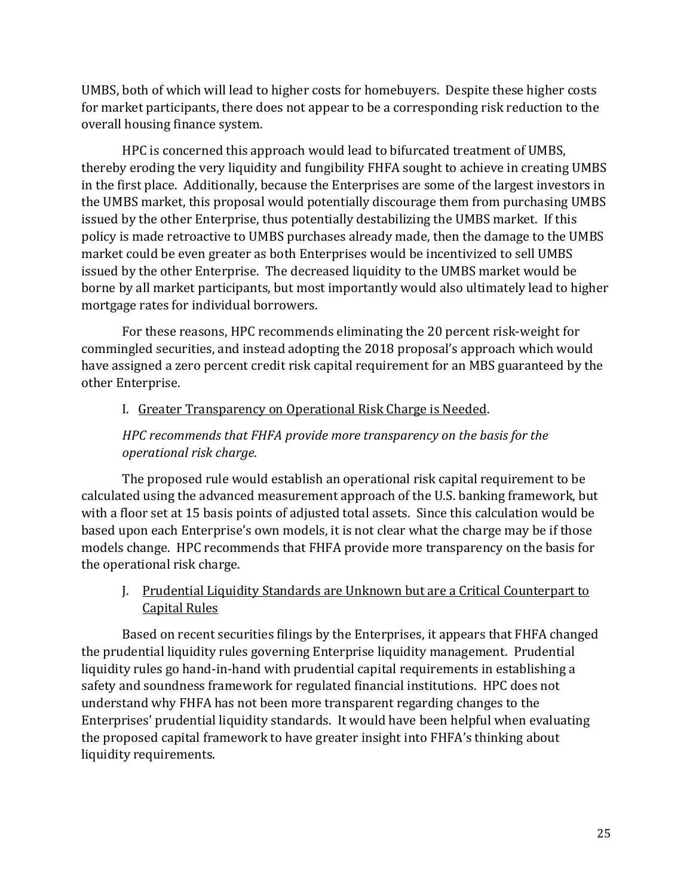UMBS, both of which will lead to higher costs for homebuyers. Despite these higher costs for market participants, there does not appear to be a corresponding risk reduction to the overall housing finance system.

HPC is concerned this approach would lead to bifurcated treatment of UMBS, thereby eroding the very liquidity and fungibility FHFA sought to achieve in creating UMBS in the first place. Additionally, because the Enterprises are some of the largest investors in the UMBS market, this proposal would potentially discourage them from purchasing UMBS issued by the other Enterprise, thus potentially destabilizing the UMBS market. If this policy is made retroactive to UMBS purchases already made, then the damage to the UMBS market could be even greater as both Enterprises would be incentivized to sell UMBS issued by the other Enterprise. The decreased liquidity to the UMBS market would be borne by all market participants, but most importantly would also ultimately lead to higher mortgage rates for individual borrowers.

For these reasons, HPC recommends eliminating the 20 percent risk-weight for commingled securities, and instead adopting the 2018 proposal's approach which would have assigned a zero percent credit risk capital requirement for an MBS guaranteed by the other Enterprise.

I. <u>Greater Transparency on Operational Risk Charge is Needed</u>.

*HPC recommends that FHFA provide more transparency on the basis for the operational risk charge.*

The proposed rule would establish an operational risk capital requirement to be calculated using the advanced measurement approach of the U.S. banking framework, but with a floor set at 15 basis points of adjusted total assets. Since this calculation would be based upon each Enterprise's own models, it is not clear what the charge may be if those models change. HPC recommends that FHFA provide more transparency on the basis for the operational risk charge.

J. <u>Prudential Liquidity Standards are Unknown but are a Critical Counterpart to Capital Rules</u>

Based on recent securities filings by the Enterprises, it appears that FHFA changed the prudential liquidity rules governing Enterprise liquidity management. Prudential liquidity rules go hand-in-hand with prudential capital requirements in establishing a safety and soundness framework for regulated financial institutions. HPC does not understand why FHFA has not been more transparent regarding changes to the Enterprises' prudential liquidity standards. It would have been helpful when evaluating the proposed capital framework to have greater insight into FHFA's thinking about liquidity requirements.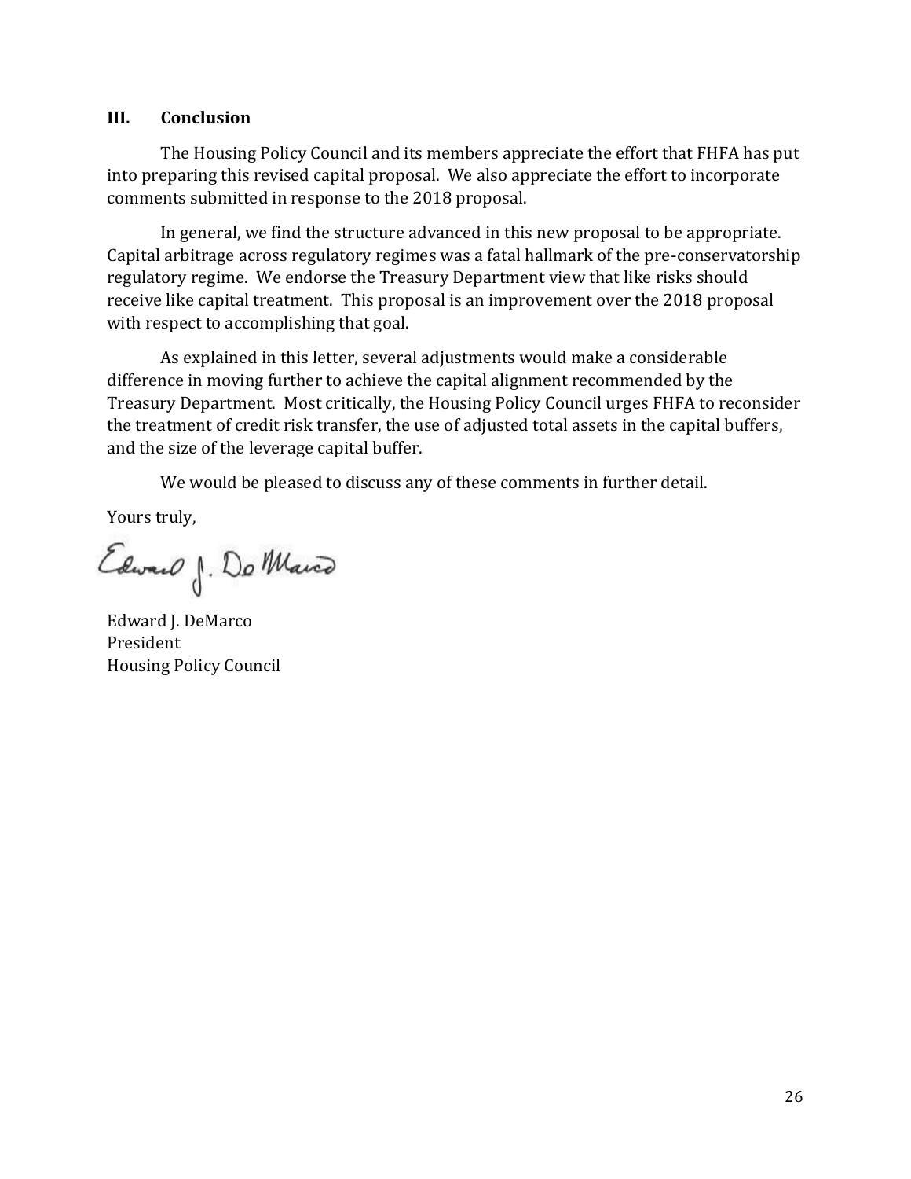## III. Conclusion

The Housing Policy Council and its members appreciate the effort that FHFA has put into preparing this revised capital proposal. We also appreciate the effort to incorporate comments submitted in response to the 2018 proposal.

In general, we find the structure advanced in this new proposal to be appropriate. Capital arbitrage across regulatory regimes was a fatal hallmark of the pre-conservatorship regulatory regime. We endorse the Treasury Department view that like risks should receive like capital treatment. This proposal is an improvement over the 2018 proposal with respect to accomplishing that goal.

As explained in this letter, several adjustments would make a considerable difference in moving further to achieve the capital alignment recommended by the Treasury Department. Most critically, the Housing Policy Council urges FHFA to reconsider the treatment of credit risk transfer, the use of adjusted total assets in the capital buffers, and the size of the leverage capital buffer.

We would be pleased to discuss any of these comments in further detail.

Yours truly,

Edward J. DeMarco
President
Housing Policy Council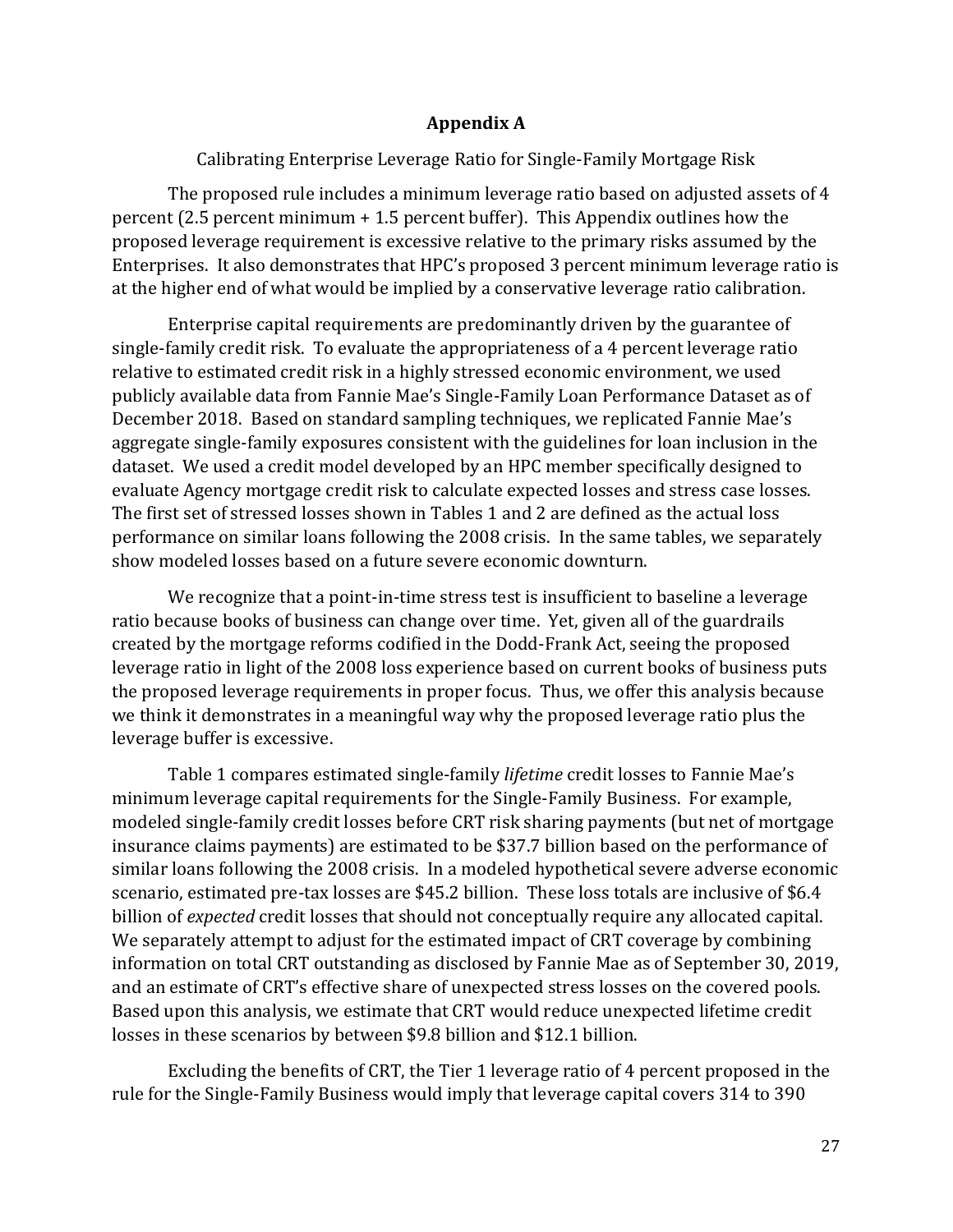# Appendix A

Calibrating Enterprise Leverage Ratio for Single-Family Mortgage Risk

The proposed rule includes a minimum leverage ratio based on adjusted assets of 4 percent (2.5 percent minimum + 1.5 percent buffer). This Appendix outlines how the proposed leverage requirement is excessive relative to the primary risks assumed by the Enterprises. It also demonstrates that HPC's proposed 3 percent minimum leverage ratio is at the higher end of what would be implied by a conservative leverage ratio calibration.

Enterprise capital requirements are predominantly driven by the guarantee of single-family credit risk. To evaluate the appropriateness of a 4 percent leverage ratio relative to estimated credit risk in a highly stressed economic environment, we used publicly available data from Fannie Mae's Single-Family Loan Performance Dataset as of December 2018. Based on standard sampling techniques, we replicated Fannie Mae's aggregate single-family exposures consistent with the guidelines for loan inclusion in the dataset. We used a credit model developed by an HPC member specifically designed to evaluate Agency mortgage credit risk to calculate expected losses and stress case losses. The first set of stressed losses shown in Tables 1 and 2 are defined as the actual loss performance on similar loans following the 2008 crisis. In the same tables, we separately show modeled losses based on a future severe economic downturn.

We recognize that a point-in-time stress test is insufficient to baseline a leverage ratio because books of business can change over time. Yet, given all of the guardrails created by the mortgage reforms codified in the Dodd-Frank Act, seeing the proposed leverage ratio in light of the 2008 loss experience based on current books of business puts the proposed leverage requirements in proper focus. Thus, we offer this analysis because we think it demonstrates in a meaningful way why the proposed leverage ratio plus the leverage buffer is excessive.

Table 1 compares estimated single-family *lifetime* credit losses to Fannie Mae's minimum leverage capital requirements for the Single-Family Business. For example, modeled single-family credit losses before CRT risk sharing payments (but net of mortgage insurance claims payments) are estimated to be $37.7 billion based on the performance of similar loans following the 2008 crisis. In a modeled hypothetical severe adverse economic scenario, estimated pre-tax losses are $45.2 billion. These loss totals are inclusive of $6.4 billion of *expected* credit losses that should not conceptually require any allocated capital. We separately attempt to adjust for the estimated impact of CRT coverage by combining information on total CRT outstanding as disclosed by Fannie Mae as of September 30, 2019, and an estimate of CRT's effective share of unexpected stress losses on the covered pools. Based upon this analysis, we estimate that CRT would reduce unexpected lifetime credit losses in these scenarios by between $9.8 billion and $12.1 billion.

Excluding the benefits of CRT, the Tier 1 leverage ratio of 4 percent proposed in the rule for the Single-Family Business would imply that leverage capital covers 314 to 390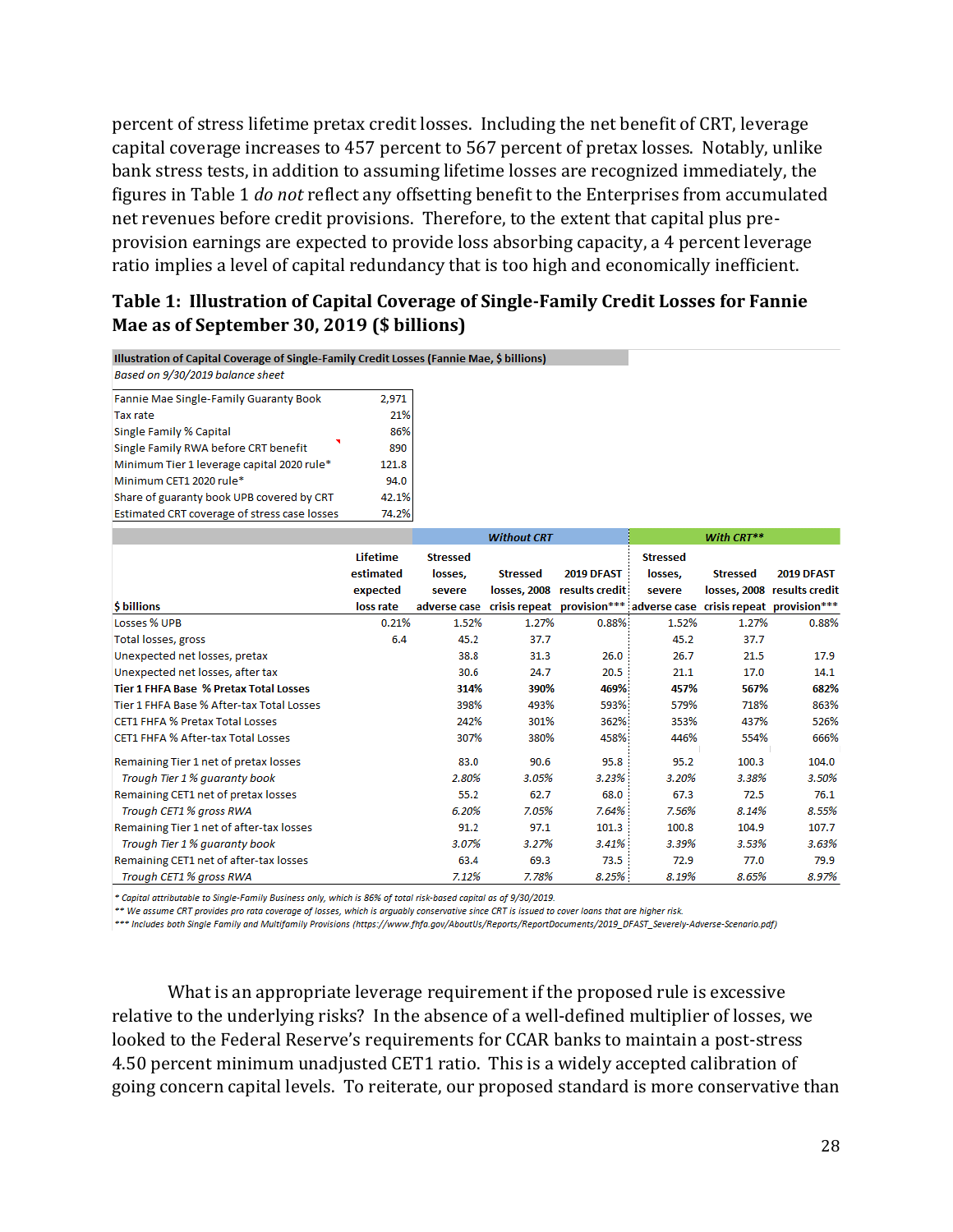percent of stress lifetime pretax credit losses. Including the net benefit of CRT, leverage capital coverage increases to 457 percent to 567 percent of pretax losses. Notably, unlike bank stress tests, in addition to assuming lifetime losses are recognized immediately, the figures in Table 1 *do not* reflect any offsetting benefit to the Enterprises from accumulated net revenues before credit provisions. Therefore, to the extent that capital plus pre-provision earnings are expected to provide loss absorbing capacity, a 4 percent leverage ratio implies a level of capital redundancy that is too high and economically inefficient.

### Table 1: Illustration of Capital Coverage of Single-Family Credit Losses for Fannie Mae as of September 30, 2019 ($ billions)

**Illustration of Capital Coverage of Single-Family Credit Losses (Fannie Mae, $ billions)**

*Based on 9/30/2019 balance sheet*

| | |
|---|---|
| Fannie Mae Single-Family Guaranty Book | 2,971 |
| Tax rate | 21% |
| Single Family % Capital | 86% |
| Single Family RWA before CRT benefit | 890 |
| Minimum Tier 1 leverage capital 2020 rule* | 121.8 |
| Minimum CET1 2020 rule* | 94.0 |
| Share of guaranty book UPB covered by CRT | 42.1% |
| Estimated CRT coverage of stress case losses | 74.2% |

| | | *Without CRT* | | | *With CRT*** | | |
|---|---|---|---|---|---|---|---|
| **$ billions** | **Lifetime estimated expected loss rate** | **Stressed losses, severe adverse case** | **Stressed losses, 2008 crisis repeat** | **2019 DFAST results credit provision***** | **Stressed losses, severe adverse case** | **Stressed losses, 2008 crisis repeat** | **2019 DFAST results credit provision***** |
| Losses % UPB | 0.21% | 1.52% | 1.27% | 0.88% | 1.52% | 1.27% | 0.88% |
| Total losses, gross | 6.4 | 45.2 | 37.7 | | 45.2 | 37.7 | |
| Unexpected net losses, pretax | | 38.8 | 31.3 | 26.0 | 26.7 | 21.5 | 17.9 |
| Unexpected net losses, after tax | | 30.6 | 24.7 | 20.5 | 21.1 | 17.0 | 14.1 |
| **Tier 1 FHFA Base % Pretax Total Losses** | | **314%** | **390%** | **469%** | **457%** | **567%** | **682%** |
| Tier 1 FHFA Base % After-tax Total Losses | | 398% | 493% | 593% | 579% | 718% | 863% |
| CET1 FHFA % Pretax Total Losses | | 242% | 301% | 362% | 353% | 437% | 526% |
| CET1 FHFA % After-tax Total Losses | | 307% | 380% | 458% | 446% | 554% | 666% |
| Remaining Tier 1 net of pretax losses | | 83.0 | 90.6 | 95.8 | 95.2 | 100.3 | 104.0 |
| *Trough Tier 1 % guaranty book* | | *2.80%* | *3.05%* | *3.23%* | *3.20%* | *3.38%* | *3.50%* |
| Remaining CET1 net of pretax losses | | 55.2 | 62.7 | 68.0 | 67.3 | 72.5 | 76.1 |
| *Trough CET1 % gross RWA* | | *6.20%* | *7.05%* | *7.64%* | *7.56%* | *8.14%* | *8.55%* |
| Remaining Tier 1 net of after-tax losses | | 91.2 | 97.1 | 101.3 | 100.8 | 104.9 | 107.7 |
| *Trough Tier 1 % guaranty book* | | *3.07%* | *3.27%* | *3.41%* | *3.39%* | *3.53%* | *3.63%* |
| Remaining CET1 net of after-tax losses | | 63.4 | 69.3 | 73.5 | 72.9 | 77.0 | 79.9 |
| *Trough CET1 % gross RWA* | | *7.12%* | *7.78%* | *8.25%* | *8.19%* | *8.65%* | *8.97%* |

*\* Capital attributable to Single-Family Business only, which is 86% of total risk-based capital as of 9/30/2019.*
*\*\* We assume CRT provides pro rata coverage of losses, which is arguably conservative since CRT is issued to cover loans that are higher risk.*
*\*\*\* Includes both Single Family and Multifamily Provisions (https://www.fhfa.gov/AboutUs/Reports/ReportDocuments/2019_DFAST_Severely-Adverse-Scenario.pdf)*

What is an appropriate leverage requirement if the proposed rule is excessive relative to the underlying risks? In the absence of a well-defined multiplier of losses, we looked to the Federal Reserve's requirements for CCAR banks to maintain a post-stress 4.50 percent minimum unadjusted CET1 ratio. This is a widely accepted calibration of going concern capital levels. To reiterate, our proposed standard is more conservative than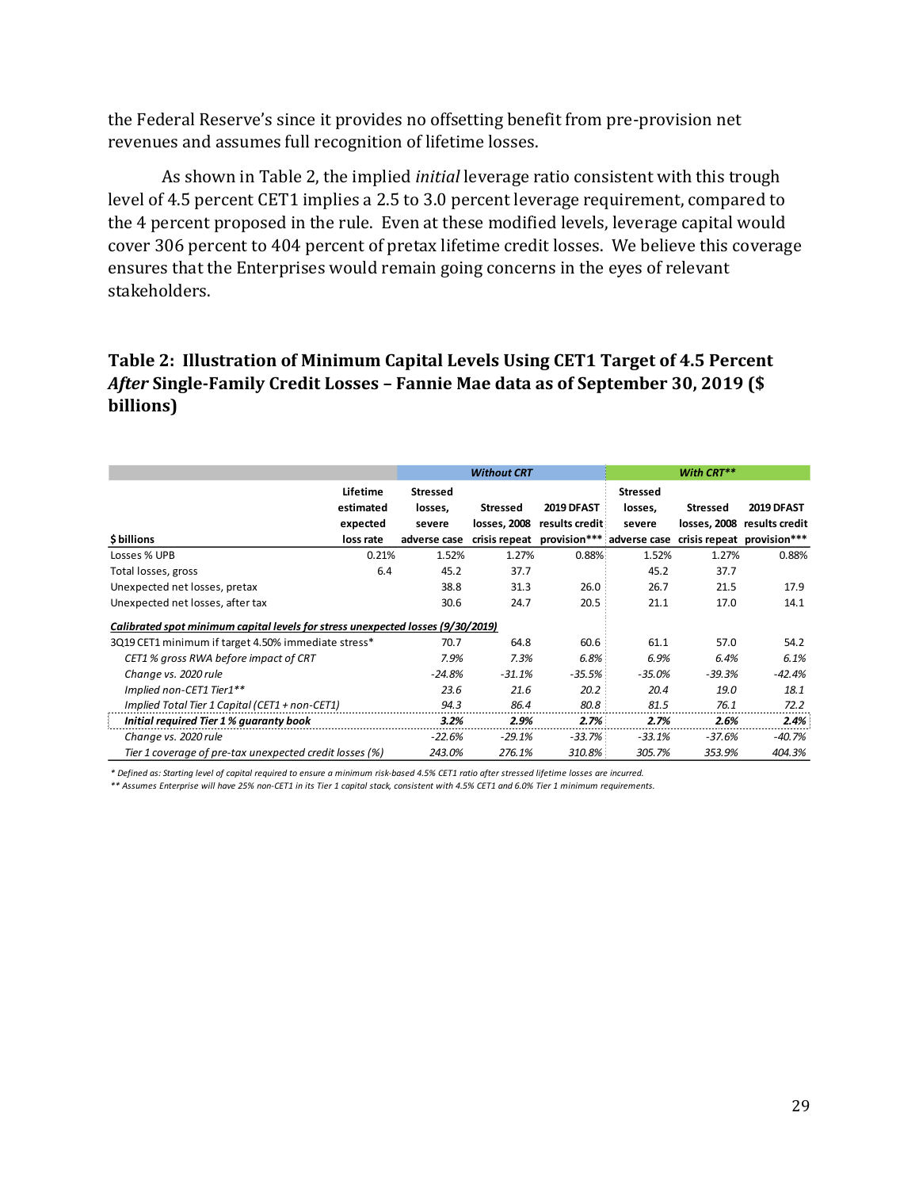the Federal Reserve's since it provides no offsetting benefit from pre-provision net revenues and assumes full recognition of lifetime losses.

As shown in Table 2, the implied *initial* leverage ratio consistent with this trough level of 4.5 percent CET1 implies a 2.5 to 3.0 percent leverage requirement, compared to the 4 percent proposed in the rule. Even at these modified levels, leverage capital would cover 306 percent to 404 percent of pretax lifetime credit losses. We believe this coverage ensures that the Enterprises would remain going concerns in the eyes of relevant stakeholders.

### Table 2: Illustration of Minimum Capital Levels Using CET1 Target of 4.5 Percent *After* Single-Family Credit Losses – Fannie Mae data as of September 30, 2019 ($ billions)

| | | *Without CRT* | | | *With CRT*** | | |
|---|---|---|---|---|---|---|---|
| **$ billions** | **Lifetime estimated expected loss rate** | **Stressed losses, severe adverse case** | **Stressed losses, 2008 crisis repeat** | **2019 DFAST results credit provision***** | **Stressed losses, severe adverse case** | **Stressed losses, 2008 crisis repeat** | **2019 DFAST results credit provision***** |
| Losses % UPB | 0.21% | 1.52% | 1.27% | 0.88% | 1.52% | 1.27% | 0.88% |
| Total losses, gross | 6.4 | 45.2 | 37.7 | | 45.2 | 37.7 | |
| Unexpected net losses, pretax | | 38.8 | 31.3 | 26.0 | 26.7 | 21.5 | 17.9 |
| Unexpected net losses, after tax | | 30.6 | 24.7 | 20.5 | 21.1 | 17.0 | 14.1 |
| ***Calibrated spot minimum capital levels for stress unexpected losses (9/30/2019)*** | | | | | | | |
| 3Q19 CET1 minimum if target 4.50% immediate stress* | | 70.7 | 64.8 | 60.6 | 61.1 | 57.0 | 54.2 |
| *CET1 % gross RWA before impact of CRT* | | *7.9%* | *7.3%* | *6.8%* | *6.9%* | *6.4%* | *6.1%* |
| *Change vs. 2020 rule* | | *-24.8%* | *-31.1%* | *-35.5%* | *-35.0%* | *-39.3%* | *-42.4%* |
| *Implied non-CET1 Tier1*** | | *23.6* | *21.6* | *20.2* | *20.4* | *19.0* | *18.1* |
| *Implied Total Tier 1 Capital (CET1 + non-CET1)* | | *94.3* | *86.4* | *80.8* | *81.5* | *76.1* | *72.2* |
| ***Initial required Tier 1 % guaranty book*** | | ***3.2%*** | ***2.9%*** | ***2.7%*** | ***2.7%*** | ***2.6%*** | ***2.4%*** |
| *Change vs. 2020 rule* | | *-22.6%* | *-29.1%* | *-33.7%* | *-33.1%* | *-37.6%* | *-40.7%* |
| *Tier 1 coverage of pre-tax unexpected credit losses (%)* | | *243.0%* | *276.1%* | *310.8%* | *305.7%* | *353.9%* | *404.3%* |

*\* Defined as: Starting level of capital required to ensure a minimum risk-based 4.5% CET1 ratio after stressed lifetime losses are incurred.*
*\*\* Assumes Enterprise will have 25% non-CET1 in its Tier 1 capital stack, consistent with 4.5% CET1 and 6.0% Tier 1 minimum requirements.*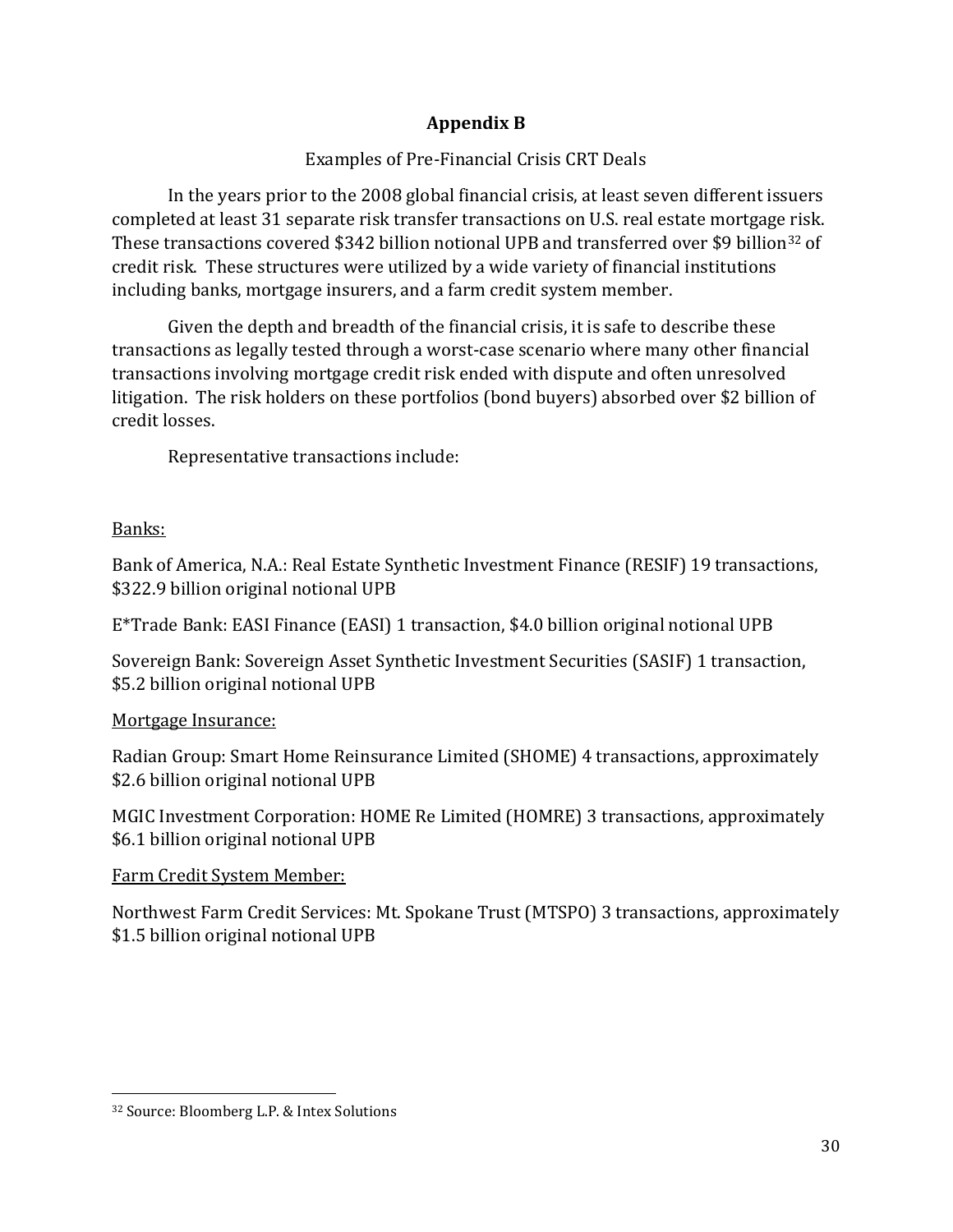# Appendix B

Examples of Pre-Financial Crisis CRT Deals

In the years prior to the 2008 global financial crisis, at least seven different issuers completed at least 31 separate risk transfer transactions on U.S. real estate mortgage risk. These transactions covered $342 billion notional UPB and transferred over $9 billion[32] of credit risk. These structures were utilized by a wide variety of financial institutions including banks, mortgage insurers, and a farm credit system member.

Given the depth and breadth of the financial crisis, it is safe to describe these transactions as legally tested through a worst-case scenario where many other financial transactions involving mortgage credit risk ended with dispute and often unresolved litigation. The risk holders on these portfolios (bond buyers) absorbed over $2 billion of credit losses.

Representative transactions include:

Banks:

Bank of America, N.A.: Real Estate Synthetic Investment Finance (RESIF) 19 transactions, $322.9 billion original notional UPB

E*Trade Bank: EASI Finance (EASI) 1 transaction, $4.0 billion original notional UPB

Sovereign Bank: Sovereign Asset Synthetic Investment Securities (SASIF) 1 transaction, $5.2 billion original notional UPB

Mortgage Insurance:

Radian Group: Smart Home Reinsurance Limited (SHOME) 4 transactions, approximately $2.6 billion original notional UPB

MGIC Investment Corporation: HOME Re Limited (HOMRE) 3 transactions, approximately $6.1 billion original notional UPB

Farm Credit System Member:

Northwest Farm Credit Services: Mt. Spokane Trust (MTSPO) 3 transactions, approximately $1.5 billion original notional UPB

---

[32] Source: Bloomberg L.P. & Intex Solutions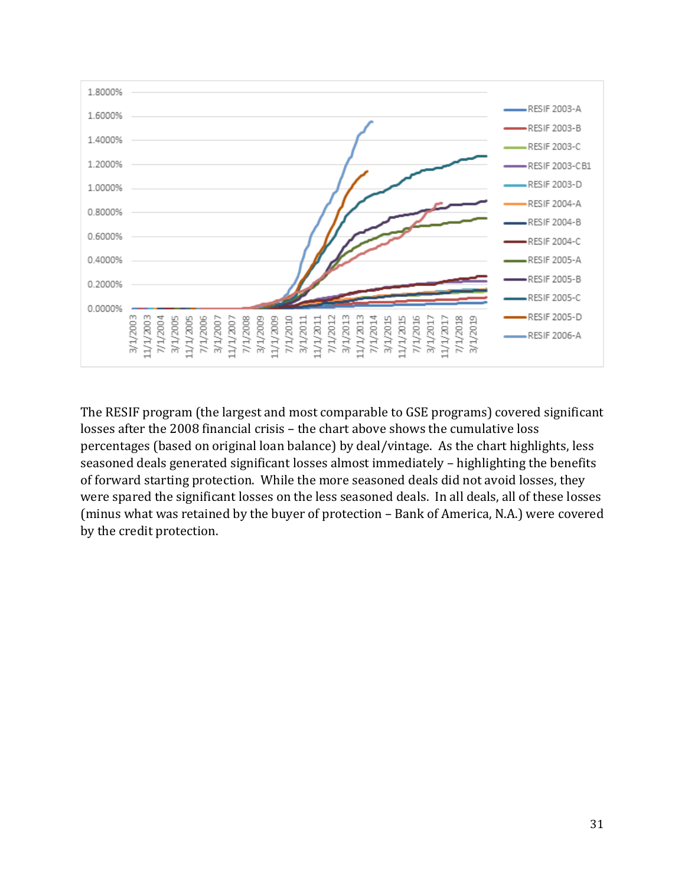The RESIF program (the largest and most comparable to GSE programs) covered significant losses after the 2008 financial crisis – the chart above shows the cumulative loss percentages (based on original loan balance) by deal/vintage. As the chart highlights, less seasoned deals generated significant losses almost immediately – highlighting the benefits of forward starting protection. While the more seasoned deals did not avoid losses, they were spared the significant losses on the less seasoned deals. In all deals, all of these losses (minus what was retained by the buyer of protection – Bank of America, N.A.) were covered by the credit protection.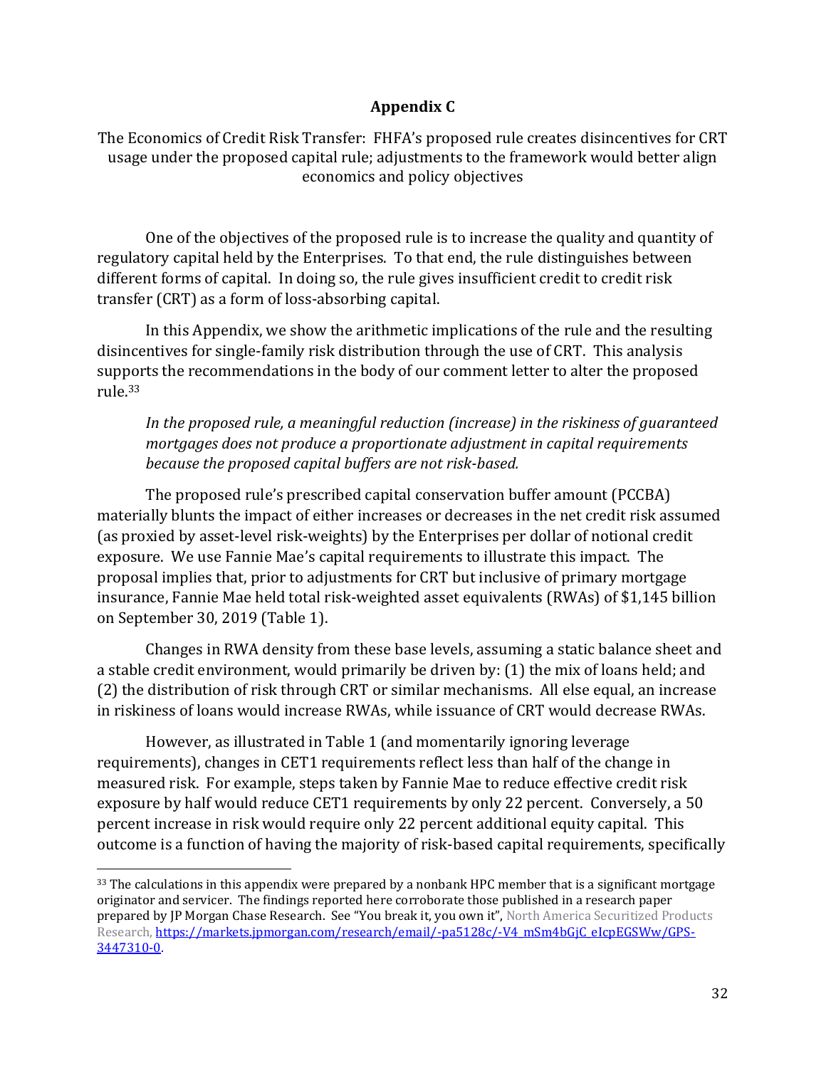## Appendix C

The Economics of Credit Risk Transfer: FHFA's proposed rule creates disincentives for CRT usage under the proposed capital rule; adjustments to the framework would better align economics and policy objectives

One of the objectives of the proposed rule is to increase the quality and quantity of regulatory capital held by the Enterprises. To that end, the rule distinguishes between different forms of capital. In doing so, the rule gives insufficient credit to credit risk transfer (CRT) as a form of loss-absorbing capital.

In this Appendix, we show the arithmetic implications of the rule and the resulting disincentives for single-family risk distribution through the use of CRT. This analysis supports the recommendations in the body of our comment letter to alter the proposed rule.[33]

*In the proposed rule, a meaningful reduction (increase) in the riskiness of guaranteed mortgages does not produce a proportionate adjustment in capital requirements because the proposed capital buffers are not risk-based.*

The proposed rule's prescribed capital conservation buffer amount (PCCBA) materially blunts the impact of either increases or decreases in the net credit risk assumed (as proxied by asset-level risk-weights) by the Enterprises per dollar of notional credit exposure. We use Fannie Mae's capital requirements to illustrate this impact. The proposal implies that, prior to adjustments for CRT but inclusive of primary mortgage insurance, Fannie Mae held total risk-weighted asset equivalents (RWAs) of $1,145 billion on September 30, 2019 (Table 1).

Changes in RWA density from these base levels, assuming a static balance sheet and a stable credit environment, would primarily be driven by: (1) the mix of loans held; and (2) the distribution of risk through CRT or similar mechanisms. All else equal, an increase in riskiness of loans would increase RWAs, while issuance of CRT would decrease RWAs.

However, as illustrated in Table 1 (and momentarily ignoring leverage requirements), changes in CET1 requirements reflect less than half of the change in measured risk. For example, steps taken by Fannie Mae to reduce effective credit risk exposure by half would reduce CET1 requirements by only 22 percent. Conversely, a 50 percent increase in risk would require only 22 percent additional equity capital. This outcome is a function of having the majority of risk-based capital requirements, specifically

[33] The calculations in this appendix were prepared by a nonbank HPC member that is a significant mortgage originator and servicer. The findings reported here corroborate those published in a research paper prepared by JP Morgan Chase Research. See "You break it, you own it", North America Securitized Products Research, https://markets.jpmorgan.com/research/email/-pa5128c/-V4_mSm4bGjC_eIcpEGSWw/GPS-3447310-0.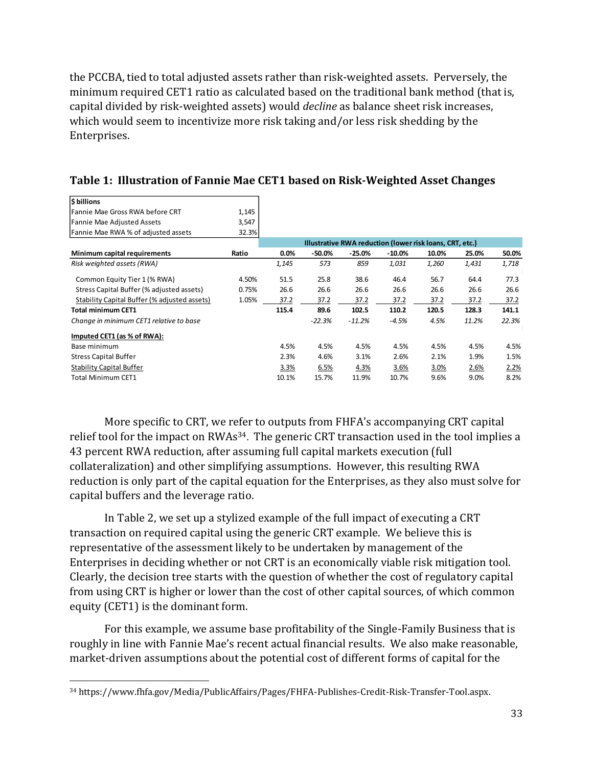the PCCBA, tied to total adjusted assets rather than risk-weighted assets. Perversely, the minimum required CET1 ratio as calculated based on the traditional bank method (that is, capital divided by risk-weighted assets) would *decline* as balance sheet risk increases, which would seem to incentivize more risk taking and/or less risk shedding by the Enterprises.

### Table 1: Illustration of Fannie Mae CET1 based on Risk-Weighted Asset Changes

| **$ billions** | |
|---|---|
| Fannie Mae Gross RWA before CRT | 1,145 |
| Fannie Mae Adjusted Assets | 3,547 |
| Fannie Mae RWA % of adjusted assets | 32.3% |

| | | Illustrative RWA reduction (lower risk loans, CRT, etc.) | | | | | | |
|---|---|---|---|---|---|---|---|---|
| **Minimum capital requirements** | **Ratio** | **0.0%** | **-50.0%** | **-25.0%** | **-10.0%** | **10.0%** | **25.0%** | **50.0%** |
| *Risk weighted assets (RWA)* | | *1,145* | *573* | *859* | *1,031* | *1,260* | *1,431* | *1,718* |
| Common Equity Tier 1 (% RWA) | 4.50% | 51.5 | 25.8 | 38.6 | 46.4 | 56.7 | 64.4 | 77.3 |
| Stress Capital Buffer (% adjusted assets) | 0.75% | 26.6 | 26.6 | 26.6 | 26.6 | 26.6 | 26.6 | 26.6 |
| Stability Capital Buffer (% adjusted assets) | 1.05% | 37.2 | 37.2 | 37.2 | 37.2 | 37.2 | 37.2 | 37.2 |
| **Total minimum CET1** | | **115.4** | **89.6** | **102.5** | **110.2** | **120.5** | **128.3** | **141.1** |
| *Change in minimum CET1 relative to base* | | | *-22.3%* | *-11.2%* | *-4.5%* | *4.5%* | *11.2%* | *22.3%* |
| **Imputed CET1 (as % of RWA):** | | | | | | | | |
| Base minimum | | 4.5% | 4.5% | 4.5% | 4.5% | 4.5% | 4.5% | 4.5% |
| Stress Capital Buffer | | 2.3% | 4.6% | 3.1% | 2.6% | 2.1% | 1.9% | 1.5% |
| Stability Capital Buffer | | 3.3% | 6.5% | 4.3% | 3.6% | 3.0% | 2.6% | 2.2% |
| Total Minimum CET1 | | 10.1% | 15.7% | 11.9% | 10.7% | 9.6% | 9.0% | 8.2% |

More specific to CRT, we refer to outputs from FHFA's accompanying CRT capital relief tool for the impact on RWAs[34]. The generic CRT transaction used in the tool implies a 43 percent RWA reduction, after assuming full capital markets execution (full collateralization) and other simplifying assumptions. However, this resulting RWA reduction is only part of the capital equation for the Enterprises, as they also must solve for capital buffers and the leverage ratio.

In Table 2, we set up a stylized example of the full impact of executing a CRT transaction on required capital using the generic CRT example. We believe this is representative of the assessment likely to be undertaken by management of the Enterprises in deciding whether or not CRT is an economically viable risk mitigation tool. Clearly, the decision tree starts with the question of whether the cost of regulatory capital from using CRT is higher or lower than the cost of other capital sources, of which common equity (CET1) is the dominant form.

For this example, we assume base profitability of the Single-Family Business that is roughly in line with Fannie Mae's recent actual financial results. We also make reasonable, market-driven assumptions about the potential cost of different forms of capital for the

---

[34] https://www.fhfa.gov/Media/PublicAffairs/Pages/FHFA-Publishes-Credit-Risk-Transfer-Tool.aspx.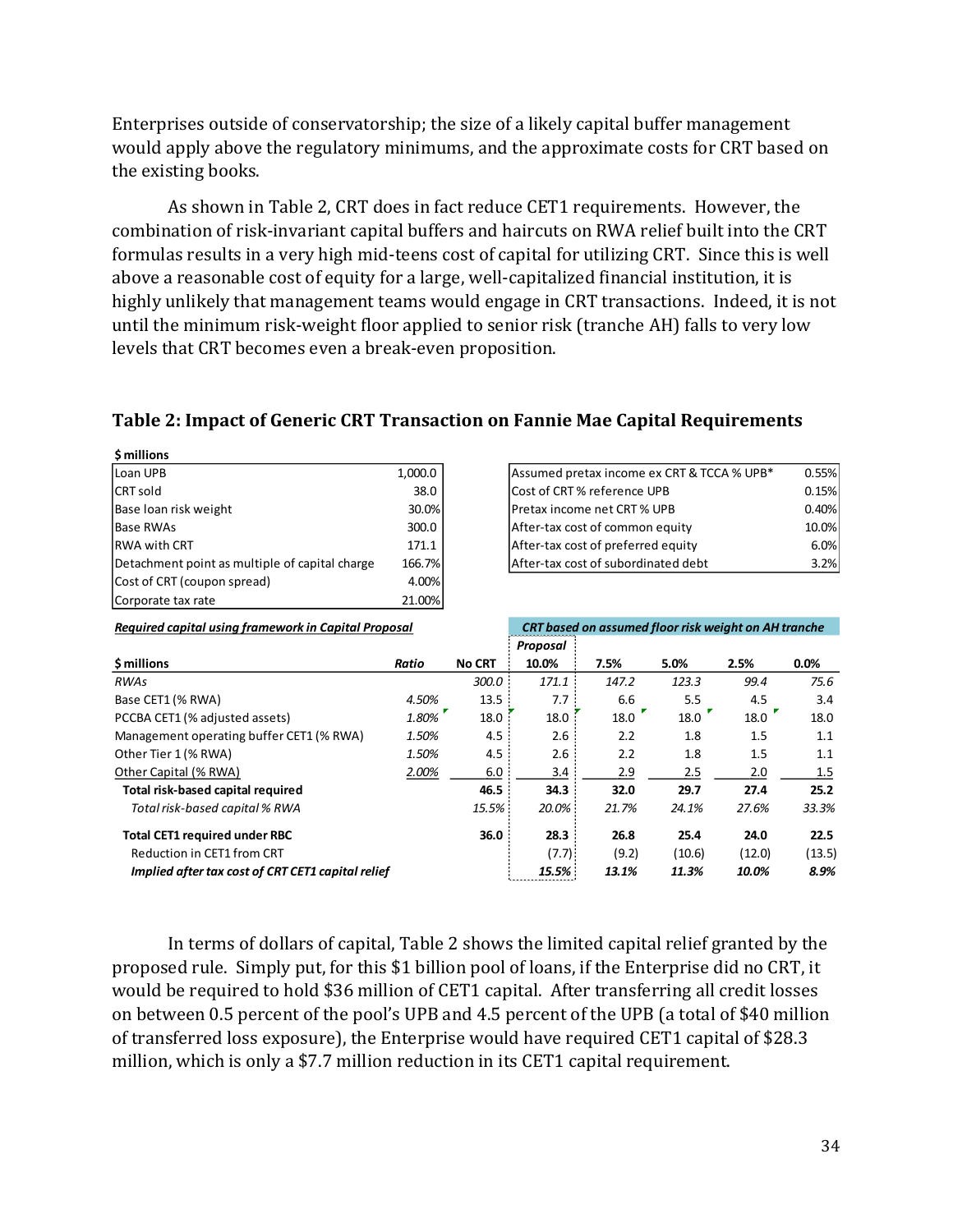Enterprises outside of conservatorship; the size of a likely capital buffer management would apply above the regulatory minimums, and the approximate costs for CRT based on the existing books.

As shown in Table 2, CRT does in fact reduce CET1 requirements. However, the combination of risk-invariant capital buffers and haircuts on RWA relief built into the CRT formulas results in a very high mid-teens cost of capital for utilizing CRT. Since this is well above a reasonable cost of equity for a large, well-capitalized financial institution, it is highly unlikely that management teams would engage in CRT transactions. Indeed, it is not until the minimum risk-weight floor applied to senior risk (tranche AH) falls to very low levels that CRT becomes even a break-even proposition.

### Table 2: Impact of Generic CRT Transaction on Fannie Mae Capital Requirements

**$ millions**

| | |
|---|---|
| Loan UPB | 1,000.0 |
| CRT sold | 38.0 |
| Base loan risk weight | 30.0% |
| Base RWAs | 300.0 |
| RWA with CRT | 171.1 |
| Detachment point as multiple of capital charge | 166.7% |
| Cost of CRT (coupon spread) | 4.00% |
| Corporate tax rate | 21.00% |

| | |
|---|---|
| Assumed pretax income ex CRT & TCCA % UPB* | 0.55% |
| Cost of CRT % reference UPB | 0.15% |
| Pretax income net CRT % UPB | 0.40% |
| After-tax cost of common equity | 10.0% |
| After-tax cost of preferred equity | 6.0% |
| After-tax cost of subordinated debt | 3.2% |

| ***Required capital using framework in Capital Proposal*** | | | *CRT based on assumed floor risk weight on AH tranche* | | | | |
|---|---|---|---|---|---|---|---|
| | | | **Proposal** | | | | |
| **$ millions** | ***Ratio*** | **No CRT** | **10.0%** | **7.5%** | **5.0%** | **2.5%** | **0.0%** |
| *RWAs* | | *300.0* | *171.1* | *147.2* | *123.3* | *99.4* | *75.6* |
| Base CET1 (% RWA) | *4.50%* | 13.5 | 7.7 | 6.6 | 5.5 | 4.5 | 3.4 |
| PCCBA CET1 (% adjusted assets) | *1.80%* | 18.0 | 18.0 | 18.0 | 18.0 | 18.0 | 18.0 |
| Management operating buffer CET1 (% RWA) | *1.50%* | 4.5 | 2.6 | 2.2 | 1.8 | 1.5 | 1.1 |
| Other Tier 1 (% RWA) | *1.50%* | 4.5 | 2.6 | 2.2 | 1.8 | 1.5 | 1.1 |
| Other Capital (% RWA) | *2.00%* | 6.0 | 3.4 | 2.9 | 2.5 | 2.0 | 1.5 |
| **Total risk-based capital required** | | **46.5** | **34.3** | **32.0** | **29.7** | **27.4** | **25.2** |
| *Total risk-based capital % RWA* | | *15.5%* | *20.0%* | *21.7%* | *24.1%* | *27.6%* | *33.3%* |
| **Total CET1 required under RBC** | | **36.0** | **28.3** | **26.8** | **25.4** | **24.0** | **22.5** |
| Reduction in CET1 from CRT | | | (7.7) | (9.2) | (10.6) | (12.0) | (13.5) |
| ***Implied after tax cost of CRT CET1 capital relief*** | | | ***15.5%*** | ***13.1%*** | ***11.3%*** | ***10.0%*** | ***8.9%*** |

In terms of dollars of capital, Table 2 shows the limited capital relief granted by the proposed rule. Simply put, for this $1 billion pool of loans, if the Enterprise did no CRT, it would be required to hold $36 million of CET1 capital. After transferring all credit losses on between 0.5 percent of the pool's UPB and 4.5 percent of the UPB (a total of $40 million of transferred loss exposure), the Enterprise would have required CET1 capital of $28.3 million, which is only a $7.7 million reduction in its CET1 capital requirement.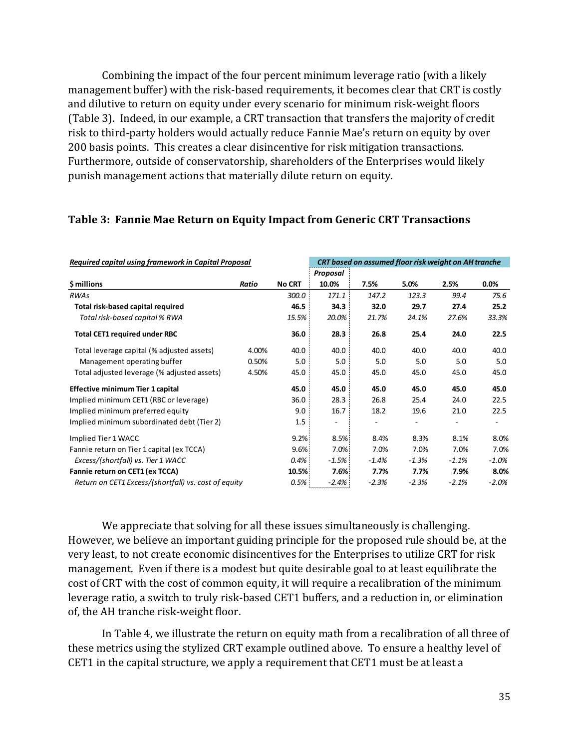Combining the impact of the four percent minimum leverage ratio (with a likely management buffer) with the risk-based requirements, it becomes clear that CRT is costly and dilutive to return on equity under every scenario for minimum risk-weight floors (Table 3). Indeed, in our example, a CRT transaction that transfers the majority of credit risk to third-party holders would actually reduce Fannie Mae's return on equity by over 200 basis points. This creates a clear disincentive for risk mitigation transactions. Furthermore, outside of conservatorship, shareholders of the Enterprises would likely punish management actions that materially dilute return on equity.

**Table 3: Fannie Mae Return on Equity Impact from Generic CRT Transactions**

| *Required capital using framework in Capital Proposal* | | | *CRT based on assumed floor risk weight on AH tranche* | | | | |
|---|---|---|---|---|---|---|---|
| | | | *Proposal* | | | | |
| **$ millions** | ***Ratio*** | **No CRT** | **10.0%** | **7.5%** | **5.0%** | **2.5%** | **0.0%** |
| *RWAs* | | *300.0* | *171.1* | *147.2* | *123.3* | *99.4* | *75.6* |
| **Total risk-based capital required** | | **46.5** | **34.3** | **32.0** | **29.7** | **27.4** | **25.2** |
| *Total risk-based capital % RWA* | | *15.5%* | *20.0%* | *21.7%* | *24.1%* | *27.6%* | *33.3%* |
| **Total CET1 required under RBC** | | **36.0** | **28.3** | **26.8** | **25.4** | **24.0** | **22.5** |
| Total leverage capital (% adjusted assets) | 4.00% | 40.0 | 40.0 | 40.0 | 40.0 | 40.0 | 40.0 |
| Management operating buffer | 0.50% | 5.0 | 5.0 | 5.0 | 5.0 | 5.0 | 5.0 |
| Total adjusted leverage (% adjusted assets) | 4.50% | 45.0 | 45.0 | 45.0 | 45.0 | 45.0 | 45.0 |
| **Effective minimum Tier 1 capital** | | **45.0** | **45.0** | **45.0** | **45.0** | **45.0** | **45.0** |
| Implied minimum CET1 (RBC or leverage) | | 36.0 | 28.3 | 26.8 | 25.4 | 24.0 | 22.5 |
| Implied minimum preferred equity | | 9.0 | 16.7 | 18.2 | 19.6 | 21.0 | 22.5 |
| Implied minimum subordinated debt (Tier 2) | | 1.5 | - | - | - | - | - |
| Implied Tier 1 WACC | | 9.2% | 8.5% | 8.4% | 8.3% | 8.1% | 8.0% |
| Fannie return on Tier 1 capital (ex TCCA) | | 9.6% | 7.0% | 7.0% | 7.0% | 7.0% | 7.0% |
| *Excess/(shortfall) vs. Tier 1 WACC* | | *0.4%* | *-1.5%* | *-1.4%* | *-1.3%* | *-1.1%* | *-1.0%* |
| **Fannie return on CET1 (ex TCCA)** | | **10.5%** | **7.6%** | **7.7%** | **7.7%** | **7.9%** | **8.0%** |
| *Return on CET1 Excess/(shortfall) vs. cost of equity* | | *0.5%* | *-2.4%* | *-2.3%* | *-2.3%* | *-2.1%* | *-2.0%* |

We appreciate that solving for all these issues simultaneously is challenging. However, we believe an important guiding principle for the proposed rule should be, at the very least, to not create economic disincentives for the Enterprises to utilize CRT for risk management. Even if there is a modest but quite desirable goal to at least equilibrate the cost of CRT with the cost of common equity, it will require a recalibration of the minimum leverage ratio, a switch to truly risk-based CET1 buffers, and a reduction in, or elimination of, the AH tranche risk-weight floor.

In Table 4, we illustrate the return on equity math from a recalibration of all three of these metrics using the stylized CRT example outlined above. To ensure a healthy level of CET1 in the capital structure, we apply a requirement that CET1 must be at least a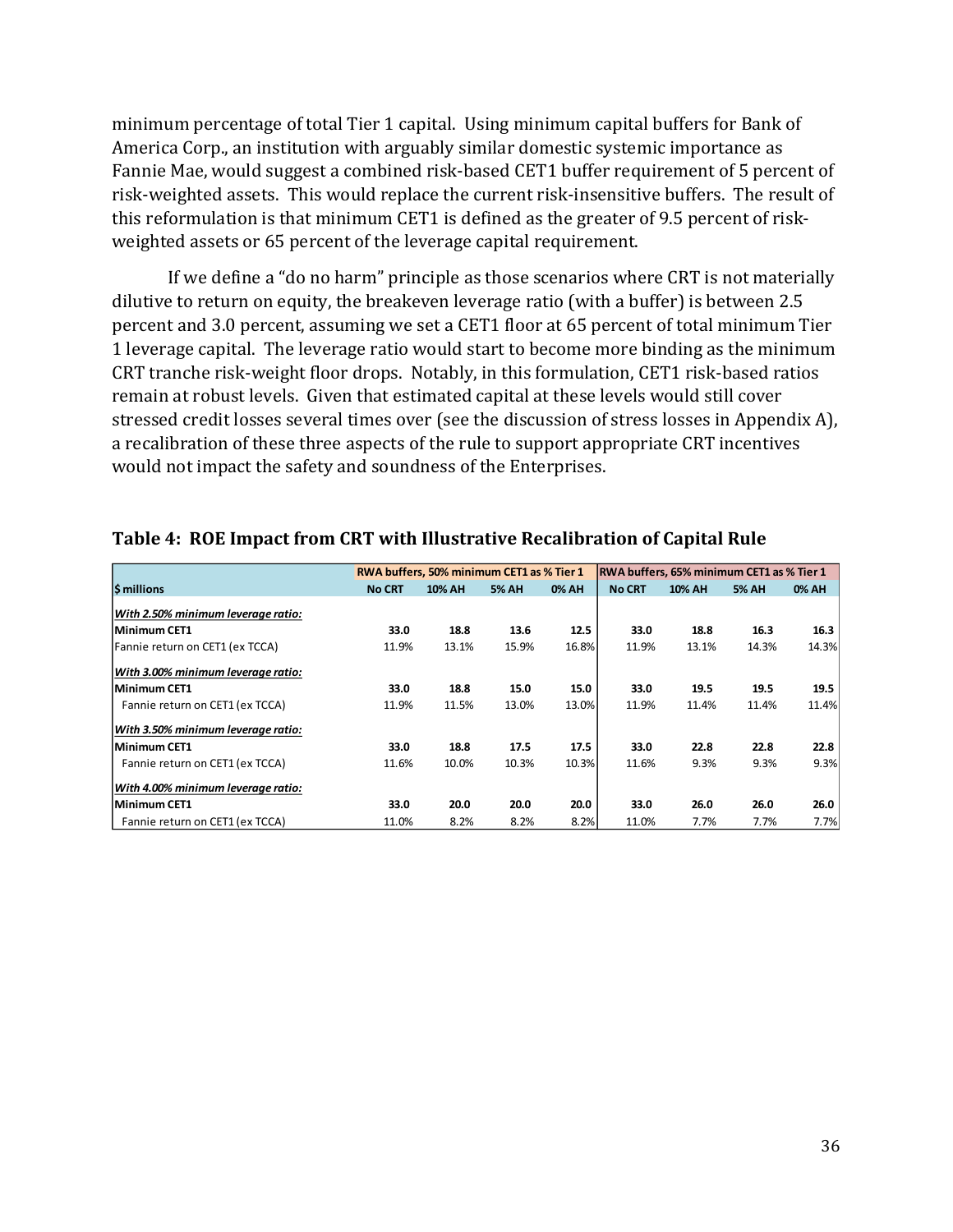minimum percentage of total Tier 1 capital. Using minimum capital buffers for Bank of America Corp., an institution with arguably similar domestic systemic importance as Fannie Mae, would suggest a combined risk-based CET1 buffer requirement of 5 percent of risk-weighted assets. This would replace the current risk-insensitive buffers. The result of this reformulation is that minimum CET1 is defined as the greater of 9.5 percent of risk-weighted assets or 65 percent of the leverage capital requirement.

If we define a "do no harm" principle as those scenarios where CRT is not materially dilutive to return on equity, the breakeven leverage ratio (with a buffer) is between 2.5 percent and 3.0 percent, assuming we set a CET1 floor at 65 percent of total minimum Tier 1 leverage capital. The leverage ratio would start to become more binding as the minimum CRT tranche risk-weight floor drops. Notably, in this formulation, CET1 risk-based ratios remain at robust levels. Given that estimated capital at these levels would still cover stressed credit losses several times over (see the discussion of stress losses in Appendix A), a recalibration of these three aspects of the rule to support appropriate CRT incentives would not impact the safety and soundness of the Enterprises.

**Table 4: ROE Impact from CRT with Illustrative Recalibration of Capital Rule**

| | RWA buffers, 50% minimum CET1 as % Tier 1 | | | | RWA buffers, 65% minimum CET1 as % Tier 1 | | | |
|---|---|---|---|---|---|---|---|---|
| **$ millions** | **No CRT** | **10% AH** | **5% AH** | **0% AH** | **No CRT** | **10% AH** | **5% AH** | **0% AH** |
| ***With 2.50% minimum leverage ratio:*** | | | | | | | | |
| **Minimum CET1** | **33.0** | **18.8** | **13.6** | **12.5** | **33.0** | **18.8** | **16.3** | **16.3** |
| Fannie return on CET1 (ex TCCA) | 11.9% | 13.1% | 15.9% | 16.8% | 11.9% | 13.1% | 14.3% | 14.3% |
| ***With 3.00% minimum leverage ratio:*** | | | | | | | | |
| **Minimum CET1** | **33.0** | **18.8** | **15.0** | **15.0** | **33.0** | **19.5** | **19.5** | **19.5** |
| Fannie return on CET1 (ex TCCA) | 11.9% | 11.5% | 13.0% | 13.0% | 11.9% | 11.4% | 11.4% | 11.4% |
| ***With 3.50% minimum leverage ratio:*** | | | | | | | | |
| **Minimum CET1** | **33.0** | **18.8** | **17.5** | **17.5** | **33.0** | **22.8** | **22.8** | **22.8** |
| Fannie return on CET1 (ex TCCA) | 11.6% | 10.0% | 10.3% | 10.3% | 11.6% | 9.3% | 9.3% | 9.3% |
| ***With 4.00% minimum leverage ratio:*** | | | | | | | | |
| **Minimum CET1** | **33.0** | **20.0** | **20.0** | **20.0** | **33.0** | **26.0** | **26.0** | **26.0** |
| Fannie return on CET1 (ex TCCA) | 11.0% | 8.2% | 8.2% | 8.2% | 11.0% | 7.7% | 7.7% | 7.7% |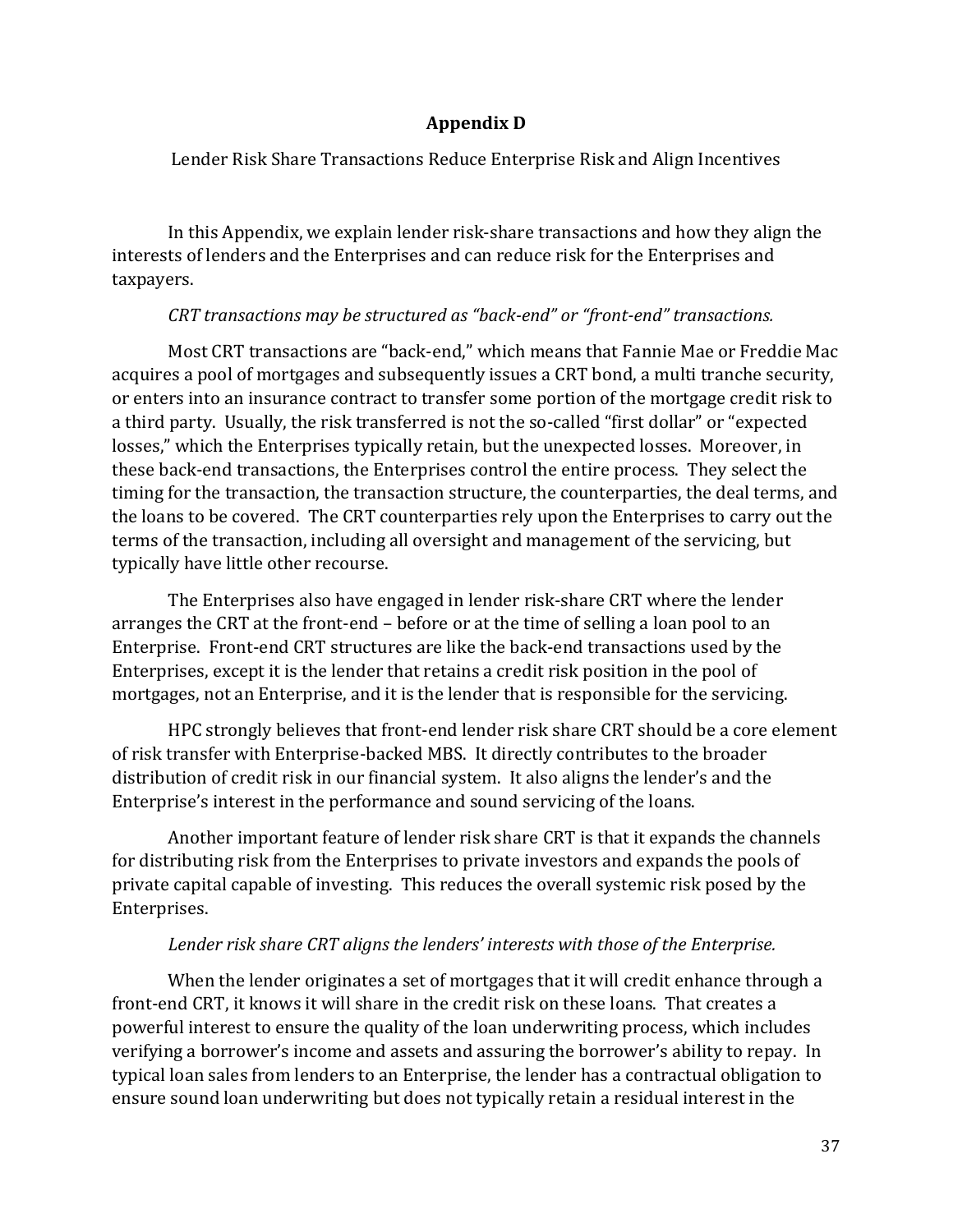## Appendix D

Lender Risk Share Transactions Reduce Enterprise Risk and Align Incentives

In this Appendix, we explain lender risk-share transactions and how they align the interests of lenders and the Enterprises and can reduce risk for the Enterprises and taxpayers.

*CRT transactions may be structured as "back-end" or "front-end" transactions.*

Most CRT transactions are "back-end," which means that Fannie Mae or Freddie Mac acquires a pool of mortgages and subsequently issues a CRT bond, a multi tranche security, or enters into an insurance contract to transfer some portion of the mortgage credit risk to a third party. Usually, the risk transferred is not the so-called "first dollar" or "expected losses," which the Enterprises typically retain, but the unexpected losses. Moreover, in these back-end transactions, the Enterprises control the entire process. They select the timing for the transaction, the transaction structure, the counterparties, the deal terms, and the loans to be covered. The CRT counterparties rely upon the Enterprises to carry out the terms of the transaction, including all oversight and management of the servicing, but typically have little other recourse.

The Enterprises also have engaged in lender risk-share CRT where the lender arranges the CRT at the front-end – before or at the time of selling a loan pool to an Enterprise. Front-end CRT structures are like the back-end transactions used by the Enterprises, except it is the lender that retains a credit risk position in the pool of mortgages, not an Enterprise, and it is the lender that is responsible for the servicing.

HPC strongly believes that front-end lender risk share CRT should be a core element of risk transfer with Enterprise-backed MBS. It directly contributes to the broader distribution of credit risk in our financial system. It also aligns the lender's and the Enterprise's interest in the performance and sound servicing of the loans.

Another important feature of lender risk share CRT is that it expands the channels for distributing risk from the Enterprises to private investors and expands the pools of private capital capable of investing. This reduces the overall systemic risk posed by the Enterprises.

*Lender risk share CRT aligns the lenders' interests with those of the Enterprise.*

When the lender originates a set of mortgages that it will credit enhance through a front-end CRT, it knows it will share in the credit risk on these loans. That creates a powerful interest to ensure the quality of the loan underwriting process, which includes verifying a borrower's income and assets and assuring the borrower's ability to repay. In typical loan sales from lenders to an Enterprise, the lender has a contractual obligation to ensure sound loan underwriting but does not typically retain a residual interest in the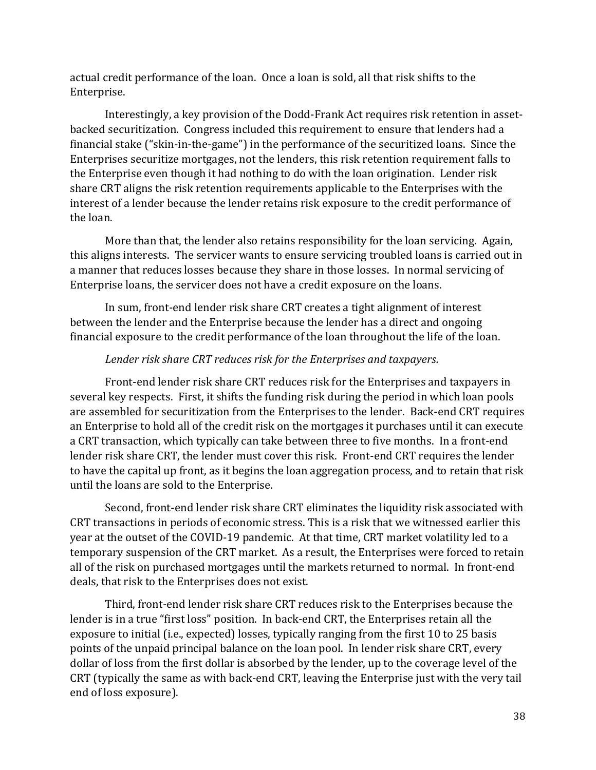actual credit performance of the loan. Once a loan is sold, all that risk shifts to the Enterprise.

Interestingly, a key provision of the Dodd-Frank Act requires risk retention in asset-backed securitization. Congress included this requirement to ensure that lenders had a financial stake ("skin-in-the-game") in the performance of the securitized loans. Since the Enterprises securitize mortgages, not the lenders, this risk retention requirement falls to the Enterprise even though it had nothing to do with the loan origination. Lender risk share CRT aligns the risk retention requirements applicable to the Enterprises with the interest of a lender because the lender retains risk exposure to the credit performance of the loan.

More than that, the lender also retains responsibility for the loan servicing. Again, this aligns interests. The servicer wants to ensure servicing troubled loans is carried out in a manner that reduces losses because they share in those losses. In normal servicing of Enterprise loans, the servicer does not have a credit exposure on the loans.

In sum, front-end lender risk share CRT creates a tight alignment of interest between the lender and the Enterprise because the lender has a direct and ongoing financial exposure to the credit performance of the loan throughout the life of the loan.

*Lender risk share CRT reduces risk for the Enterprises and taxpayers.*

Front-end lender risk share CRT reduces risk for the Enterprises and taxpayers in several key respects. First, it shifts the funding risk during the period in which loan pools are assembled for securitization from the Enterprises to the lender. Back-end CRT requires an Enterprise to hold all of the credit risk on the mortgages it purchases until it can execute a CRT transaction, which typically can take between three to five months. In a front-end lender risk share CRT, the lender must cover this risk. Front-end CRT requires the lender to have the capital up front, as it begins the loan aggregation process, and to retain that risk until the loans are sold to the Enterprise.

Second, front-end lender risk share CRT eliminates the liquidity risk associated with CRT transactions in periods of economic stress. This is a risk that we witnessed earlier this year at the outset of the COVID-19 pandemic. At that time, CRT market volatility led to a temporary suspension of the CRT market. As a result, the Enterprises were forced to retain all of the risk on purchased mortgages until the markets returned to normal. In front-end deals, that risk to the Enterprises does not exist.

Third, front-end lender risk share CRT reduces risk to the Enterprises because the lender is in a true "first loss" position. In back-end CRT, the Enterprises retain all the exposure to initial (i.e., expected) losses, typically ranging from the first 10 to 25 basis points of the unpaid principal balance on the loan pool. In lender risk share CRT, every dollar of loss from the first dollar is absorbed by the lender, up to the coverage level of the CRT (typically the same as with back-end CRT, leaving the Enterprise just with the very tail end of loss exposure).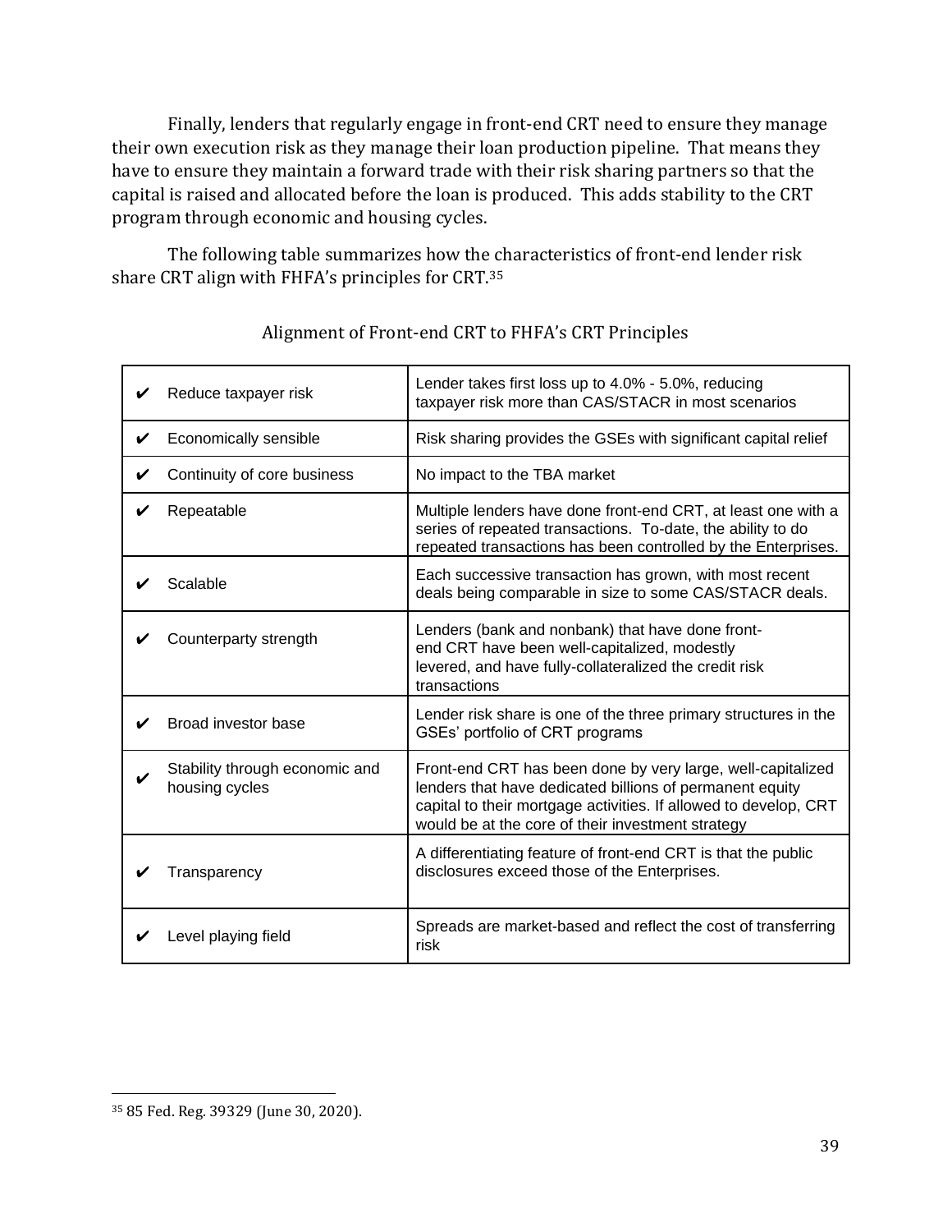Finally, lenders that regularly engage in front-end CRT need to ensure they manage their own execution risk as they manage their loan production pipeline. That means they have to ensure they maintain a forward trade with their risk sharing partners so that the capital is raised and allocated before the loan is produced. This adds stability to the CRT program through economic and housing cycles.

The following table summarizes how the characteristics of front-end lender risk share CRT align with FHFA's principles for CRT.[35]

Alignment of Front-end CRT to FHFA's CRT Principles

| | Principle | Alignment |
|---|---|---|
| ✔ | Reduce taxpayer risk | Lender takes first loss up to 4.0% - 5.0%, reducing taxpayer risk more than CAS/STACR in most scenarios |
| ✔ | Economically sensible | Risk sharing provides the GSEs with significant capital relief |
| ✔ | Continuity of core business | No impact to the TBA market |
| ✔ | Repeatable | Multiple lenders have done front-end CRT, at least one with a series of repeated transactions. To-date, the ability to do repeated transactions has been controlled by the Enterprises. |
| ✔ | Scalable | Each successive transaction has grown, with most recent deals being comparable in size to some CAS/STACR deals. |
| ✔ | Counterparty strength | Lenders (bank and nonbank) that have done front-end CRT have been well-capitalized, modestly levered, and have fully-collateralized the credit risk transactions |
| ✔ | Broad investor base | Lender risk share is one of the three primary structures in the GSEs' portfolio of CRT programs |
| ✔ | Stability through economic and housing cycles | Front-end CRT has been done by very large, well-capitalized lenders that have dedicated billions of permanent equity capital to their mortgage activities. If allowed to develop, CRT would be at the core of their investment strategy |
| ✔ | Transparency | A differentiating feature of front-end CRT is that the public disclosures exceed those of the Enterprises. |
| ✔ | Level playing field | Spreads are market-based and reflect the cost of transferring risk |

[35] 85 Fed. Reg. 39329 (June 30, 2020).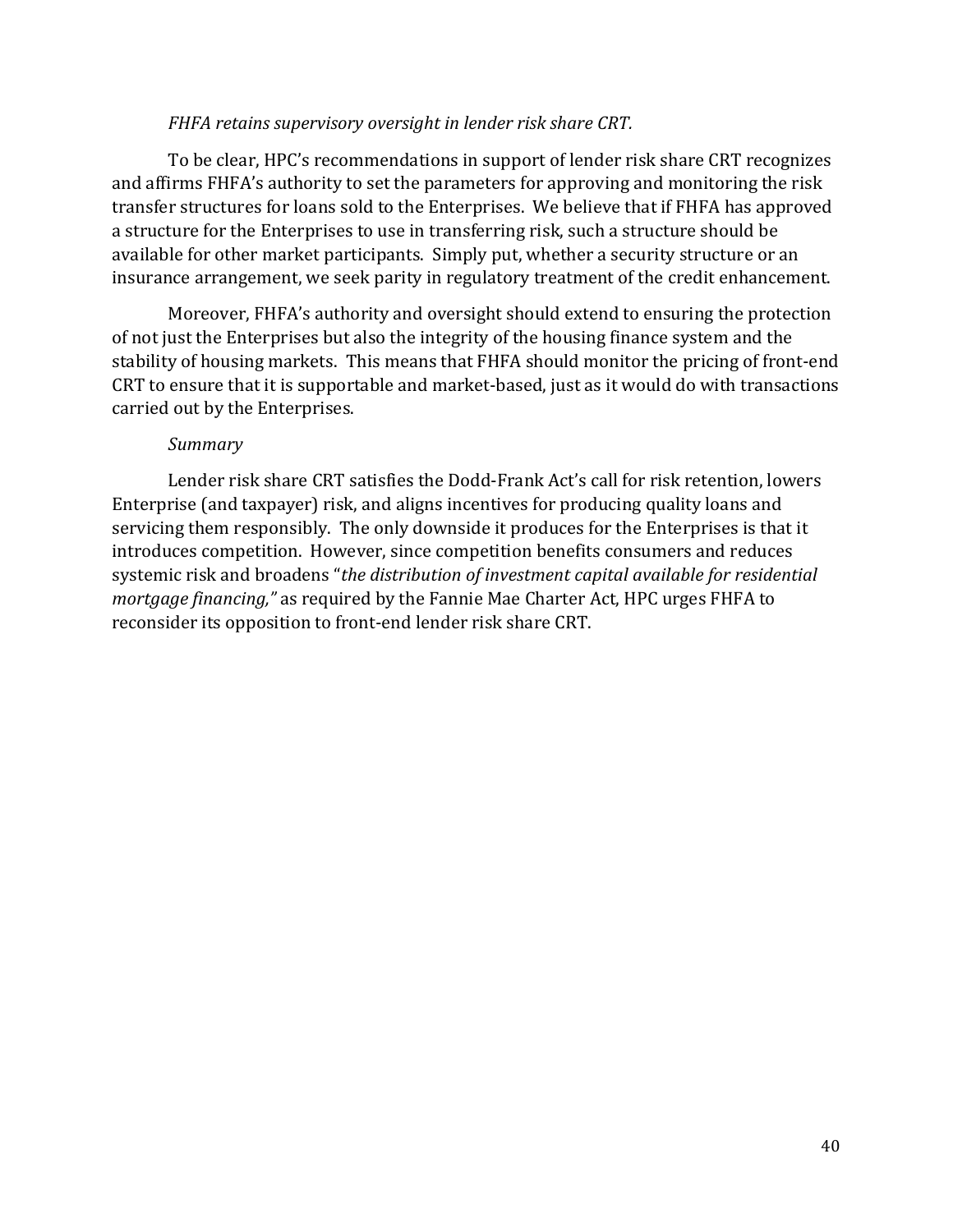*FHFA retains supervisory oversight in lender risk share CRT.*

To be clear, HPC's recommendations in support of lender risk share CRT recognizes and affirms FHFA's authority to set the parameters for approving and monitoring the risk transfer structures for loans sold to the Enterprises. We believe that if FHFA has approved a structure for the Enterprises to use in transferring risk, such a structure should be available for other market participants. Simply put, whether a security structure or an insurance arrangement, we seek parity in regulatory treatment of the credit enhancement.

Moreover, FHFA's authority and oversight should extend to ensuring the protection of not just the Enterprises but also the integrity of the housing finance system and the stability of housing markets. This means that FHFA should monitor the pricing of front-end CRT to ensure that it is supportable and market-based, just as it would do with transactions carried out by the Enterprises.

*Summary*

Lender risk share CRT satisfies the Dodd-Frank Act's call for risk retention, lowers Enterprise (and taxpayer) risk, and aligns incentives for producing quality loans and servicing them responsibly. The only downside it produces for the Enterprises is that it introduces competition. However, since competition benefits consumers and reduces systemic risk and broadens "*the distribution of investment capital available for residential mortgage financing,"* as required by the Fannie Mae Charter Act, HPC urges FHFA to reconsider its opposition to front-end lender risk share CRT.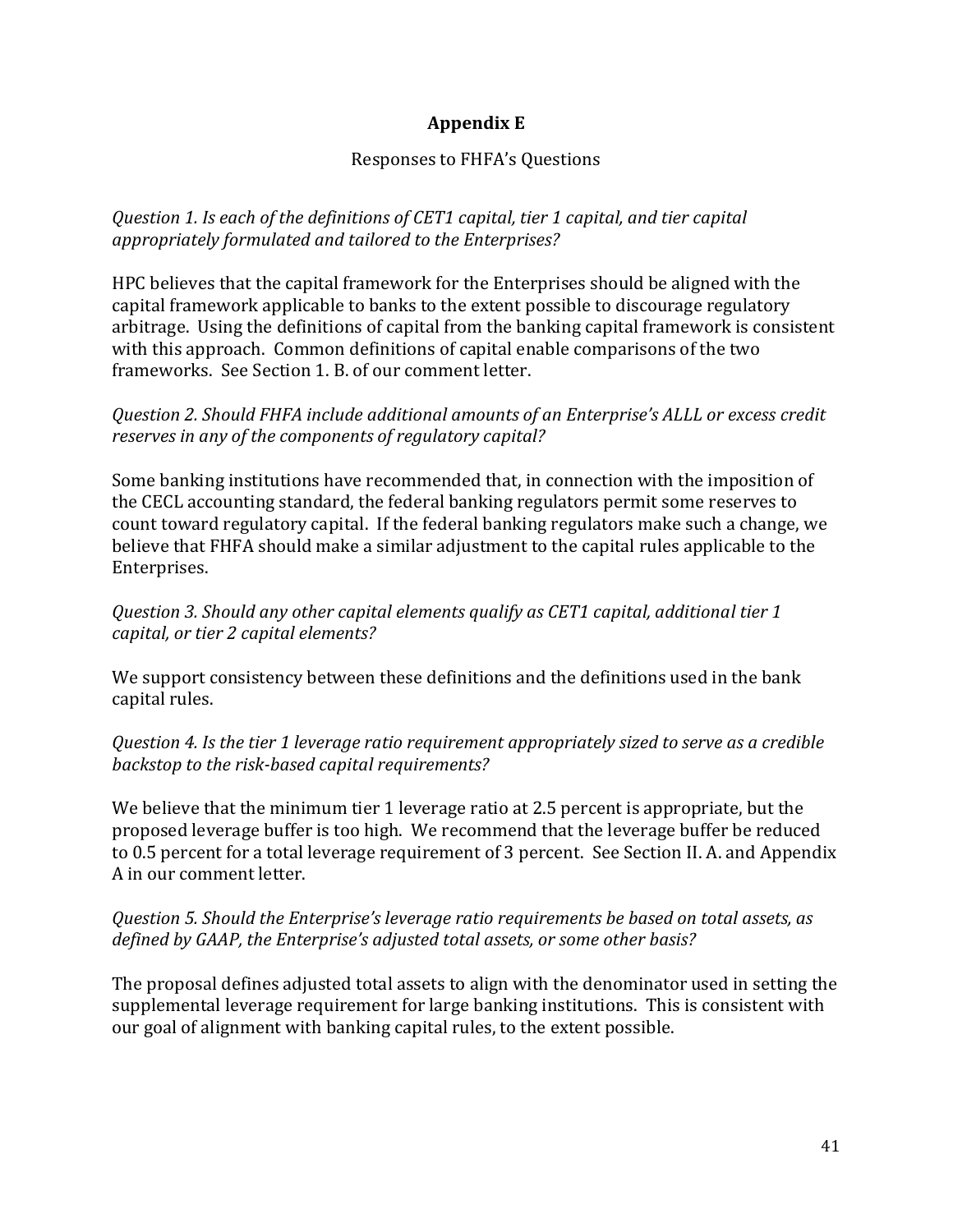# Appendix E

Responses to FHFA's Questions

*Question 1. Is each of the definitions of CET1 capital, tier 1 capital, and tier capital appropriately formulated and tailored to the Enterprises?*

HPC believes that the capital framework for the Enterprises should be aligned with the capital framework applicable to banks to the extent possible to discourage regulatory arbitrage. Using the definitions of capital from the banking capital framework is consistent with this approach. Common definitions of capital enable comparisons of the two frameworks. See Section 1. B. of our comment letter.

*Question 2. Should FHFA include additional amounts of an Enterprise's ALLL or excess credit reserves in any of the components of regulatory capital?*

Some banking institutions have recommended that, in connection with the imposition of the CECL accounting standard, the federal banking regulators permit some reserves to count toward regulatory capital. If the federal banking regulators make such a change, we believe that FHFA should make a similar adjustment to the capital rules applicable to the Enterprises.

*Question 3. Should any other capital elements qualify as CET1 capital, additional tier 1 capital, or tier 2 capital elements?*

We support consistency between these definitions and the definitions used in the bank capital rules.

*Question 4. Is the tier 1 leverage ratio requirement appropriately sized to serve as a credible backstop to the risk-based capital requirements?*

We believe that the minimum tier 1 leverage ratio at 2.5 percent is appropriate, but the proposed leverage buffer is too high. We recommend that the leverage buffer be reduced to 0.5 percent for a total leverage requirement of 3 percent. See Section II. A. and Appendix A in our comment letter.

*Question 5. Should the Enterprise's leverage ratio requirements be based on total assets, as defined by GAAP, the Enterprise's adjusted total assets, or some other basis?*

The proposal defines adjusted total assets to align with the denominator used in setting the supplemental leverage requirement for large banking institutions. This is consistent with our goal of alignment with banking capital rules, to the extent possible.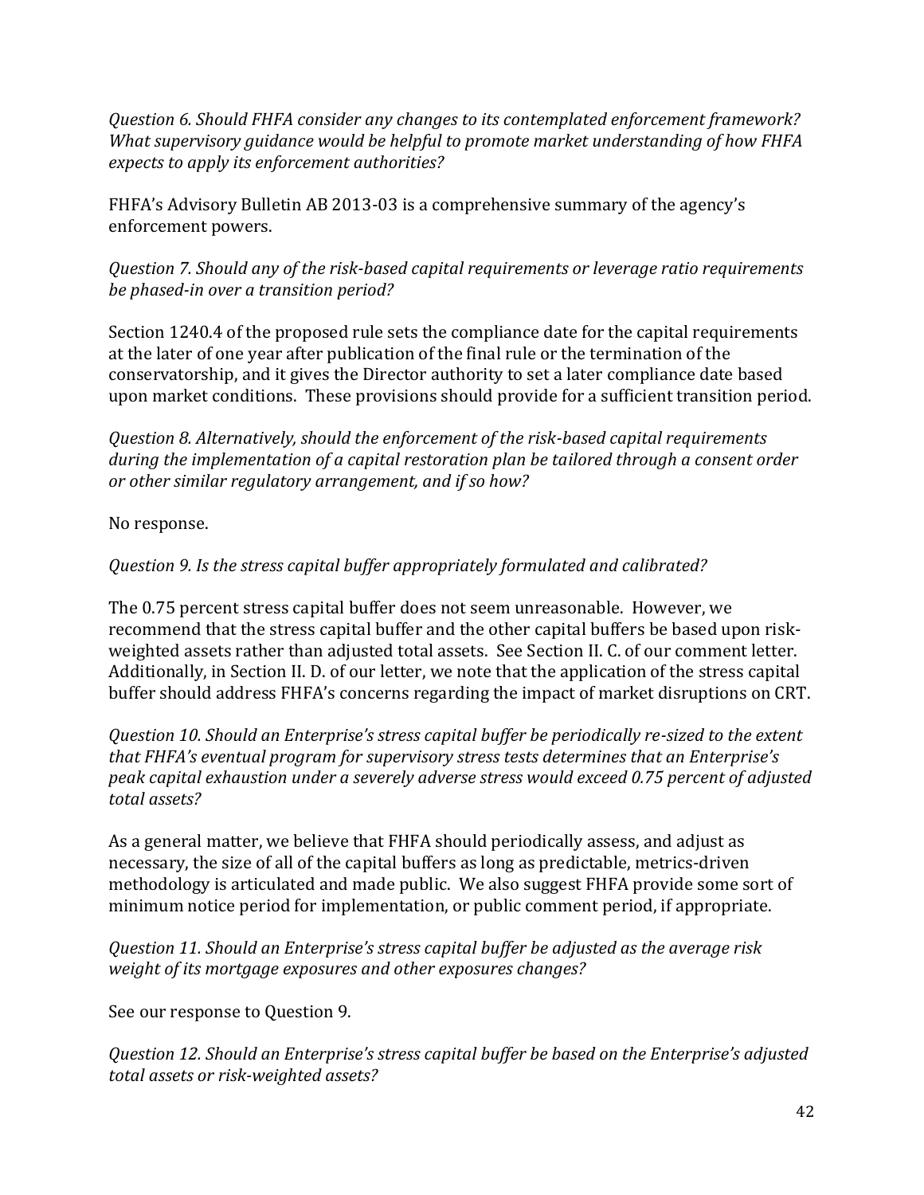*Question 6. Should FHFA consider any changes to its contemplated enforcement framework? What supervisory guidance would be helpful to promote market understanding of how FHFA expects to apply its enforcement authorities?*

FHFA's Advisory Bulletin AB 2013-03 is a comprehensive summary of the agency's enforcement powers.

*Question 7. Should any of the risk-based capital requirements or leverage ratio requirements be phased-in over a transition period?*

Section 1240.4 of the proposed rule sets the compliance date for the capital requirements at the later of one year after publication of the final rule or the termination of the conservatorship, and it gives the Director authority to set a later compliance date based upon market conditions. These provisions should provide for a sufficient transition period.

*Question 8. Alternatively, should the enforcement of the risk-based capital requirements during the implementation of a capital restoration plan be tailored through a consent order or other similar regulatory arrangement, and if so how?*

No response.

*Question 9. Is the stress capital buffer appropriately formulated and calibrated?*

The 0.75 percent stress capital buffer does not seem unreasonable. However, we recommend that the stress capital buffer and the other capital buffers be based upon risk-weighted assets rather than adjusted total assets. See Section II. C. of our comment letter. Additionally, in Section II. D. of our letter, we note that the application of the stress capital buffer should address FHFA's concerns regarding the impact of market disruptions on CRT.

*Question 10. Should an Enterprise's stress capital buffer be periodically re-sized to the extent that FHFA's eventual program for supervisory stress tests determines that an Enterprise's peak capital exhaustion under a severely adverse stress would exceed 0.75 percent of adjusted total assets?*

As a general matter, we believe that FHFA should periodically assess, and adjust as necessary, the size of all of the capital buffers as long as predictable, metrics-driven methodology is articulated and made public. We also suggest FHFA provide some sort of minimum notice period for implementation, or public comment period, if appropriate.

*Question 11. Should an Enterprise's stress capital buffer be adjusted as the average risk weight of its mortgage exposures and other exposures changes?*

See our response to Question 9.

*Question 12. Should an Enterprise's stress capital buffer be based on the Enterprise's adjusted total assets or risk-weighted assets?*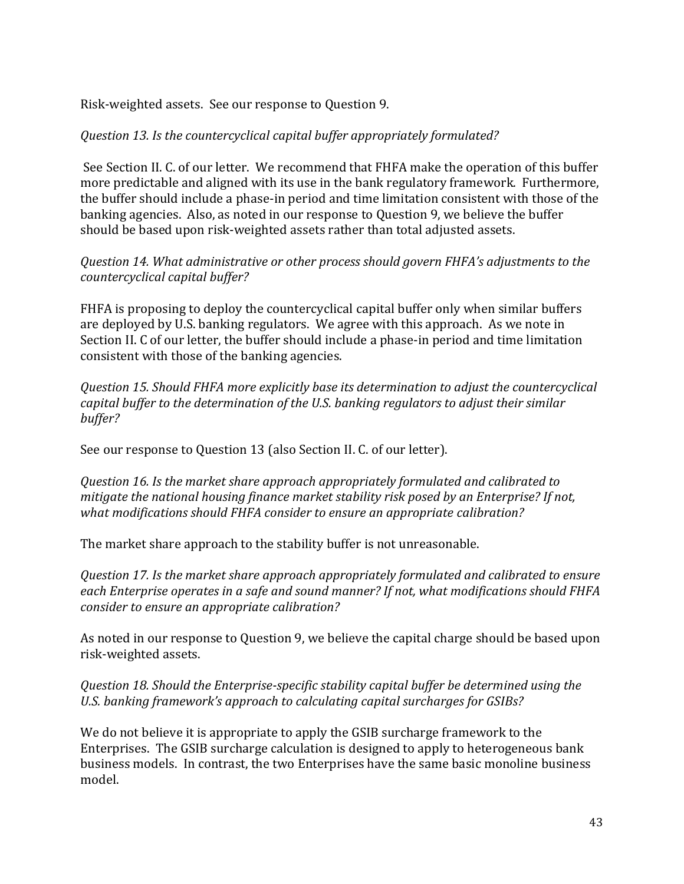Risk-weighted assets. See our response to Question 9.

*Question 13. Is the countercyclical capital buffer appropriately formulated?*

See Section II. C. of our letter. We recommend that FHFA make the operation of this buffer more predictable and aligned with its use in the bank regulatory framework. Furthermore, the buffer should include a phase-in period and time limitation consistent with those of the banking agencies. Also, as noted in our response to Question 9, we believe the buffer should be based upon risk-weighted assets rather than total adjusted assets.

*Question 14. What administrative or other process should govern FHFA's adjustments to the countercyclical capital buffer?*

FHFA is proposing to deploy the countercyclical capital buffer only when similar buffers are deployed by U.S. banking regulators. We agree with this approach. As we note in Section II. C of our letter, the buffer should include a phase-in period and time limitation consistent with those of the banking agencies.

*Question 15. Should FHFA more explicitly base its determination to adjust the countercyclical capital buffer to the determination of the U.S. banking regulators to adjust their similar buffer?*

See our response to Question 13 (also Section II. C. of our letter).

*Question 16. Is the market share approach appropriately formulated and calibrated to mitigate the national housing finance market stability risk posed by an Enterprise? If not, what modifications should FHFA consider to ensure an appropriate calibration?*

The market share approach to the stability buffer is not unreasonable.

*Question 17. Is the market share approach appropriately formulated and calibrated to ensure each Enterprise operates in a safe and sound manner? If not, what modifications should FHFA consider to ensure an appropriate calibration?*

As noted in our response to Question 9, we believe the capital charge should be based upon risk-weighted assets.

*Question 18. Should the Enterprise-specific stability capital buffer be determined using the U.S. banking framework's approach to calculating capital surcharges for GSIBs?*

We do not believe it is appropriate to apply the GSIB surcharge framework to the Enterprises. The GSIB surcharge calculation is designed to apply to heterogeneous bank business models. In contrast, the two Enterprises have the same basic monoline business model.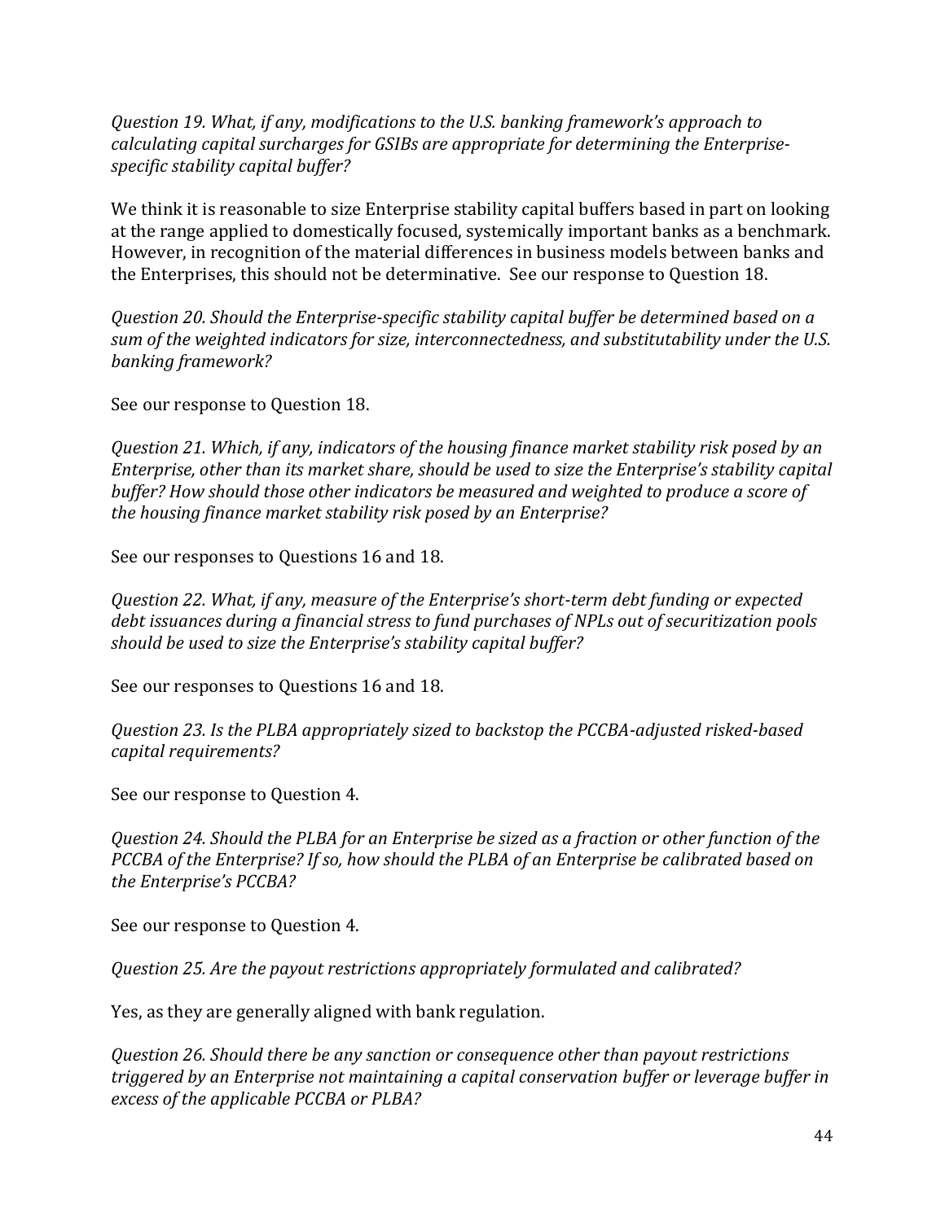*Question 19. What, if any, modifications to the U.S. banking framework's approach to calculating capital surcharges for GSIBs are appropriate for determining the Enterprise-specific stability capital buffer?*

We think it is reasonable to size Enterprise stability capital buffers based in part on looking at the range applied to domestically focused, systemically important banks as a benchmark. However, in recognition of the material differences in business models between banks and the Enterprises, this should not be determinative. See our response to Question 18.

*Question 20. Should the Enterprise-specific stability capital buffer be determined based on a sum of the weighted indicators for size, interconnectedness, and substitutability under the U.S. banking framework?*

See our response to Question 18.

*Question 21. Which, if any, indicators of the housing finance market stability risk posed by an Enterprise, other than its market share, should be used to size the Enterprise's stability capital buffer? How should those other indicators be measured and weighted to produce a score of the housing finance market stability risk posed by an Enterprise?*

See our responses to Questions 16 and 18.

*Question 22. What, if any, measure of the Enterprise's short-term debt funding or expected debt issuances during a financial stress to fund purchases of NPLs out of securitization pools should be used to size the Enterprise's stability capital buffer?*

See our responses to Questions 16 and 18.

*Question 23. Is the PLBA appropriately sized to backstop the PCCBA-adjusted risked-based capital requirements?*

See our response to Question 4.

*Question 24. Should the PLBA for an Enterprise be sized as a fraction or other function of the PCCBA of the Enterprise? If so, how should the PLBA of an Enterprise be calibrated based on the Enterprise's PCCBA?*

See our response to Question 4.

*Question 25. Are the payout restrictions appropriately formulated and calibrated?*

Yes, as they are generally aligned with bank regulation.

*Question 26. Should there be any sanction or consequence other than payout restrictions triggered by an Enterprise not maintaining a capital conservation buffer or leverage buffer in excess of the applicable PCCBA or PLBA?*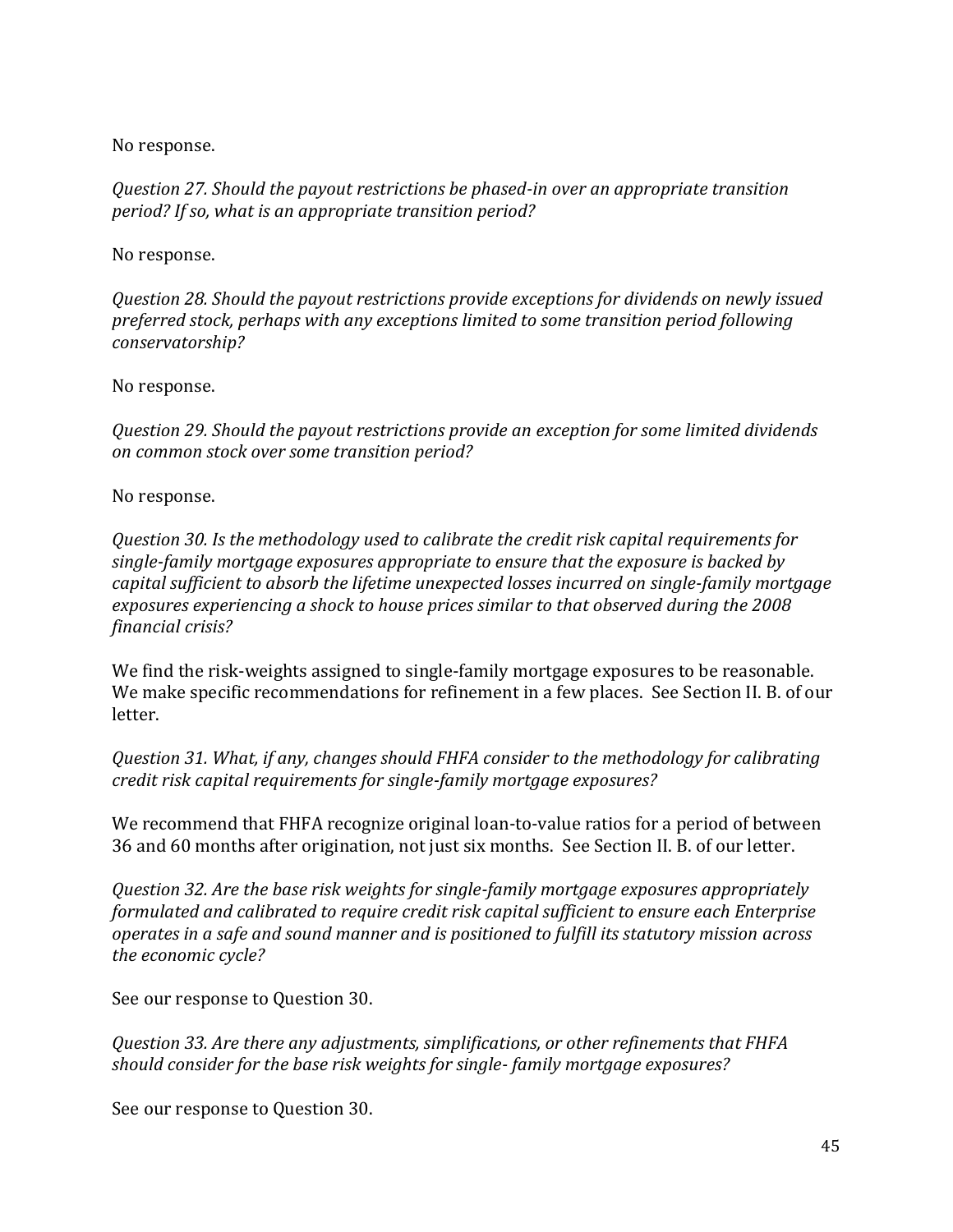No response.

*Question 27. Should the payout restrictions be phased-in over an appropriate transition period? If so, what is an appropriate transition period?*

No response.

*Question 28. Should the payout restrictions provide exceptions for dividends on newly issued preferred stock, perhaps with any exceptions limited to some transition period following conservatorship?*

No response.

*Question 29. Should the payout restrictions provide an exception for some limited dividends on common stock over some transition period?*

No response.

*Question 30. Is the methodology used to calibrate the credit risk capital requirements for single-family mortgage exposures appropriate to ensure that the exposure is backed by capital sufficient to absorb the lifetime unexpected losses incurred on single-family mortgage exposures experiencing a shock to house prices similar to that observed during the 2008 financial crisis?*

We find the risk-weights assigned to single-family mortgage exposures to be reasonable. We make specific recommendations for refinement in a few places. See Section II. B. of our letter.

*Question 31. What, if any, changes should FHFA consider to the methodology for calibrating credit risk capital requirements for single-family mortgage exposures?*

We recommend that FHFA recognize original loan-to-value ratios for a period of between 36 and 60 months after origination, not just six months. See Section II. B. of our letter.

*Question 32. Are the base risk weights for single-family mortgage exposures appropriately formulated and calibrated to require credit risk capital sufficient to ensure each Enterprise operates in a safe and sound manner and is positioned to fulfill its statutory mission across the economic cycle?*

See our response to Question 30.

*Question 33. Are there any adjustments, simplifications, or other refinements that FHFA should consider for the base risk weights for single- family mortgage exposures?*

See our response to Question 30.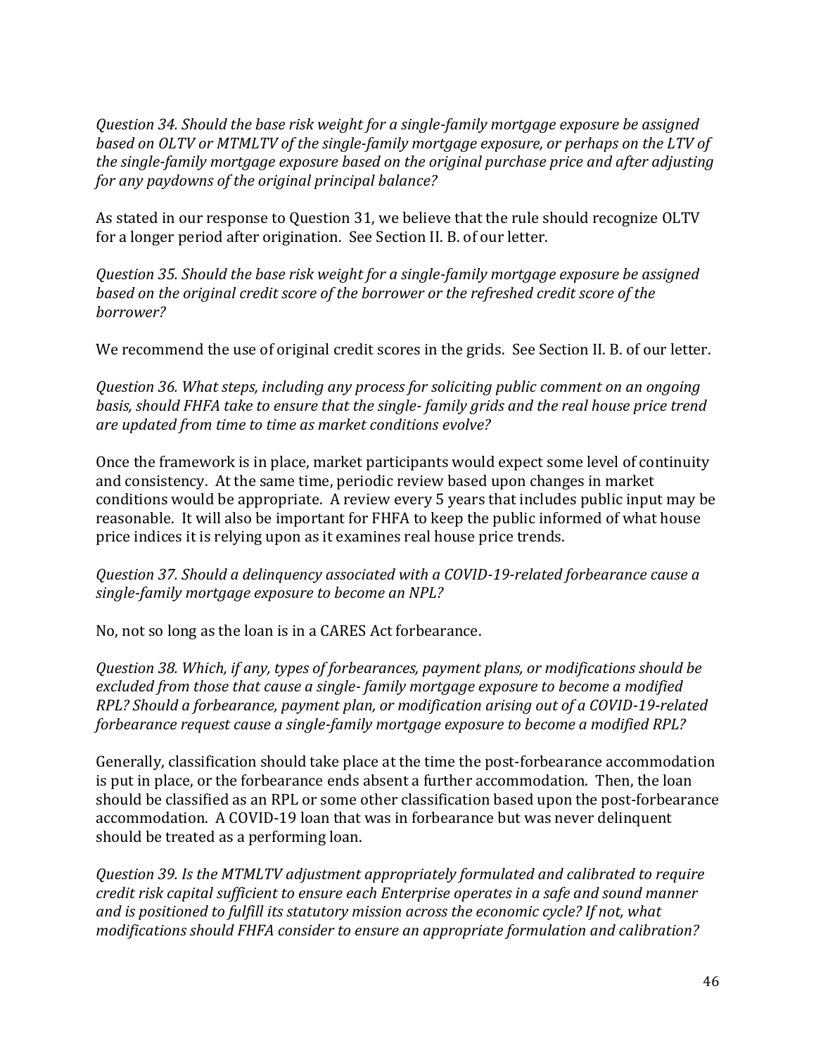*Question 34. Should the base risk weight for a single-family mortgage exposure be assigned based on OLTV or MTMLTV of the single-family mortgage exposure, or perhaps on the LTV of the single-family mortgage exposure based on the original purchase price and after adjusting for any paydowns of the original principal balance?*

As stated in our response to Question 31, we believe that the rule should recognize OLTV for a longer period after origination. See Section II. B. of our letter.

*Question 35. Should the base risk weight for a single-family mortgage exposure be assigned based on the original credit score of the borrower or the refreshed credit score of the borrower?*

We recommend the use of original credit scores in the grids. See Section II. B. of our letter.

*Question 36. What steps, including any process for soliciting public comment on an ongoing basis, should FHFA take to ensure that the single- family grids and the real house price trend are updated from time to time as market conditions evolve?*

Once the framework is in place, market participants would expect some level of continuity and consistency. At the same time, periodic review based upon changes in market conditions would be appropriate. A review every 5 years that includes public input may be reasonable. It will also be important for FHFA to keep the public informed of what house price indices it is relying upon as it examines real house price trends.

*Question 37. Should a delinquency associated with a COVID-19-related forbearance cause a single-family mortgage exposure to become an NPL?*

No, not so long as the loan is in a CARES Act forbearance.

*Question 38. Which, if any, types of forbearances, payment plans, or modifications should be excluded from those that cause a single- family mortgage exposure to become a modified RPL? Should a forbearance, payment plan, or modification arising out of a COVID-19-related forbearance request cause a single-family mortgage exposure to become a modified RPL?*

Generally, classification should take place at the time the post-forbearance accommodation is put in place, or the forbearance ends absent a further accommodation. Then, the loan should be classified as an RPL or some other classification based upon the post-forbearance accommodation. A COVID-19 loan that was in forbearance but was never delinquent should be treated as a performing loan.

*Question 39. Is the MTMLTV adjustment appropriately formulated and calibrated to require credit risk capital sufficient to ensure each Enterprise operates in a safe and sound manner and is positioned to fulfill its statutory mission across the economic cycle? If not, what modifications should FHFA consider to ensure an appropriate formulation and calibration?*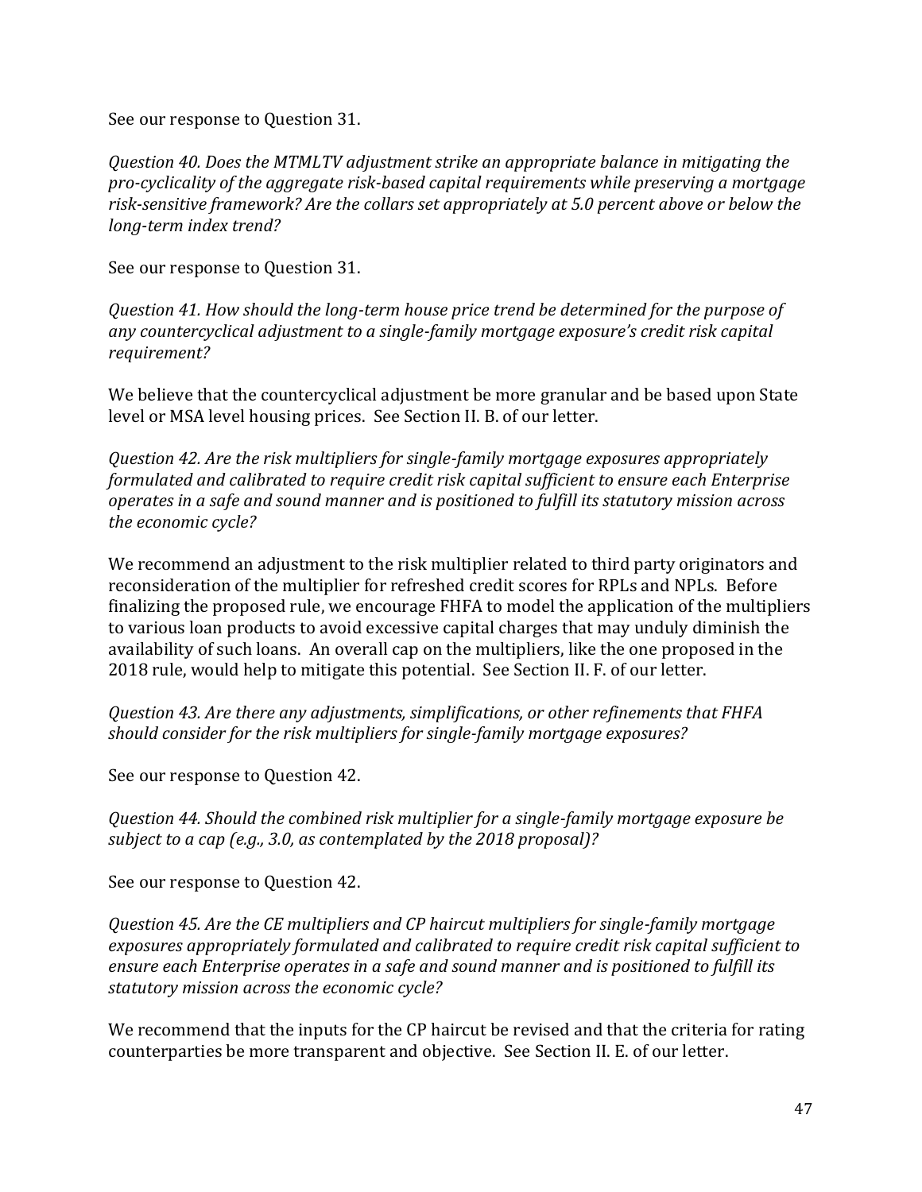See our response to Question 31.

*Question 40. Does the MTMLTV adjustment strike an appropriate balance in mitigating the pro-cyclicality of the aggregate risk-based capital requirements while preserving a mortgage risk-sensitive framework? Are the collars set appropriately at 5.0 percent above or below the long-term index trend?*

See our response to Question 31.

*Question 41. How should the long-term house price trend be determined for the purpose of any countercyclical adjustment to a single-family mortgage exposure's credit risk capital requirement?*

We believe that the countercyclical adjustment be more granular and be based upon State level or MSA level housing prices. See Section II. B. of our letter.

*Question 42. Are the risk multipliers for single-family mortgage exposures appropriately formulated and calibrated to require credit risk capital sufficient to ensure each Enterprise operates in a safe and sound manner and is positioned to fulfill its statutory mission across the economic cycle?*

We recommend an adjustment to the risk multiplier related to third party originators and reconsideration of the multiplier for refreshed credit scores for RPLs and NPLs. Before finalizing the proposed rule, we encourage FHFA to model the application of the multipliers to various loan products to avoid excessive capital charges that may unduly diminish the availability of such loans. An overall cap on the multipliers, like the one proposed in the 2018 rule, would help to mitigate this potential. See Section II. F. of our letter.

*Question 43. Are there any adjustments, simplifications, or other refinements that FHFA should consider for the risk multipliers for single-family mortgage exposures?*

See our response to Question 42.

*Question 44. Should the combined risk multiplier for a single-family mortgage exposure be subject to a cap (e.g., 3.0, as contemplated by the 2018 proposal)?*

See our response to Question 42.

*Question 45. Are the CE multipliers and CP haircut multipliers for single-family mortgage exposures appropriately formulated and calibrated to require credit risk capital sufficient to ensure each Enterprise operates in a safe and sound manner and is positioned to fulfill its statutory mission across the economic cycle?*

We recommend that the inputs for the CP haircut be revised and that the criteria for rating counterparties be more transparent and objective. See Section II. E. of our letter.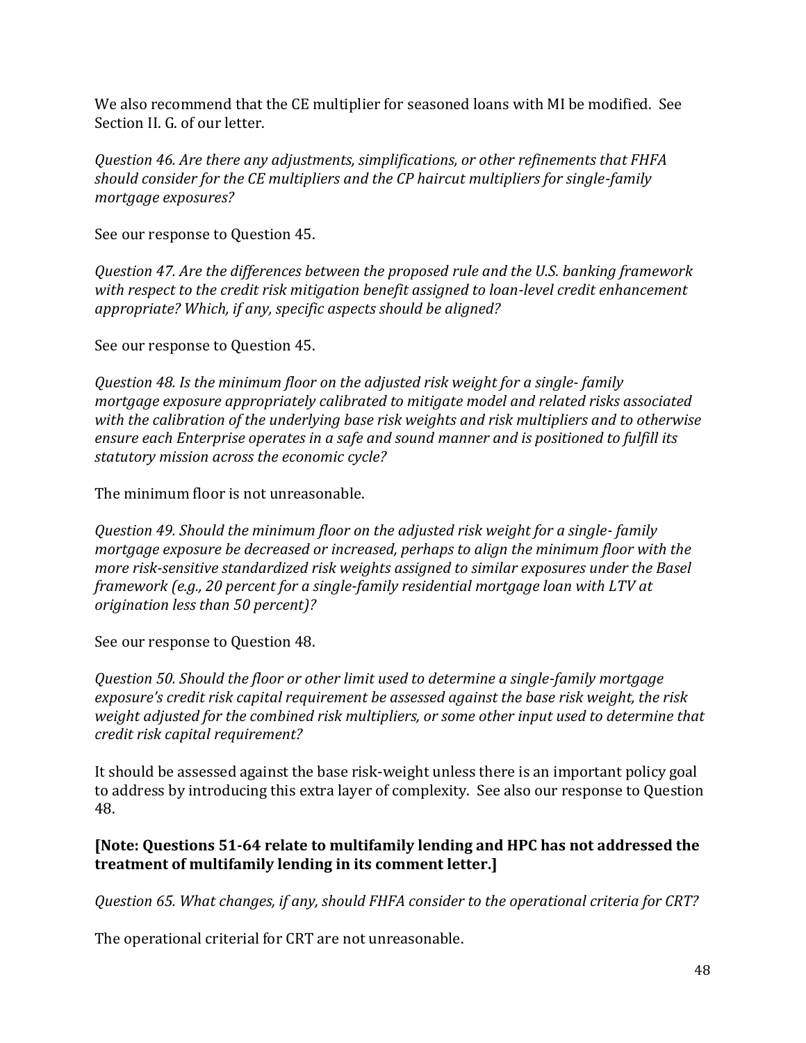We also recommend that the CE multiplier for seasoned loans with MI be modified. See Section II. G. of our letter.

*Question 46. Are there any adjustments, simplifications, or other refinements that FHFA should consider for the CE multipliers and the CP haircut multipliers for single-family mortgage exposures?*

See our response to Question 45.

*Question 47. Are the differences between the proposed rule and the U.S. banking framework with respect to the credit risk mitigation benefit assigned to loan-level credit enhancement appropriate? Which, if any, specific aspects should be aligned?*

See our response to Question 45.

*Question 48. Is the minimum floor on the adjusted risk weight for a single- family mortgage exposure appropriately calibrated to mitigate model and related risks associated with the calibration of the underlying base risk weights and risk multipliers and to otherwise ensure each Enterprise operates in a safe and sound manner and is positioned to fulfill its statutory mission across the economic cycle?*

The minimum floor is not unreasonable.

*Question 49. Should the minimum floor on the adjusted risk weight for a single- family mortgage exposure be decreased or increased, perhaps to align the minimum floor with the more risk-sensitive standardized risk weights assigned to similar exposures under the Basel framework (e.g., 20 percent for a single-family residential mortgage loan with LTV at origination less than 50 percent)?*

See our response to Question 48.

*Question 50. Should the floor or other limit used to determine a single-family mortgage exposure's credit risk capital requirement be assessed against the base risk weight, the risk weight adjusted for the combined risk multipliers, or some other input used to determine that credit risk capital requirement?*

It should be assessed against the base risk-weight unless there is an important policy goal to address by introducing this extra layer of complexity. See also our response to Question 48.

**[Note: Questions 51-64 relate to multifamily lending and HPC has not addressed the treatment of multifamily lending in its comment letter.]**

*Question 65. What changes, if any, should FHFA consider to the operational criteria for CRT?*

The operational criterial for CRT are not unreasonable.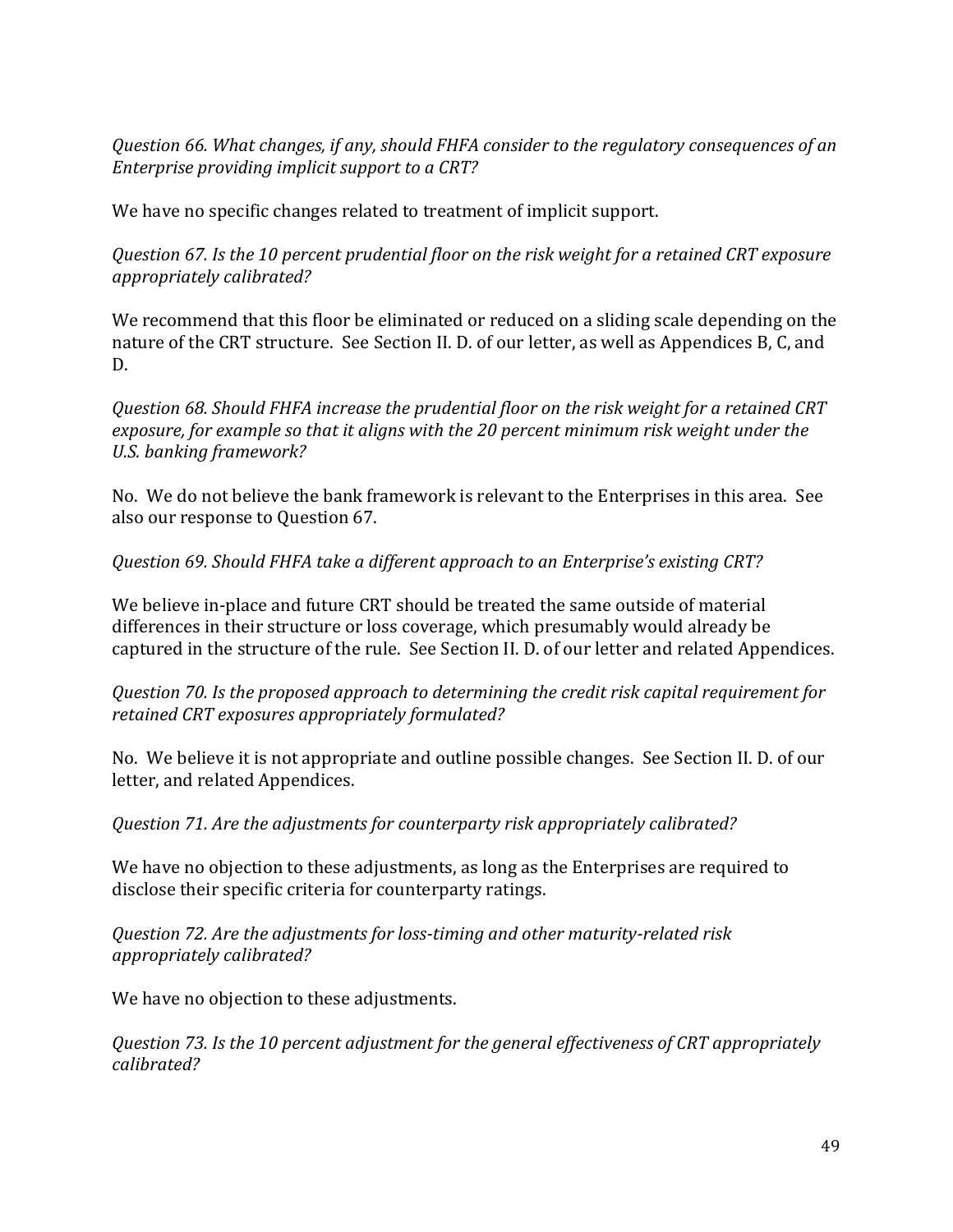*Question 66. What changes, if any, should FHFA consider to the regulatory consequences of an Enterprise providing implicit support to a CRT?*

We have no specific changes related to treatment of implicit support.

*Question 67. Is the 10 percent prudential floor on the risk weight for a retained CRT exposure appropriately calibrated?*

We recommend that this floor be eliminated or reduced on a sliding scale depending on the nature of the CRT structure. See Section II. D. of our letter, as well as Appendices B, C, and D.

*Question 68. Should FHFA increase the prudential floor on the risk weight for a retained CRT exposure, for example so that it aligns with the 20 percent minimum risk weight under the U.S. banking framework?*

No. We do not believe the bank framework is relevant to the Enterprises in this area. See also our response to Question 67.

*Question 69. Should FHFA take a different approach to an Enterprise's existing CRT?*

We believe in-place and future CRT should be treated the same outside of material differences in their structure or loss coverage, which presumably would already be captured in the structure of the rule. See Section II. D. of our letter and related Appendices.

*Question 70. Is the proposed approach to determining the credit risk capital requirement for retained CRT exposures appropriately formulated?*

No. We believe it is not appropriate and outline possible changes. See Section II. D. of our letter, and related Appendices.

*Question 71. Are the adjustments for counterparty risk appropriately calibrated?*

We have no objection to these adjustments, as long as the Enterprises are required to disclose their specific criteria for counterparty ratings.

*Question 72. Are the adjustments for loss-timing and other maturity-related risk appropriately calibrated?*

We have no objection to these adjustments.

*Question 73. Is the 10 percent adjustment for the general effectiveness of CRT appropriately calibrated?*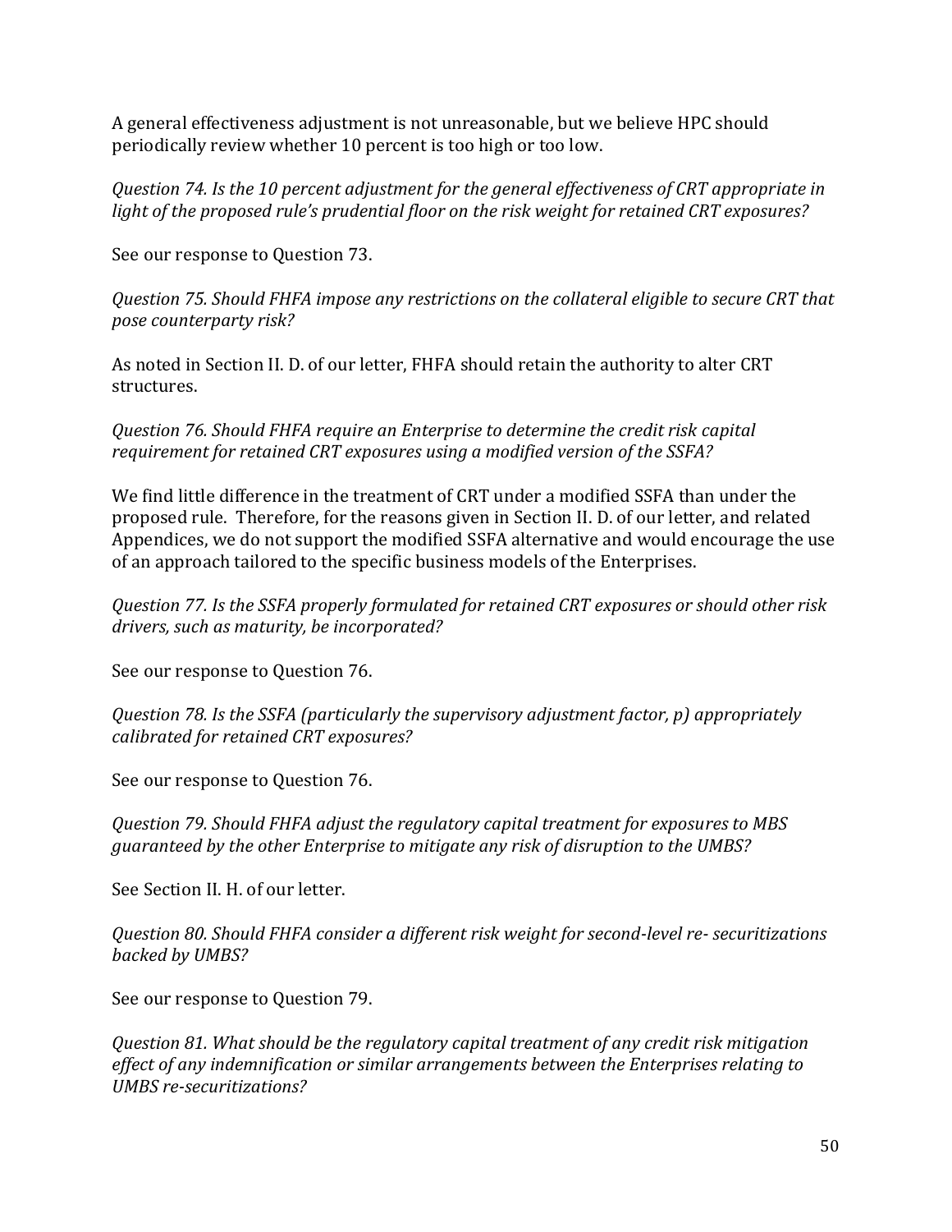A general effectiveness adjustment is not unreasonable, but we believe HPC should periodically review whether 10 percent is too high or too low.

*Question 74. Is the 10 percent adjustment for the general effectiveness of CRT appropriate in light of the proposed rule's prudential floor on the risk weight for retained CRT exposures?*

See our response to Question 73.

*Question 75. Should FHFA impose any restrictions on the collateral eligible to secure CRT that pose counterparty risk?*

As noted in Section II. D. of our letter, FHFA should retain the authority to alter CRT structures.

*Question 76. Should FHFA require an Enterprise to determine the credit risk capital requirement for retained CRT exposures using a modified version of the SSFA?*

We find little difference in the treatment of CRT under a modified SSFA than under the proposed rule. Therefore, for the reasons given in Section II. D. of our letter, and related Appendices, we do not support the modified SSFA alternative and would encourage the use of an approach tailored to the specific business models of the Enterprises.

*Question 77. Is the SSFA properly formulated for retained CRT exposures or should other risk drivers, such as maturity, be incorporated?*

See our response to Question 76.

*Question 78. Is the SSFA (particularly the supervisory adjustment factor, p) appropriately calibrated for retained CRT exposures?*

See our response to Question 76.

*Question 79. Should FHFA adjust the regulatory capital treatment for exposures to MBS guaranteed by the other Enterprise to mitigate any risk of disruption to the UMBS?*

See Section II. H. of our letter.

*Question 80. Should FHFA consider a different risk weight for second-level re- securitizations backed by UMBS?*

See our response to Question 79.

*Question 81. What should be the regulatory capital treatment of any credit risk mitigation effect of any indemnification or similar arrangements between the Enterprises relating to UMBS re-securitizations?*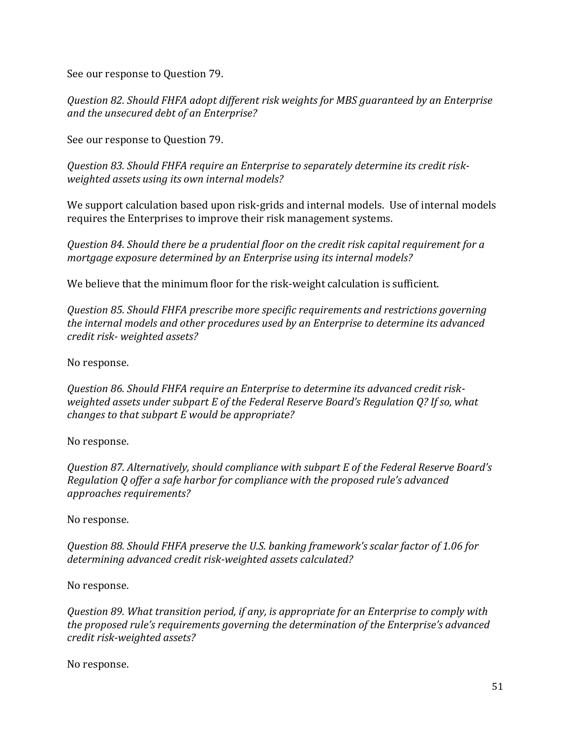See our response to Question 79.

*Question 82. Should FHFA adopt different risk weights for MBS guaranteed by an Enterprise and the unsecured debt of an Enterprise?*

See our response to Question 79.

*Question 83. Should FHFA require an Enterprise to separately determine its credit risk-weighted assets using its own internal models?*

We support calculation based upon risk-grids and internal models. Use of internal models requires the Enterprises to improve their risk management systems.

*Question 84. Should there be a prudential floor on the credit risk capital requirement for a mortgage exposure determined by an Enterprise using its internal models?*

We believe that the minimum floor for the risk-weight calculation is sufficient.

*Question 85. Should FHFA prescribe more specific requirements and restrictions governing the internal models and other procedures used by an Enterprise to determine its advanced credit risk- weighted assets?*

No response.

*Question 86. Should FHFA require an Enterprise to determine its advanced credit risk-weighted assets under subpart E of the Federal Reserve Board's Regulation Q? If so, what changes to that subpart E would be appropriate?*

No response.

*Question 87. Alternatively, should compliance with subpart E of the Federal Reserve Board's Regulation Q offer a safe harbor for compliance with the proposed rule's advanced approaches requirements?*

No response.

*Question 88. Should FHFA preserve the U.S. banking framework's scalar factor of 1.06 for determining advanced credit risk-weighted assets calculated?*

No response.

*Question 89. What transition period, if any, is appropriate for an Enterprise to comply with the proposed rule's requirements governing the determination of the Enterprise's advanced credit risk-weighted assets?*

No response.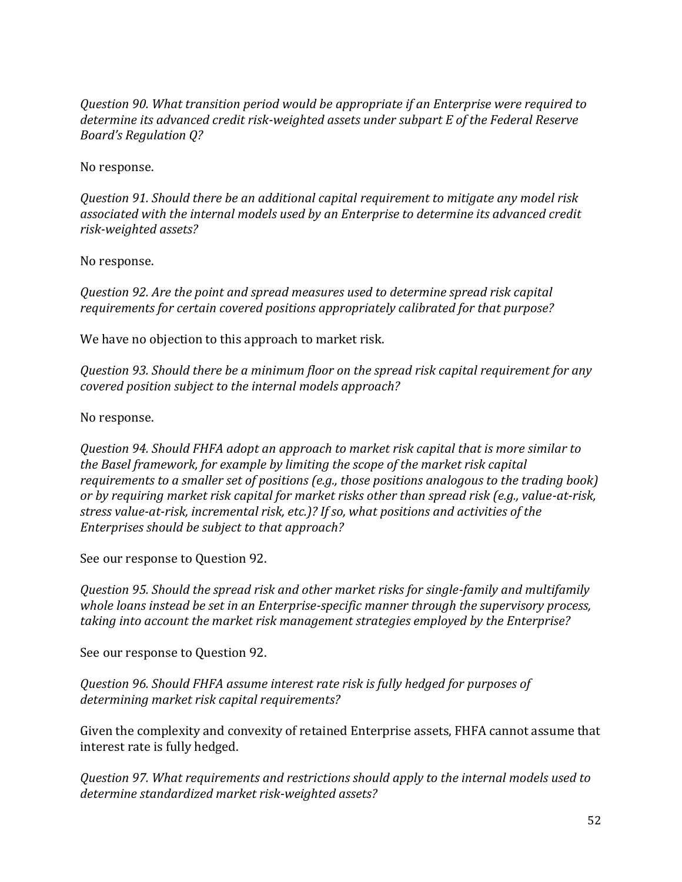*Question 90. What transition period would be appropriate if an Enterprise were required to determine its advanced credit risk-weighted assets under subpart E of the Federal Reserve Board's Regulation Q?*

No response.

*Question 91. Should there be an additional capital requirement to mitigate any model risk associated with the internal models used by an Enterprise to determine its advanced credit risk-weighted assets?*

No response.

*Question 92. Are the point and spread measures used to determine spread risk capital requirements for certain covered positions appropriately calibrated for that purpose?*

We have no objection to this approach to market risk.

*Question 93. Should there be a minimum floor on the spread risk capital requirement for any covered position subject to the internal models approach?*

No response.

*Question 94. Should FHFA adopt an approach to market risk capital that is more similar to the Basel framework, for example by limiting the scope of the market risk capital requirements to a smaller set of positions (e.g., those positions analogous to the trading book) or by requiring market risk capital for market risks other than spread risk (e.g., value-at-risk, stress value-at-risk, incremental risk, etc.)? If so, what positions and activities of the Enterprises should be subject to that approach?*

See our response to Question 92.

*Question 95. Should the spread risk and other market risks for single-family and multifamily whole loans instead be set in an Enterprise-specific manner through the supervisory process, taking into account the market risk management strategies employed by the Enterprise?*

See our response to Question 92.

*Question 96. Should FHFA assume interest rate risk is fully hedged for purposes of determining market risk capital requirements?*

Given the complexity and convexity of retained Enterprise assets, FHFA cannot assume that interest rate is fully hedged.

*Question 97. What requirements and restrictions should apply to the internal models used to determine standardized market risk-weighted assets?*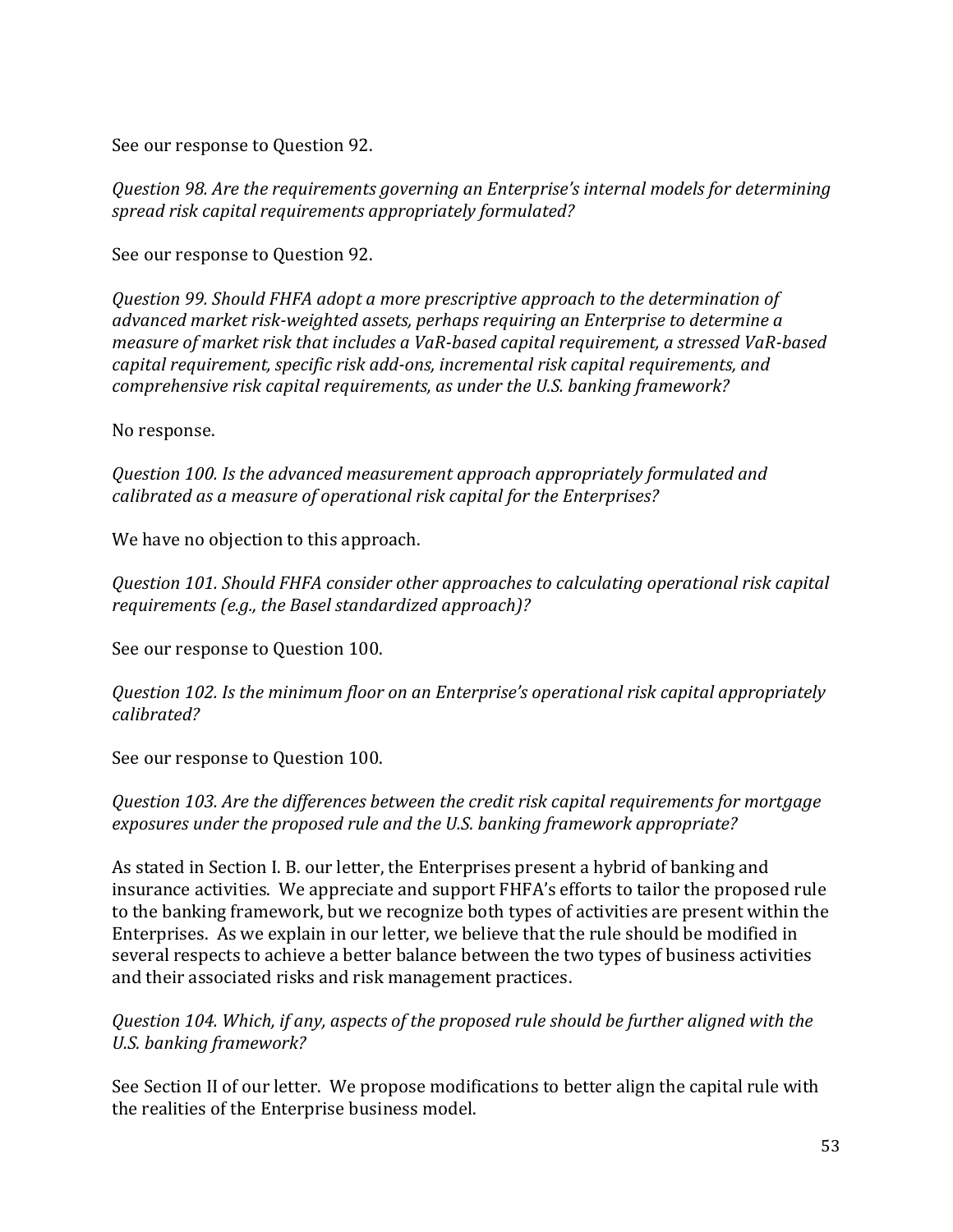See our response to Question 92.

*Question 98. Are the requirements governing an Enterprise's internal models for determining spread risk capital requirements appropriately formulated?*

See our response to Question 92.

*Question 99. Should FHFA adopt a more prescriptive approach to the determination of advanced market risk-weighted assets, perhaps requiring an Enterprise to determine a measure of market risk that includes a VaR-based capital requirement, a stressed VaR-based capital requirement, specific risk add-ons, incremental risk capital requirements, and comprehensive risk capital requirements, as under the U.S. banking framework?*

No response.

*Question 100. Is the advanced measurement approach appropriately formulated and calibrated as a measure of operational risk capital for the Enterprises?*

We have no objection to this approach.

*Question 101. Should FHFA consider other approaches to calculating operational risk capital requirements (e.g., the Basel standardized approach)?*

See our response to Question 100.

*Question 102. Is the minimum floor on an Enterprise's operational risk capital appropriately calibrated?*

See our response to Question 100.

*Question 103. Are the differences between the credit risk capital requirements for mortgage exposures under the proposed rule and the U.S. banking framework appropriate?*

As stated in Section I. B. our letter, the Enterprises present a hybrid of banking and insurance activities. We appreciate and support FHFA's efforts to tailor the proposed rule to the banking framework, but we recognize both types of activities are present within the Enterprises. As we explain in our letter, we believe that the rule should be modified in several respects to achieve a better balance between the two types of business activities and their associated risks and risk management practices.

*Question 104. Which, if any, aspects of the proposed rule should be further aligned with the U.S. banking framework?*

See Section II of our letter. We propose modifications to better align the capital rule with the realities of the Enterprise business model.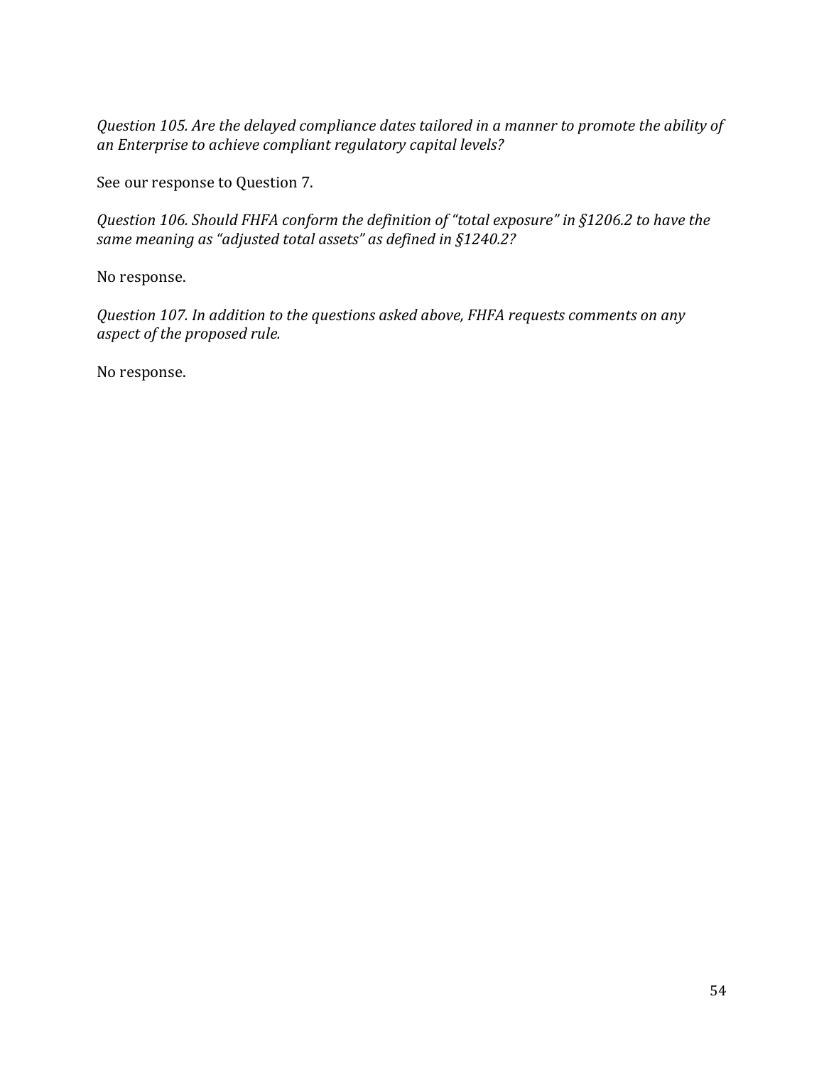*Question 105. Are the delayed compliance dates tailored in a manner to promote the ability of an Enterprise to achieve compliant regulatory capital levels?*

See our response to Question 7.

*Question 106. Should FHFA conform the definition of "total exposure" in §1206.2 to have the same meaning as "adjusted total assets" as defined in §1240.2?*

No response.

*Question 107. In addition to the questions asked above, FHFA requests comments on any aspect of the proposed rule.*

No response.